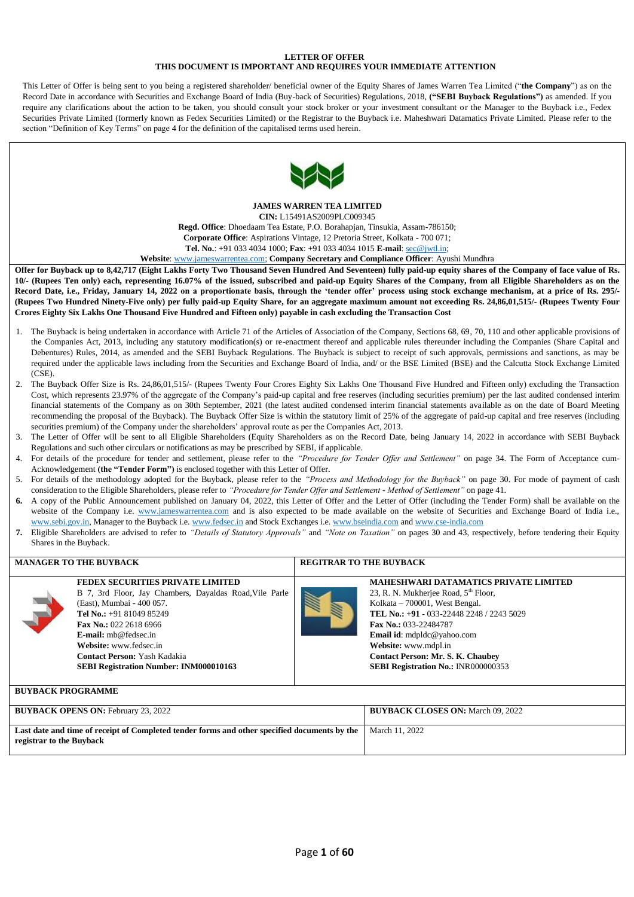**LETTER OF OFFER**

**THIS DOCUMENT IS IMPORTANT AND REQUIRES YOUR IMMEDIATE ATTENTION**

This Letter of Offer is being sent to you being a registered shareholder/ beneficial owner of the Equity Shares of James Warren Tea Limited ("**the Company**") as on the Record Date in accordance with Securities and Exchange Board of India (Buy-back of Securities) Regulations, 2018, **("SEBI Buyback Regulations")** as amended. If you require any clarifications about the action to be taken, you should consult your stock broker or your investment consultant or the Manager to the Buyback i.e., Fedex Securities Private Limited (formerly known as Fedex Securities Limited) or the Registrar to the Buyback i.e. Maheshwari Datamatics Private Limited. Please refer to the section "Definition of Key Terms" on page 4 for the definition of the capitalised terms used herein.

**JAMES WARREN TEA LIMITED**

**CIN:** L15491AS2009PLC009345

**Regd. Office**: Dhoedaam Tea Estate, P.O. Borahapjan, Tinsukia, Assam-786150;

**Corporate Office**: Aspirations Vintage, 12 Pretoria Street, Kolkata - 700 071;

**Tel. No.**: +91 033 4034 1000; **Fax**: +91 033 4034 1015 **E-mail**: sec@jwtl.in;

**Website**: www.jameswarrentea.com; **Company Secretary and Compliance Officer**: Ayushi Mundhra

**Offer for Buyback up to 8,42,717 (Eight Lakhs Forty Two Thousand Seven Hundred And Seventeen) fully paid-up equity shares of the Company of face value of Rs. 10/- (Rupees Ten only) each, representing 16.07% of the issued, subscribed and paid-up Equity Shares of the Company, from all Eligible Shareholders as on the Record Date, i.e., Friday, January 14, 2022 on a proportionate basis, through the 'tender offer' process using stock exchange mechanism, at a price of Rs. 295/- (Rupees Two Hundred Ninety-Five only) per fully paid-up Equity Share, for an aggregate maximum amount not exceeding Rs. 24,86,01,515/- (Rupees Twenty Four Crores Eighty Six Lakhs One Thousand Five Hundred and Fifteen only) payable in cash excluding the Transaction Cost**

1. The Buyback is being undertaken in accordance with Article 71 of the Articles of Association of the Company, Sections 68, 69, 70, 110 and other applicable provisions of the Companies Act, 2013, including any statutory modification(s) or re-enactment thereof and applicable rules thereunder including the Companies (Share Capital and Debentures) Rules, 2014, as amended and the SEBI Buyback Regulations. The Buyback is subject to receipt of such approvals, permissions and sanctions, as may be required under the applicable laws including from the Securities and Exchange Board of India, and/ or the BSE Limited (BSE) and the Calcutta Stock Exchange Limited (CSE).
2. The Buyback Offer Size is Rs. 24,86,01,515/- (Rupees Twenty Four Crores Eighty Six Lakhs One Thousand Five Hundred and Fifteen only) excluding the Transaction Cost, which represents 23.97% of the aggregate of the Company's paid-up capital and free reserves (including securities premium) per the last audited condensed interim financial statements of the Company as on 30th September, 2021 (the latest audited condensed interim financial statements available as on the date of Board Meeting recommending the proposal of the Buyback). The Buyback Offer Size is within the statutory limit of 25% of the aggregate of paid-up capital and free reserves (including securities premium) of the Company under the shareholders' approval route as per the Companies Act, 2013.
3. The Letter of Offer will be sent to all Eligible Shareholders (Equity Shareholders as on the Record Date, being January 14, 2022 in accordance with SEBI Buyback Regulations and such other circulars or notifications as may be prescribed by SEBI, if applicable.
4. For details of the procedure for tender and settlement, please refer to the *"Procedure for Tender Offer and Settlement"* on page 34. The Form of Acceptance cum-Acknowledgement **(the "Tender Form")** is enclosed together with this Letter of Offer.
5. For details of the methodology adopted for the Buyback, please refer to the *"Process and Methodology for the Buyback"* on page 30. For mode of payment of cash consideration to the Eligible Shareholders, please refer to *"Procedure for Tender Offer and Settlement - Method of Settlement"* on page 41.
6. A copy of the Public Announcement published on January 04, 2022, this Letter of Offer and the Letter of Offer (including the Tender Form) shall be available on the website of the Company i.e. www.jameswarrentea.com and is also expected to be made available on the website of Securities and Exchange Board of India i.e., www.sebi.gov.in, Manager to the Buyback i.e. www.fedsec.in and Stock Exchanges i.e. www.bseindia.com and www.cse-india.com
7. Eligible Shareholders are advised to refer to *"Details of Statutory Approvals"* and *"Note on Taxation"* on pages 30 and 43, respectively, before tendering their Equity Shares in the Buyback.

| MANAGER TO THE BUYBACK | REGITRAR TO THE BUYBACK |
|---|---|
| **FEDEX SECURITIES PRIVATE LIMITED**<br>B 7, 3rd Floor, Jay Chambers, Dayaldas Road,Vile Parle (East), Mumbai - 400 057.<br>**Tel No.:** +91 81049 85249<br>**Fax No.:** 022 2618 6966<br>**E-mail:** mb@fedsec.in<br>**Website:** www.fedsec.in<br>**Contact Person:** Yash Kadakia<br>**SEBI Registration Number: INM000010163** | **MAHESHWARI DATAMATICS PRIVATE LIMITED**<br>23, R. N. Mukherjee Road, 5th Floor,<br>Kolkata – 700001, West Bengal.<br>**TEL No.: +91** - 033-22448 2248 / 2243 5029<br>**Fax No.:** 033-22484787<br>**Email id**: mdpldc@yahoo.com<br>**Website:** www.mdpl.in<br>**Contact Person: Mr. S. K. Chaubey**<br>**SEBI Registration No.:** INR000000353 |

**BUYBACK PROGRAMME**

| | |
|---|---|
| **BUYBACK OPENS ON:** February 23, 2022 | **BUYBACK CLOSES ON:** March 09, 2022 |
| **Last date and time of receipt of Completed tender forms and other specified documents by the registrar to the Buyback** | March 11, 2022 |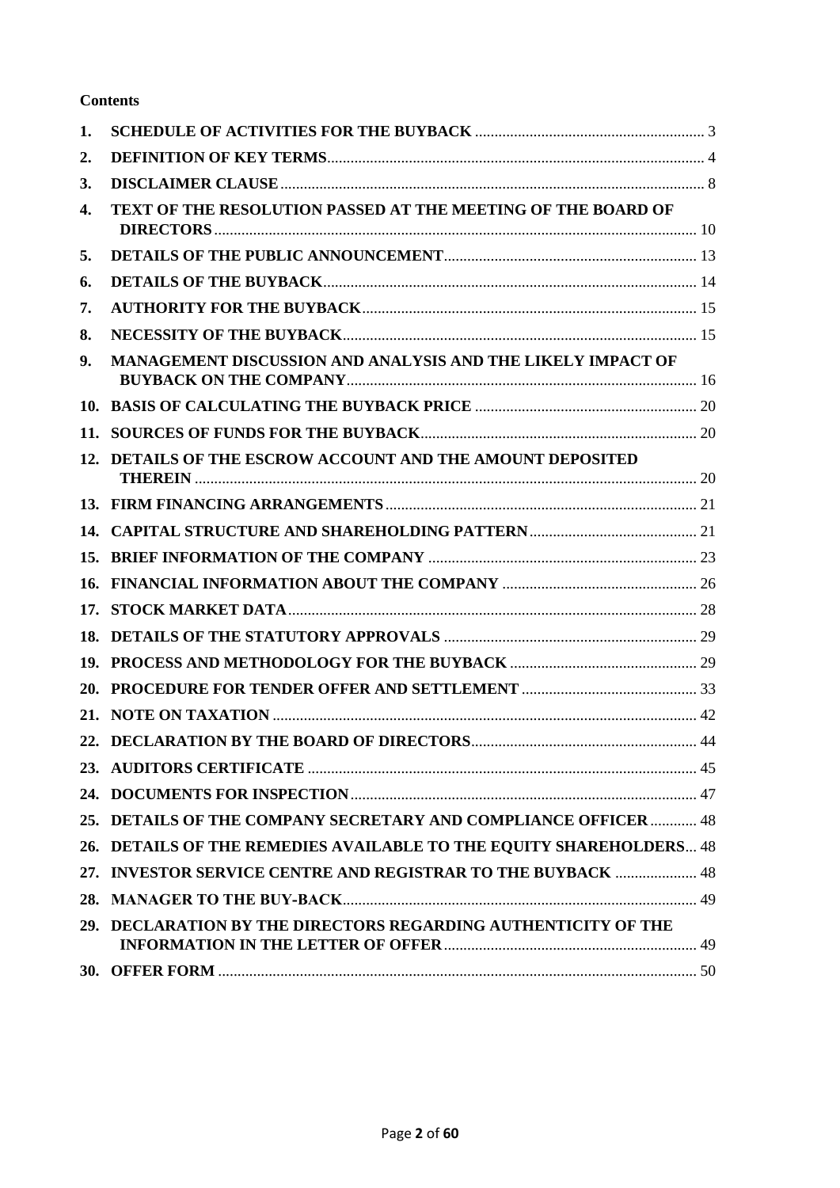**Contents**

| | | |
|---|---|---|
| 1. | **SCHEDULE OF ACTIVITIES FOR THE BUYBACK** | 3 |
| 2. | **DEFINITION OF KEY TERMS** | 4 |
| 3. | **DISCLAIMER CLAUSE** | 8 |
| 4. | **TEXT OF THE RESOLUTION PASSED AT THE MEETING OF THE BOARD OF DIRECTORS** | 10 |
| 5. | **DETAILS OF THE PUBLIC ANNOUNCEMENT** | 13 |
| 6. | **DETAILS OF THE BUYBACK** | 14 |
| 7. | **AUTHORITY FOR THE BUYBACK** | 15 |
| 8. | **NECESSITY OF THE BUYBACK** | 15 |
| 9. | **MANAGEMENT DISCUSSION AND ANALYSIS AND THE LIKELY IMPACT OF BUYBACK ON THE COMPANY** | 16 |
| 10. | **BASIS OF CALCULATING THE BUYBACK PRICE** | 20 |
| 11. | **SOURCES OF FUNDS FOR THE BUYBACK** | 20 |
| 12. | **DETAILS OF THE ESCROW ACCOUNT AND THE AMOUNT DEPOSITED THEREIN** | 20 |
| 13. | **FIRM FINANCING ARRANGEMENTS** | 21 |
| 14. | **CAPITAL STRUCTURE AND SHAREHOLDING PATTERN** | 21 |
| 15. | **BRIEF INFORMATION OF THE COMPANY** | 23 |
| 16. | **FINANCIAL INFORMATION ABOUT THE COMPANY** | 26 |
| 17. | **STOCK MARKET DATA** | 28 |
| 18. | **DETAILS OF THE STATUTORY APPROVALS** | 29 |
| 19. | **PROCESS AND METHODOLOGY FOR THE BUYBACK** | 29 |
| 20. | **PROCEDURE FOR TENDER OFFER AND SETTLEMENT** | 33 |
| 21. | **NOTE ON TAXATION** | 42 |
| 22. | **DECLARATION BY THE BOARD OF DIRECTORS** | 44 |
| 23. | **AUDITORS CERTIFICATE** | 45 |
| 24. | **DOCUMENTS FOR INSPECTION** | 47 |
| 25. | **DETAILS OF THE COMPANY SECRETARY AND COMPLIANCE OFFICER** | 48 |
| 26. | **DETAILS OF THE REMEDIES AVAILABLE TO THE EQUITY SHAREHOLDERS** | 48 |
| 27. | **INVESTOR SERVICE CENTRE AND REGISTRAR TO THE BUYBACK** | 48 |
| 28. | **MANAGER TO THE BUY-BACK** | 49 |
| 29. | **DECLARATION BY THE DIRECTORS REGARDING AUTHENTICITY OF THE INFORMATION IN THE LETTER OF OFFER** | 49 |
| 30. | **OFFER FORM** | 50 |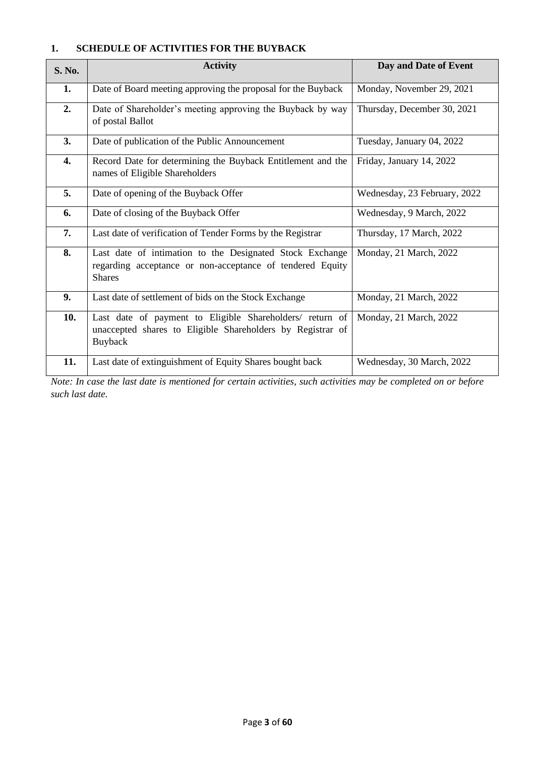## 1. SCHEDULE OF ACTIVITIES FOR THE BUYBACK

| S. No. | Activity | Day and Date of Event |
|---|---|---|
| 1. | Date of Board meeting approving the proposal for the Buyback | Monday, November 29, 2021 |
| 2. | Date of Shareholder's meeting approving the Buyback by way of postal Ballot | Thursday, December 30, 2021 |
| 3. | Date of publication of the Public Announcement | Tuesday, January 04, 2022 |
| 4. | Record Date for determining the Buyback Entitlement and the names of Eligible Shareholders | Friday, January 14, 2022 |
| 5. | Date of opening of the Buyback Offer | Wednesday, 23 February, 2022 |
| 6. | Date of closing of the Buyback Offer | Wednesday, 9 March, 2022 |
| 7. | Last date of verification of Tender Forms by the Registrar | Thursday, 17 March, 2022 |
| 8. | Last date of intimation to the Designated Stock Exchange regarding acceptance or non-acceptance of tendered Equity Shares | Monday, 21 March, 2022 |
| 9. | Last date of settlement of bids on the Stock Exchange | Monday, 21 March, 2022 |
| 10. | Last date of payment to Eligible Shareholders/ return of unaccepted shares to Eligible Shareholders by Registrar of Buyback | Monday, 21 March, 2022 |
| 11. | Last date of extinguishment of Equity Shares bought back | Wednesday, 30 March, 2022 |

*Note: In case the last date is mentioned for certain activities, such activities may be completed on or before such last date.*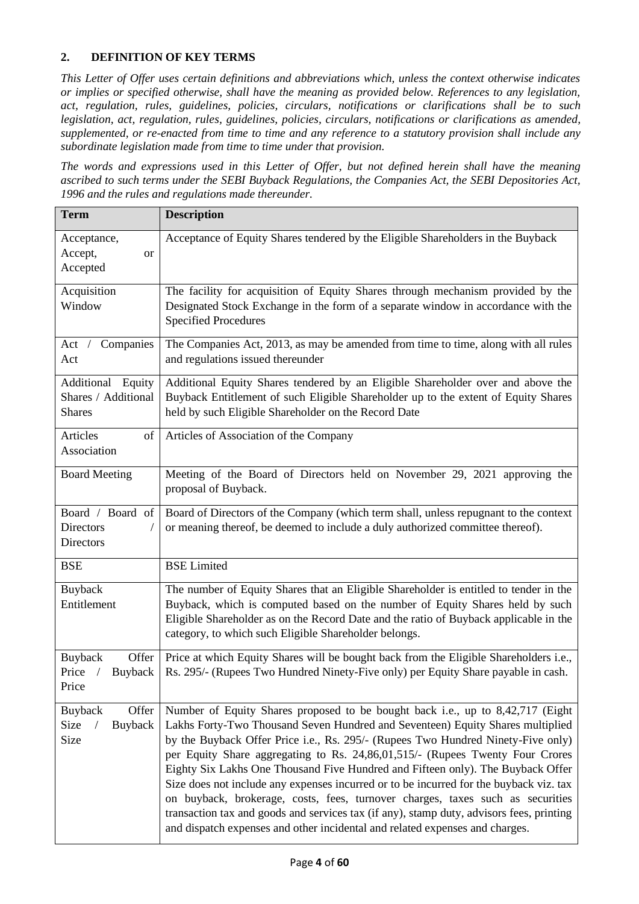## 2. DEFINITION OF KEY TERMS

*This Letter of Offer uses certain definitions and abbreviations which, unless the context otherwise indicates or implies or specified otherwise, shall have the meaning as provided below. References to any legislation, act, regulation, rules, guidelines, policies, circulars, notifications or clarifications shall be to such legislation, act, regulation, rules, guidelines, policies, circulars, notifications or clarifications as amended, supplemented, or re-enacted from time to time and any reference to a statutory provision shall include any subordinate legislation made from time to time under that provision.*

*The words and expressions used in this Letter of Offer, but not defined herein shall have the meaning ascribed to such terms under the SEBI Buyback Regulations, the Companies Act, the SEBI Depositories Act, 1996 and the rules and regulations made thereunder.*

| Term | Description |
|---|---|
| Acceptance, Accept, or Accepted | Acceptance of Equity Shares tendered by the Eligible Shareholders in the Buyback |
| Acquisition Window | The facility for acquisition of Equity Shares through mechanism provided by the Designated Stock Exchange in the form of a separate window in accordance with the Specified Procedures |
| Act / Companies Act | The Companies Act, 2013, as may be amended from time to time, along with all rules and regulations issued thereunder |
| Additional Equity Shares / Additional Shares | Additional Equity Shares tendered by an Eligible Shareholder over and above the Buyback Entitlement of such Eligible Shareholder up to the extent of Equity Shares held by such Eligible Shareholder on the Record Date |
| Articles of Association | Articles of Association of the Company |
| Board Meeting | Meeting of the Board of Directors held on November 29, 2021 approving the proposal of Buyback. |
| Board / Board of Directors / Directors | Board of Directors of the Company (which term shall, unless repugnant to the context or meaning thereof, be deemed to include a duly authorized committee thereof). |
| BSE | BSE Limited |
| Buyback Entitlement | The number of Equity Shares that an Eligible Shareholder is entitled to tender in the Buyback, which is computed based on the number of Equity Shares held by such Eligible Shareholder as on the Record Date and the ratio of Buyback applicable in the category, to which such Eligible Shareholder belongs. |
| Buyback Offer Price / Buyback Price | Price at which Equity Shares will be bought back from the Eligible Shareholders i.e., Rs. 295/- (Rupees Two Hundred Ninety-Five only) per Equity Share payable in cash. |
| Buyback Offer Size / Buyback Size | Number of Equity Shares proposed to be bought back i.e., up to 8,42,717 (Eight Lakhs Forty-Two Thousand Seven Hundred and Seventeen) Equity Shares multiplied by the Buyback Offer Price i.e., Rs. 295/- (Rupees Two Hundred Ninety-Five only) per Equity Share aggregating to Rs. 24,86,01,515/- (Rupees Twenty Four Crores Eighty Six Lakhs One Thousand Five Hundred and Fifteen only). The Buyback Offer Size does not include any expenses incurred or to be incurred for the buyback viz. tax on buyback, brokerage, costs, fees, turnover charges, taxes such as securities transaction tax and goods and services tax (if any), stamp duty, advisors fees, printing and dispatch expenses and other incidental and related expenses and charges. |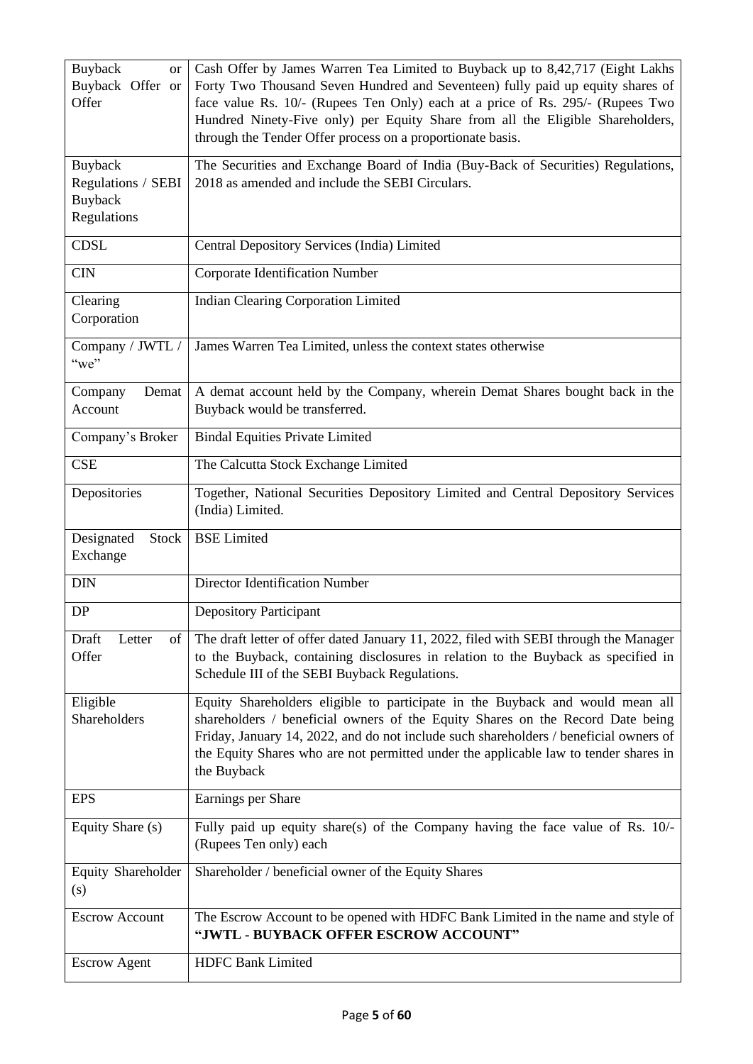| | |
|---|---|
| Buyback or Buyback Offer or Offer | Cash Offer by James Warren Tea Limited to Buyback up to 8,42,717 (Eight Lakhs Forty Two Thousand Seven Hundred and Seventeen) fully paid up equity shares of face value Rs. 10/- (Rupees Ten Only) each at a price of Rs. 295/- (Rupees Two Hundred Ninety-Five only) per Equity Share from all the Eligible Shareholders, through the Tender Offer process on a proportionate basis. |
| Buyback Regulations / SEBI Buyback Regulations | The Securities and Exchange Board of India (Buy-Back of Securities) Regulations, 2018 as amended and include the SEBI Circulars. |
| CDSL | Central Depository Services (India) Limited |
| CIN | Corporate Identification Number |
| Clearing Corporation | Indian Clearing Corporation Limited |
| Company / JWTL / "we" | James Warren Tea Limited, unless the context states otherwise |
| Company Demat Account | A demat account held by the Company, wherein Demat Shares bought back in the Buyback would be transferred. |
| Company's Broker | Bindal Equities Private Limited |
| CSE | The Calcutta Stock Exchange Limited |
| Depositories | Together, National Securities Depository Limited and Central Depository Services (India) Limited. |
| Designated Stock Exchange | BSE Limited |
| DIN | Director Identification Number |
| DP | Depository Participant |
| Draft Letter of Offer | The draft letter of offer dated January 11, 2022, filed with SEBI through the Manager to the Buyback, containing disclosures in relation to the Buyback as specified in Schedule III of the SEBI Buyback Regulations. |
| Eligible Shareholders | Equity Shareholders eligible to participate in the Buyback and would mean all shareholders / beneficial owners of the Equity Shares on the Record Date being Friday, January 14, 2022, and do not include such shareholders / beneficial owners of the Equity Shares who are not permitted under the applicable law to tender shares in the Buyback |
| EPS | Earnings per Share |
| Equity Share (s) | Fully paid up equity share(s) of the Company having the face value of Rs. 10/- (Rupees Ten only) each |
| Equity Shareholder (s) | Shareholder / beneficial owner of the Equity Shares |
| Escrow Account | The Escrow Account to be opened with HDFC Bank Limited in the name and style of **"JWTL - BUYBACK OFFER ESCROW ACCOUNT"** |
| Escrow Agent | HDFC Bank Limited |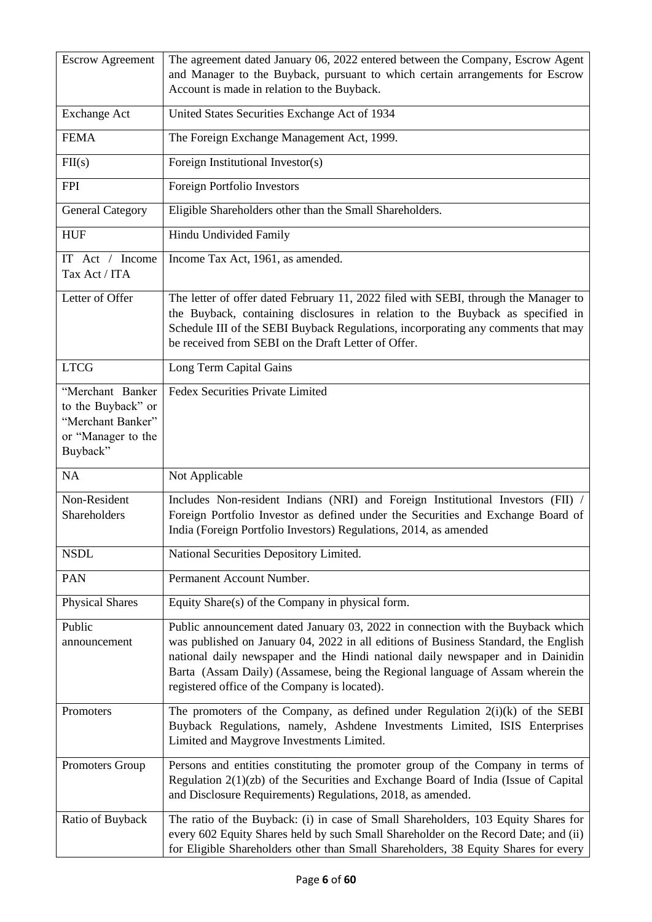| | |
|---|---|
| Escrow Agreement | The agreement dated January 06, 2022 entered between the Company, Escrow Agent and Manager to the Buyback, pursuant to which certain arrangements for Escrow Account is made in relation to the Buyback. |
| Exchange Act | United States Securities Exchange Act of 1934 |
| FEMA | The Foreign Exchange Management Act, 1999. |
| FII(s) | Foreign Institutional Investor(s) |
| FPI | Foreign Portfolio Investors |
| General Category | Eligible Shareholders other than the Small Shareholders. |
| HUF | Hindu Undivided Family |
| IT Act / Income Tax Act / ITA | Income Tax Act, 1961, as amended. |
| Letter of Offer | The letter of offer dated February 11, 2022 filed with SEBI, through the Manager to the Buyback, containing disclosures in relation to the Buyback as specified in Schedule III of the SEBI Buyback Regulations, incorporating any comments that may be received from SEBI on the Draft Letter of Offer. |
| LTCG | Long Term Capital Gains |
| "Merchant Banker to the Buyback" or "Merchant Banker" or "Manager to the Buyback" | Fedex Securities Private Limited |
| NA | Not Applicable |
| Non-Resident Shareholders | Includes Non-resident Indians (NRI) and Foreign Institutional Investors (FII) / Foreign Portfolio Investor as defined under the Securities and Exchange Board of India (Foreign Portfolio Investors) Regulations, 2014, as amended |
| NSDL | National Securities Depository Limited. |
| PAN | Permanent Account Number. |
| Physical Shares | Equity Share(s) of the Company in physical form. |
| Public announcement | Public announcement dated January 03, 2022 in connection with the Buyback which was published on January 04, 2022 in all editions of Business Standard, the English national daily newspaper and the Hindi national daily newspaper and in Dainidin Barta (Assam Daily) (Assamese, being the Regional language of Assam wherein the registered office of the Company is located). |
| Promoters | The promoters of the Company, as defined under Regulation 2(i)(k) of the SEBI Buyback Regulations, namely, Ashdene Investments Limited, ISIS Enterprises Limited and Maygrove Investments Limited. |
| Promoters Group | Persons and entities constituting the promoter group of the Company in terms of Regulation 2(1)(zb) of the Securities and Exchange Board of India (Issue of Capital and Disclosure Requirements) Regulations, 2018, as amended. |
| Ratio of Buyback | The ratio of the Buyback: (i) in case of Small Shareholders, 103 Equity Shares for every 602 Equity Shares held by such Small Shareholder on the Record Date; and (ii) for Eligible Shareholders other than Small Shareholders, 38 Equity Shares for every |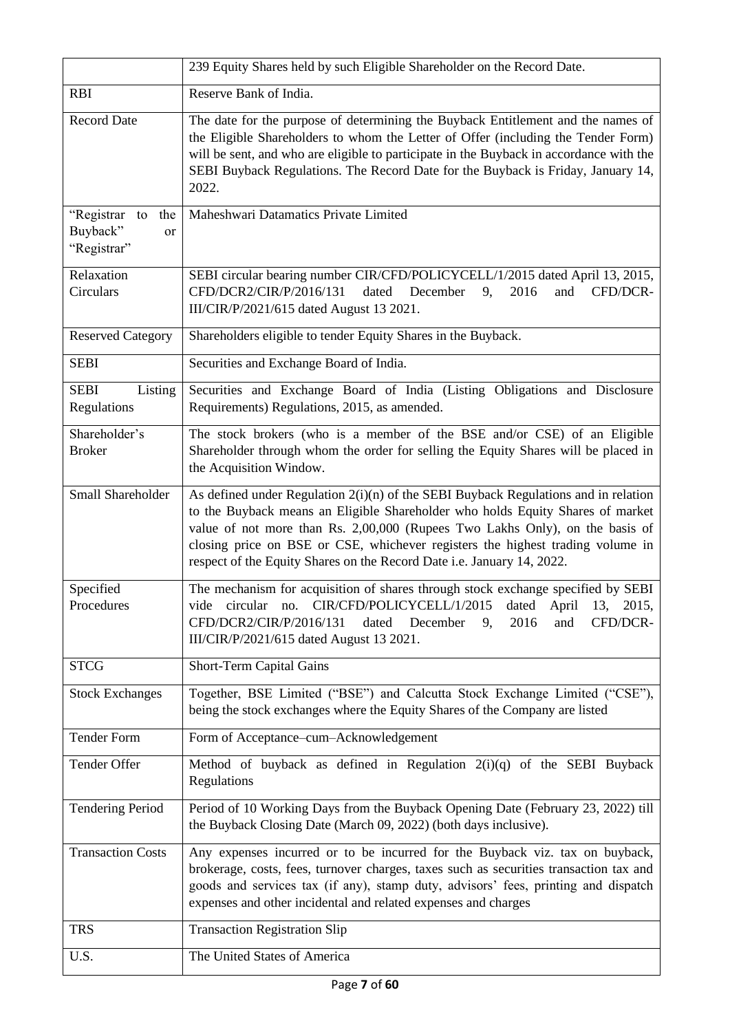| | |
|---|---|
| | 239 Equity Shares held by such Eligible Shareholder on the Record Date. |
| RBI | Reserve Bank of India. |
| Record Date | The date for the purpose of determining the Buyback Entitlement and the names of the Eligible Shareholders to whom the Letter of Offer (including the Tender Form) will be sent, and who are eligible to participate in the Buyback in accordance with the SEBI Buyback Regulations. The Record Date for the Buyback is Friday, January 14, 2022. |
| "Registrar to the Buyback" or "Registrar" | Maheshwari Datamatics Private Limited |
| Relaxation Circulars | SEBI circular bearing number CIR/CFD/POLICYCELL/1/2015 dated April 13, 2015, CFD/DCR2/CIR/P/2016/131 dated December 9, 2016 and CFD/DCR-III/CIR/P/2021/615 dated August 13 2021. |
| Reserved Category | Shareholders eligible to tender Equity Shares in the Buyback. |
| SEBI | Securities and Exchange Board of India. |
| SEBI Listing Regulations | Securities and Exchange Board of India (Listing Obligations and Disclosure Requirements) Regulations, 2015, as amended. |
| Shareholder's Broker | The stock brokers (who is a member of the BSE and/or CSE) of an Eligible Shareholder through whom the order for selling the Equity Shares will be placed in the Acquisition Window. |
| Small Shareholder | As defined under Regulation 2(i)(n) of the SEBI Buyback Regulations and in relation to the Buyback means an Eligible Shareholder who holds Equity Shares of market value of not more than Rs. 2,00,000 (Rupees Two Lakhs Only), on the basis of closing price on BSE or CSE, whichever registers the highest trading volume in respect of the Equity Shares on the Record Date i.e. January 14, 2022. |
| Specified Procedures | The mechanism for acquisition of shares through stock exchange specified by SEBI vide circular no. CIR/CFD/POLICYCELL/1/2015 dated April 13, 2015, CFD/DCR2/CIR/P/2016/131 dated December 9, 2016 and CFD/DCR-III/CIR/P/2021/615 dated August 13 2021. |
| STCG | Short-Term Capital Gains |
| Stock Exchanges | Together, BSE Limited ("BSE") and Calcutta Stock Exchange Limited ("CSE"), being the stock exchanges where the Equity Shares of the Company are listed |
| Tender Form | Form of Acceptance–cum–Acknowledgement |
| Tender Offer | Method of buyback as defined in Regulation 2(i)(q) of the SEBI Buyback Regulations |
| Tendering Period | Period of 10 Working Days from the Buyback Opening Date (February 23, 2022) till the Buyback Closing Date (March 09, 2022) (both days inclusive). |
| Transaction Costs | Any expenses incurred or to be incurred for the Buyback viz. tax on buyback, brokerage, costs, fees, turnover charges, taxes such as securities transaction tax and goods and services tax (if any), stamp duty, advisors' fees, printing and dispatch expenses and other incidental and related expenses and charges |
| TRS | Transaction Registration Slip |
| U.S. | The United States of America |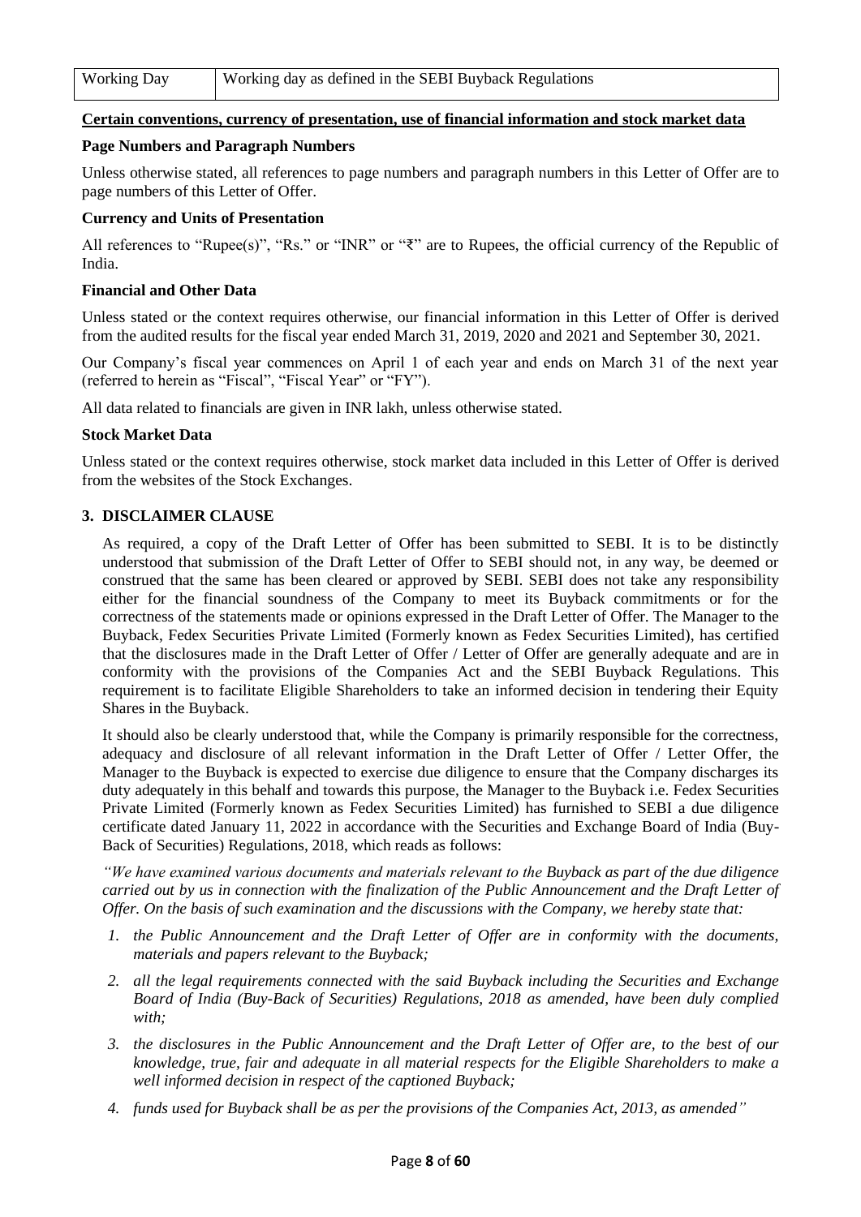| Working Day | Working day as defined in the SEBI Buyback Regulations |
| --- | --- |

**Certain conventions, currency of presentation, use of financial information and stock market data**

**Page Numbers and Paragraph Numbers**

Unless otherwise stated, all references to page numbers and paragraph numbers in this Letter of Offer are to page numbers of this Letter of Offer.

**Currency and Units of Presentation**

All references to "Rupee(s)", "Rs." or "INR" or "₹" are to Rupees, the official currency of the Republic of India.

**Financial and Other Data**

Unless stated or the context requires otherwise, our financial information in this Letter of Offer is derived from the audited results for the fiscal year ended March 31, 2019, 2020 and 2021 and September 30, 2021.

Our Company's fiscal year commences on April 1 of each year and ends on March 31 of the next year (referred to herein as "Fiscal", "Fiscal Year" or "FY").

All data related to financials are given in INR lakh, unless otherwise stated.

**Stock Market Data**

Unless stated or the context requires otherwise, stock market data included in this Letter of Offer is derived from the websites of the Stock Exchanges.

## 3. DISCLAIMER CLAUSE

As required, a copy of the Draft Letter of Offer has been submitted to SEBI. It is to be distinctly understood that submission of the Draft Letter of Offer to SEBI should not, in any way, be deemed or construed that the same has been cleared or approved by SEBI. SEBI does not take any responsibility either for the financial soundness of the Company to meet its Buyback commitments or for the correctness of the statements made or opinions expressed in the Draft Letter of Offer. The Manager to the Buyback, Fedex Securities Private Limited (Formerly known as Fedex Securities Limited), has certified that the disclosures made in the Draft Letter of Offer / Letter of Offer are generally adequate and are in conformity with the provisions of the Companies Act and the SEBI Buyback Regulations. This requirement is to facilitate Eligible Shareholders to take an informed decision in tendering their Equity Shares in the Buyback.

It should also be clearly understood that, while the Company is primarily responsible for the correctness, adequacy and disclosure of all relevant information in the Draft Letter of Offer / Letter Offer, the Manager to the Buyback is expected to exercise due diligence to ensure that the Company discharges its duty adequately in this behalf and towards this purpose, the Manager to the Buyback i.e. Fedex Securities Private Limited (Formerly known as Fedex Securities Limited) has furnished to SEBI a due diligence certificate dated January 11, 2022 in accordance with the Securities and Exchange Board of India (Buy-Back of Securities) Regulations, 2018, which reads as follows:

*"We have examined various documents and materials relevant to the Buyback as part of the due diligence carried out by us in connection with the finalization of the Public Announcement and the Draft Letter of Offer. On the basis of such examination and the discussions with the Company, we hereby state that:*

1. *the Public Announcement and the Draft Letter of Offer are in conformity with the documents, materials and papers relevant to the Buyback;*
2. *all the legal requirements connected with the said Buyback including the Securities and Exchange Board of India (Buy-Back of Securities) Regulations, 2018 as amended, have been duly complied with;*
3. *the disclosures in the Public Announcement and the Draft Letter of Offer are, to the best of our knowledge, true, fair and adequate in all material respects for the Eligible Shareholders to make a well informed decision in respect of the captioned Buyback;*
4. *funds used for Buyback shall be as per the provisions of the Companies Act, 2013, as amended"*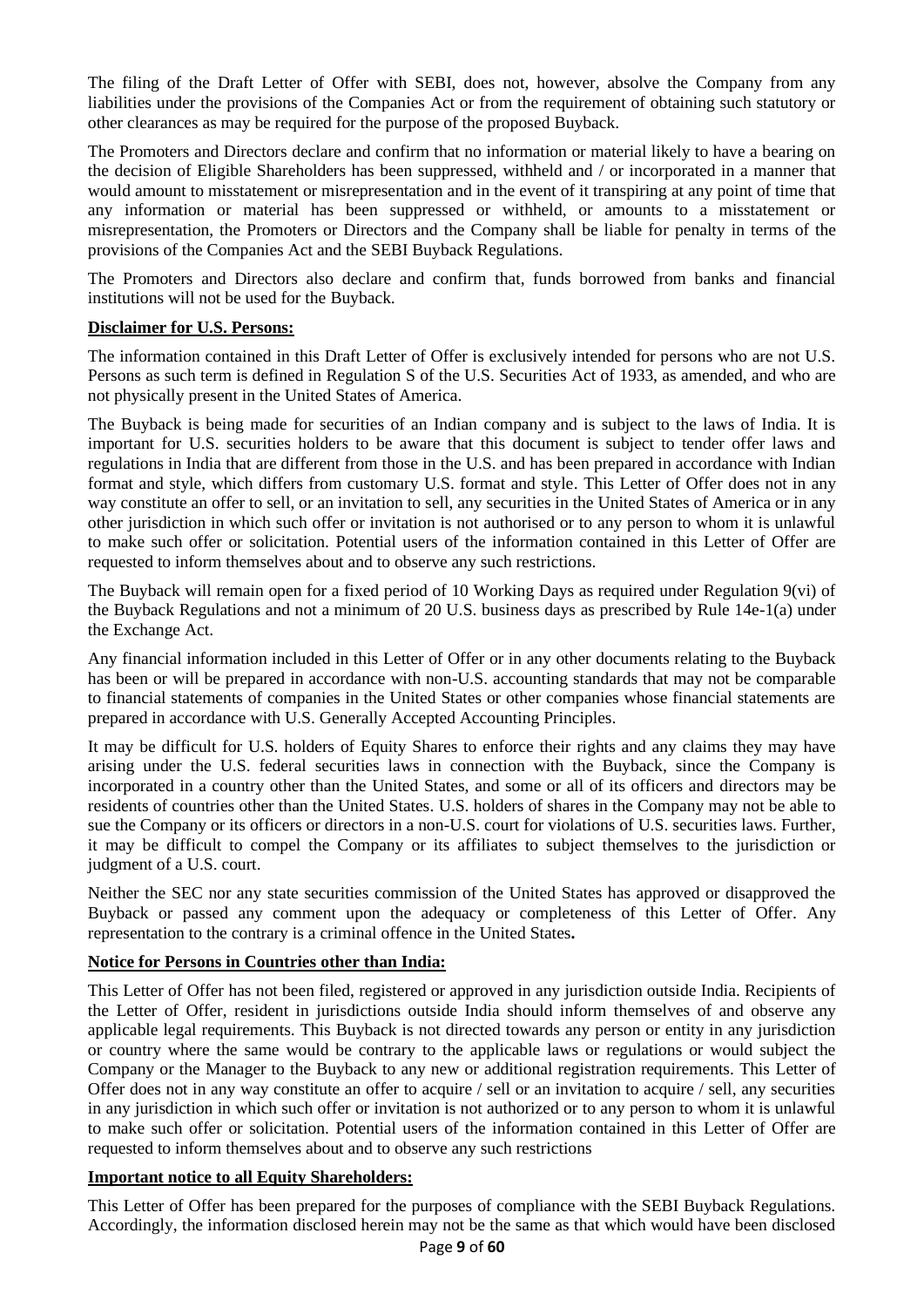The filing of the Draft Letter of Offer with SEBI, does not, however, absolve the Company from any liabilities under the provisions of the Companies Act or from the requirement of obtaining such statutory or other clearances as may be required for the purpose of the proposed Buyback.

The Promoters and Directors declare and confirm that no information or material likely to have a bearing on the decision of Eligible Shareholders has been suppressed, withheld and / or incorporated in a manner that would amount to misstatement or misrepresentation and in the event of it transpiring at any point of time that any information or material has been suppressed or withheld, or amounts to a misstatement or misrepresentation, the Promoters or Directors and the Company shall be liable for penalty in terms of the provisions of the Companies Act and the SEBI Buyback Regulations.

The Promoters and Directors also declare and confirm that, funds borrowed from banks and financial institutions will not be used for the Buyback.

**Disclaimer for U.S. Persons:**

The information contained in this Draft Letter of Offer is exclusively intended for persons who are not U.S. Persons as such term is defined in Regulation S of the U.S. Securities Act of 1933, as amended, and who are not physically present in the United States of America.

The Buyback is being made for securities of an Indian company and is subject to the laws of India. It is important for U.S. securities holders to be aware that this document is subject to tender offer laws and regulations in India that are different from those in the U.S. and has been prepared in accordance with Indian format and style, which differs from customary U.S. format and style. This Letter of Offer does not in any way constitute an offer to sell, or an invitation to sell, any securities in the United States of America or in any other jurisdiction in which such offer or invitation is not authorised or to any person to whom it is unlawful to make such offer or solicitation. Potential users of the information contained in this Letter of Offer are requested to inform themselves about and to observe any such restrictions.

The Buyback will remain open for a fixed period of 10 Working Days as required under Regulation 9(vi) of the Buyback Regulations and not a minimum of 20 U.S. business days as prescribed by Rule 14e-1(a) under the Exchange Act.

Any financial information included in this Letter of Offer or in any other documents relating to the Buyback has been or will be prepared in accordance with non-U.S. accounting standards that may not be comparable to financial statements of companies in the United States or other companies whose financial statements are prepared in accordance with U.S. Generally Accepted Accounting Principles.

It may be difficult for U.S. holders of Equity Shares to enforce their rights and any claims they may have arising under the U.S. federal securities laws in connection with the Buyback, since the Company is incorporated in a country other than the United States, and some or all of its officers and directors may be residents of countries other than the United States. U.S. holders of shares in the Company may not be able to sue the Company or its officers or directors in a non-U.S. court for violations of U.S. securities laws. Further, it may be difficult to compel the Company or its affiliates to subject themselves to the jurisdiction or judgment of a U.S. court.

Neither the SEC nor any state securities commission of the United States has approved or disapproved the Buyback or passed any comment upon the adequacy or completeness of this Letter of Offer. Any representation to the contrary is a criminal offence in the United States**.**

**Notice for Persons in Countries other than India:**

This Letter of Offer has not been filed, registered or approved in any jurisdiction outside India. Recipients of the Letter of Offer, resident in jurisdictions outside India should inform themselves of and observe any applicable legal requirements. This Buyback is not directed towards any person or entity in any jurisdiction or country where the same would be contrary to the applicable laws or regulations or would subject the Company or the Manager to the Buyback to any new or additional registration requirements. This Letter of Offer does not in any way constitute an offer to acquire / sell or an invitation to acquire / sell, any securities in any jurisdiction in which such offer or invitation is not authorized or to any person to whom it is unlawful to make such offer or solicitation. Potential users of the information contained in this Letter of Offer are requested to inform themselves about and to observe any such restrictions

**Important notice to all Equity Shareholders:**

This Letter of Offer has been prepared for the purposes of compliance with the SEBI Buyback Regulations. Accordingly, the information disclosed herein may not be the same as that which would have been disclosed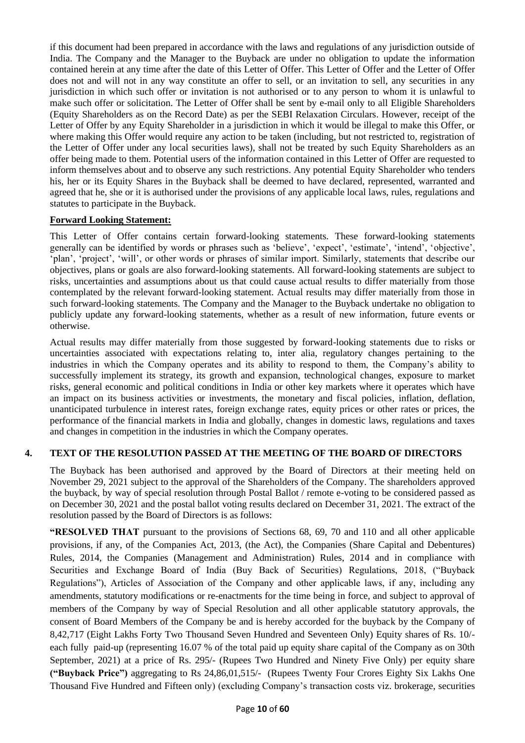if this document had been prepared in accordance with the laws and regulations of any jurisdiction outside of India. The Company and the Manager to the Buyback are under no obligation to update the information contained herein at any time after the date of this Letter of Offer. This Letter of Offer and the Letter of Offer does not and will not in any way constitute an offer to sell, or an invitation to sell, any securities in any jurisdiction in which such offer or invitation is not authorised or to any person to whom it is unlawful to make such offer or solicitation. The Letter of Offer shall be sent by e-mail only to all Eligible Shareholders (Equity Shareholders as on the Record Date) as per the SEBI Relaxation Circulars. However, receipt of the Letter of Offer by any Equity Shareholder in a jurisdiction in which it would be illegal to make this Offer, or where making this Offer would require any action to be taken (including, but not restricted to, registration of the Letter of Offer under any local securities laws), shall not be treated by such Equity Shareholders as an offer being made to them. Potential users of the information contained in this Letter of Offer are requested to inform themselves about and to observe any such restrictions. Any potential Equity Shareholder who tenders his, her or its Equity Shares in the Buyback shall be deemed to have declared, represented, warranted and agreed that he, she or it is authorised under the provisions of any applicable local laws, rules, regulations and statutes to participate in the Buyback.

**Forward Looking Statement:**

This Letter of Offer contains certain forward-looking statements. These forward-looking statements generally can be identified by words or phrases such as 'believe', 'expect', 'estimate', 'intend', 'objective', 'plan', 'project', 'will', or other words or phrases of similar import. Similarly, statements that describe our objectives, plans or goals are also forward-looking statements. All forward-looking statements are subject to risks, uncertainties and assumptions about us that could cause actual results to differ materially from those contemplated by the relevant forward-looking statement. Actual results may differ materially from those in such forward-looking statements. The Company and the Manager to the Buyback undertake no obligation to publicly update any forward-looking statements, whether as a result of new information, future events or otherwise.

Actual results may differ materially from those suggested by forward-looking statements due to risks or uncertainties associated with expectations relating to, inter alia, regulatory changes pertaining to the industries in which the Company operates and its ability to respond to them, the Company's ability to successfully implement its strategy, its growth and expansion, technological changes, exposure to market risks, general economic and political conditions in India or other key markets where it operates which have an impact on its business activities or investments, the monetary and fiscal policies, inflation, deflation, unanticipated turbulence in interest rates, foreign exchange rates, equity prices or other rates or prices, the performance of the financial markets in India and globally, changes in domestic laws, regulations and taxes and changes in competition in the industries in which the Company operates.

## 4. TEXT OF THE RESOLUTION PASSED AT THE MEETING OF THE BOARD OF DIRECTORS

The Buyback has been authorised and approved by the Board of Directors at their meeting held on November 29, 2021 subject to the approval of the Shareholders of the Company. The shareholders approved the buyback, by way of special resolution through Postal Ballot / remote e-voting to be considered passed as on December 30, 2021 and the postal ballot voting results declared on December 31, 2021. The extract of the resolution passed by the Board of Directors is as follows:

**"RESOLVED THAT** pursuant to the provisions of Sections 68, 69, 70 and 110 and all other applicable provisions, if any, of the Companies Act, 2013, (the Act), the Companies (Share Capital and Debentures) Rules, 2014, the Companies (Management and Administration) Rules, 2014 and in compliance with Securities and Exchange Board of India (Buy Back of Securities) Regulations, 2018, ("Buyback Regulations"), Articles of Association of the Company and other applicable laws, if any, including any amendments, statutory modifications or re-enactments for the time being in force, and subject to approval of members of the Company by way of Special Resolution and all other applicable statutory approvals, the consent of Board Members of the Company be and is hereby accorded for the buyback by the Company of 8,42,717 (Eight Lakhs Forty Two Thousand Seven Hundred and Seventeen Only) Equity shares of Rs. 10/- each fully paid-up (representing 16.07 % of the total paid up equity share capital of the Company as on 30th September, 2021) at a price of Rs. 295/- (Rupees Two Hundred and Ninety Five Only) per equity share **("Buyback Price")** aggregating to Rs 24,86,01,515/- (Rupees Twenty Four Crores Eighty Six Lakhs One Thousand Five Hundred and Fifteen only) (excluding Company's transaction costs viz. brokerage, securities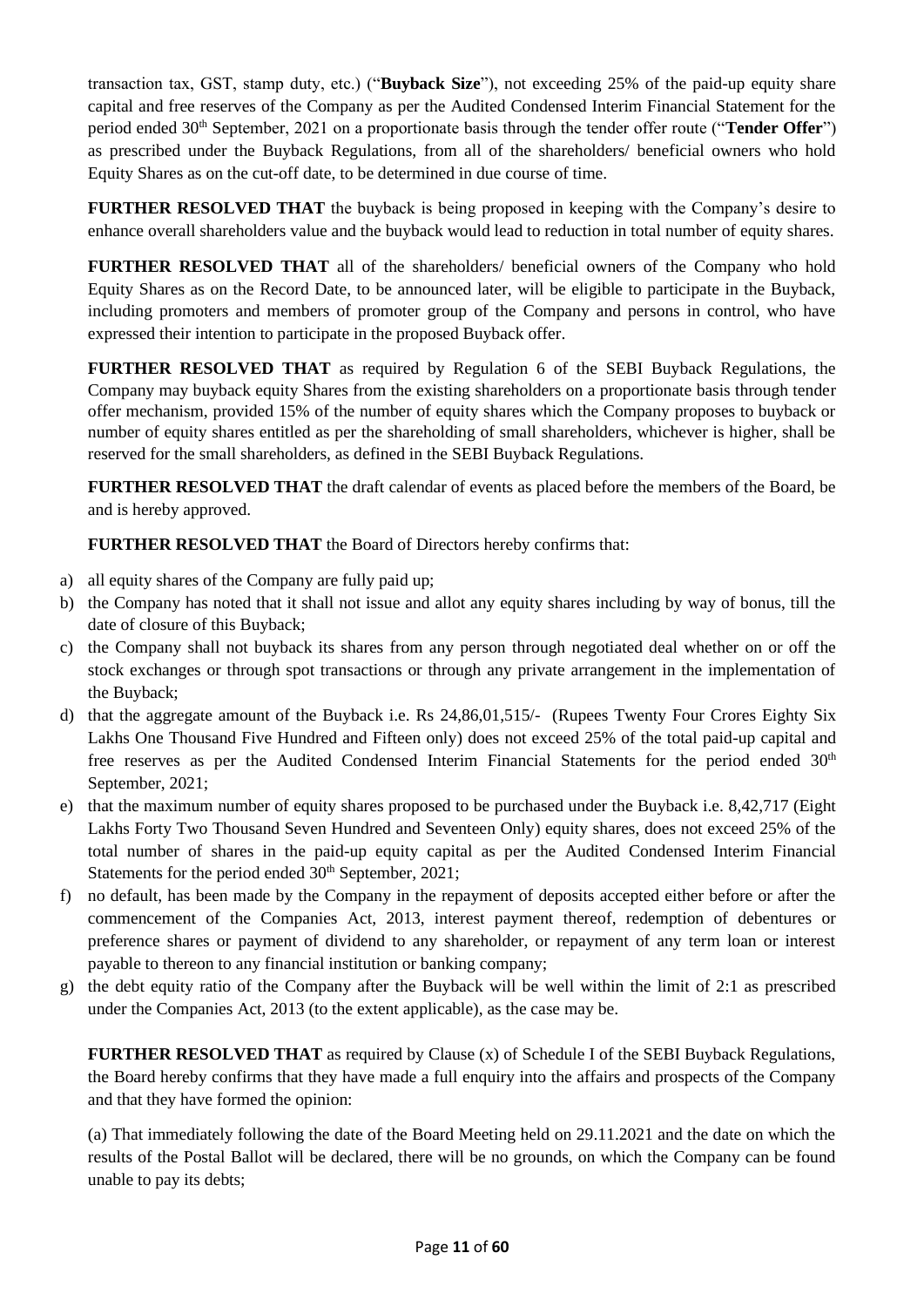transaction tax, GST, stamp duty, etc.) ("**Buyback Size**"), not exceeding 25% of the paid-up equity share capital and free reserves of the Company as per the Audited Condensed Interim Financial Statement for the period ended 30th September, 2021 on a proportionate basis through the tender offer route ("**Tender Offer**") as prescribed under the Buyback Regulations, from all of the shareholders/ beneficial owners who hold Equity Shares as on the cut-off date, to be determined in due course of time.

**FURTHER RESOLVED THAT** the buyback is being proposed in keeping with the Company's desire to enhance overall shareholders value and the buyback would lead to reduction in total number of equity shares.

**FURTHER RESOLVED THAT** all of the shareholders/ beneficial owners of the Company who hold Equity Shares as on the Record Date, to be announced later, will be eligible to participate in the Buyback, including promoters and members of promoter group of the Company and persons in control, who have expressed their intention to participate in the proposed Buyback offer.

**FURTHER RESOLVED THAT** as required by Regulation 6 of the SEBI Buyback Regulations, the Company may buyback equity Shares from the existing shareholders on a proportionate basis through tender offer mechanism, provided 15% of the number of equity shares which the Company proposes to buyback or number of equity shares entitled as per the shareholding of small shareholders, whichever is higher, shall be reserved for the small shareholders, as defined in the SEBI Buyback Regulations.

**FURTHER RESOLVED THAT** the draft calendar of events as placed before the members of the Board, be and is hereby approved.

**FURTHER RESOLVED THAT** the Board of Directors hereby confirms that:

a) all equity shares of the Company are fully paid up;
b) the Company has noted that it shall not issue and allot any equity shares including by way of bonus, till the date of closure of this Buyback;
c) the Company shall not buyback its shares from any person through negotiated deal whether on or off the stock exchanges or through spot transactions or through any private arrangement in the implementation of the Buyback;
d) that the aggregate amount of the Buyback i.e. Rs 24,86,01,515/- (Rupees Twenty Four Crores Eighty Six Lakhs One Thousand Five Hundred and Fifteen only) does not exceed 25% of the total paid-up capital and free reserves as per the Audited Condensed Interim Financial Statements for the period ended 30th September, 2021;
e) that the maximum number of equity shares proposed to be purchased under the Buyback i.e. 8,42,717 (Eight Lakhs Forty Two Thousand Seven Hundred and Seventeen Only) equity shares, does not exceed 25% of the total number of shares in the paid-up equity capital as per the Audited Condensed Interim Financial Statements for the period ended 30th September, 2021;
f) no default, has been made by the Company in the repayment of deposits accepted either before or after the commencement of the Companies Act, 2013, interest payment thereof, redemption of debentures or preference shares or payment of dividend to any shareholder, or repayment of any term loan or interest payable to thereon to any financial institution or banking company;
g) the debt equity ratio of the Company after the Buyback will be well within the limit of 2:1 as prescribed under the Companies Act, 2013 (to the extent applicable), as the case may be.

**FURTHER RESOLVED THAT** as required by Clause (x) of Schedule I of the SEBI Buyback Regulations, the Board hereby confirms that they have made a full enquiry into the affairs and prospects of the Company and that they have formed the opinion:

(a) That immediately following the date of the Board Meeting held on 29.11.2021 and the date on which the results of the Postal Ballot will be declared, there will be no grounds, on which the Company can be found unable to pay its debts;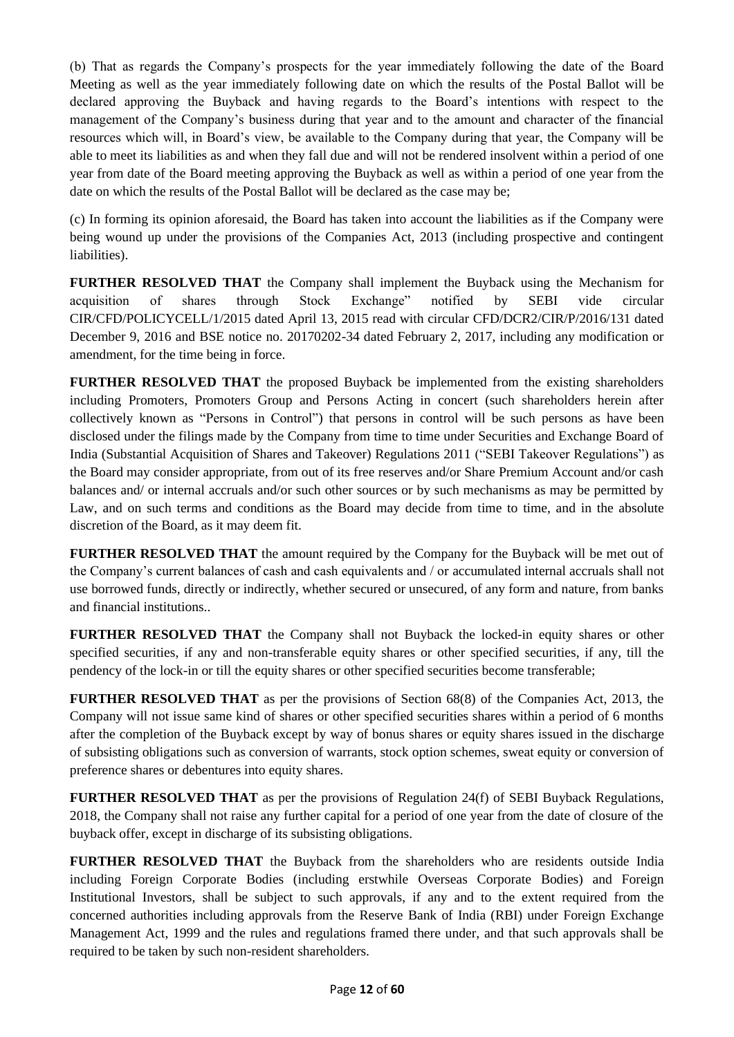(b) That as regards the Company's prospects for the year immediately following the date of the Board Meeting as well as the year immediately following date on which the results of the Postal Ballot will be declared approving the Buyback and having regards to the Board's intentions with respect to the management of the Company's business during that year and to the amount and character of the financial resources which will, in Board's view, be available to the Company during that year, the Company will be able to meet its liabilities as and when they fall due and will not be rendered insolvent within a period of one year from date of the Board meeting approving the Buyback as well as within a period of one year from the date on which the results of the Postal Ballot will be declared as the case may be;

(c) In forming its opinion aforesaid, the Board has taken into account the liabilities as if the Company were being wound up under the provisions of the Companies Act, 2013 (including prospective and contingent liabilities).

**FURTHER RESOLVED THAT** the Company shall implement the Buyback using the Mechanism for acquisition of shares through Stock Exchange" notified by SEBI vide circular CIR/CFD/POLICYCELL/1/2015 dated April 13, 2015 read with circular CFD/DCR2/CIR/P/2016/131 dated December 9, 2016 and BSE notice no. 20170202-34 dated February 2, 2017, including any modification or amendment, for the time being in force.

**FURTHER RESOLVED THAT** the proposed Buyback be implemented from the existing shareholders including Promoters, Promoters Group and Persons Acting in concert (such shareholders herein after collectively known as "Persons in Control") that persons in control will be such persons as have been disclosed under the filings made by the Company from time to time under Securities and Exchange Board of India (Substantial Acquisition of Shares and Takeover) Regulations 2011 ("SEBI Takeover Regulations") as the Board may consider appropriate, from out of its free reserves and/or Share Premium Account and/or cash balances and/ or internal accruals and/or such other sources or by such mechanisms as may be permitted by Law, and on such terms and conditions as the Board may decide from time to time, and in the absolute discretion of the Board, as it may deem fit.

**FURTHER RESOLVED THAT** the amount required by the Company for the Buyback will be met out of the Company's current balances of cash and cash equivalents and / or accumulated internal accruals shall not use borrowed funds, directly or indirectly, whether secured or unsecured, of any form and nature, from banks and financial institutions..

**FURTHER RESOLVED THAT** the Company shall not Buyback the locked-in equity shares or other specified securities, if any and non-transferable equity shares or other specified securities, if any, till the pendency of the lock-in or till the equity shares or other specified securities become transferable;

**FURTHER RESOLVED THAT** as per the provisions of Section 68(8) of the Companies Act, 2013, the Company will not issue same kind of shares or other specified securities shares within a period of 6 months after the completion of the Buyback except by way of bonus shares or equity shares issued in the discharge of subsisting obligations such as conversion of warrants, stock option schemes, sweat equity or conversion of preference shares or debentures into equity shares.

**FURTHER RESOLVED THAT** as per the provisions of Regulation 24(f) of SEBI Buyback Regulations, 2018, the Company shall not raise any further capital for a period of one year from the date of closure of the buyback offer, except in discharge of its subsisting obligations.

**FURTHER RESOLVED THAT** the Buyback from the shareholders who are residents outside India including Foreign Corporate Bodies (including erstwhile Overseas Corporate Bodies) and Foreign Institutional Investors, shall be subject to such approvals, if any and to the extent required from the concerned authorities including approvals from the Reserve Bank of India (RBI) under Foreign Exchange Management Act, 1999 and the rules and regulations framed there under, and that such approvals shall be required to be taken by such non-resident shareholders.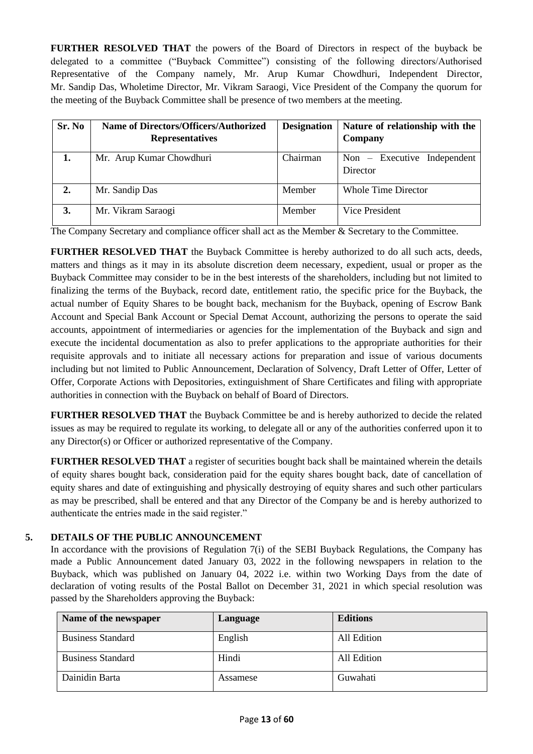**FURTHER RESOLVED THAT** the powers of the Board of Directors in respect of the buyback be delegated to a committee ("Buyback Committee") consisting of the following directors/Authorised Representative of the Company namely, Mr. Arup Kumar Chowdhuri, Independent Director, Mr. Sandip Das, Wholetime Director, Mr. Vikram Saraogi, Vice President of the Company the quorum for the meeting of the Buyback Committee shall be presence of two members at the meeting.

| Sr. No | Name of Directors/Officers/Authorized Representatives | Designation | Nature of relationship with the Company |
|---|---|---|---|
| 1. | Mr. Arup Kumar Chowdhuri | Chairman | Non – Executive Independent Director |
| 2. | Mr. Sandip Das | Member | Whole Time Director |
| 3. | Mr. Vikram Saraogi | Member | Vice President |

The Company Secretary and compliance officer shall act as the Member & Secretary to the Committee.

**FURTHER RESOLVED THAT** the Buyback Committee is hereby authorized to do all such acts, deeds, matters and things as it may in its absolute discretion deem necessary, expedient, usual or proper as the Buyback Committee may consider to be in the best interests of the shareholders, including but not limited to finalizing the terms of the Buyback, record date, entitlement ratio, the specific price for the Buyback, the actual number of Equity Shares to be bought back, mechanism for the Buyback, opening of Escrow Bank Account and Special Bank Account or Special Demat Account, authorizing the persons to operate the said accounts, appointment of intermediaries or agencies for the implementation of the Buyback and sign and execute the incidental documentation as also to prefer applications to the appropriate authorities for their requisite approvals and to initiate all necessary actions for preparation and issue of various documents including but not limited to Public Announcement, Declaration of Solvency, Draft Letter of Offer, Letter of Offer, Corporate Actions with Depositories, extinguishment of Share Certificates and filing with appropriate authorities in connection with the Buyback on behalf of Board of Directors.

**FURTHER RESOLVED THAT** the Buyback Committee be and is hereby authorized to decide the related issues as may be required to regulate its working, to delegate all or any of the authorities conferred upon it to any Director(s) or Officer or authorized representative of the Company.

**FURTHER RESOLVED THAT** a register of securities bought back shall be maintained wherein the details of equity shares bought back, consideration paid for the equity shares bought back, date of cancellation of equity shares and date of extinguishing and physically destroying of equity shares and such other particulars as may be prescribed, shall be entered and that any Director of the Company be and is hereby authorized to authenticate the entries made in the said register."

## 5. DETAILS OF THE PUBLIC ANNOUNCEMENT

In accordance with the provisions of Regulation 7(i) of the SEBI Buyback Regulations, the Company has made a Public Announcement dated January 03, 2022 in the following newspapers in relation to the Buyback, which was published on January 04, 2022 i.e. within two Working Days from the date of declaration of voting results of the Postal Ballot on December 31, 2021 in which special resolution was passed by the Shareholders approving the Buyback:

| Name of the newspaper | Language | Editions |
|---|---|---|
| Business Standard | English | All Edition |
| Business Standard | Hindi | All Edition |
| Dainidin Barta | Assamese | Guwahati |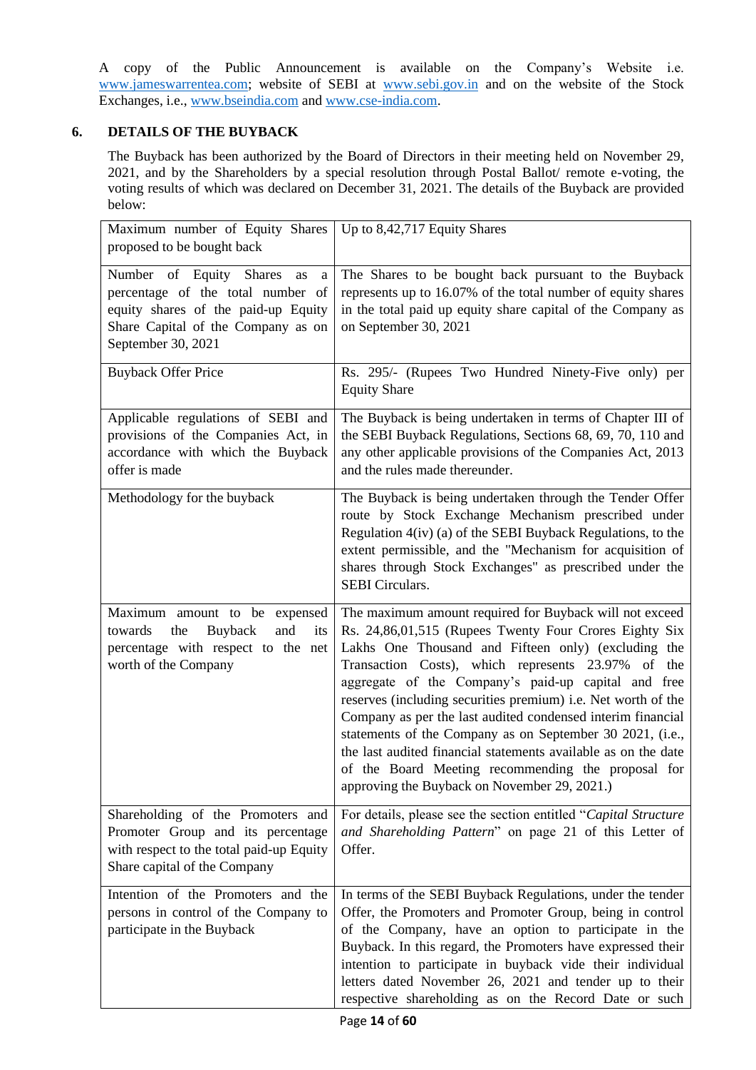A copy of the Public Announcement is available on the Company's Website i.e. www.jameswarrentea.com; website of SEBI at www.sebi.gov.in and on the website of the Stock Exchanges, i.e., www.bseindia.com and www.cse-india.com.

## 6. DETAILS OF THE BUYBACK

The Buyback has been authorized by the Board of Directors in their meeting held on November 29, 2021, and by the Shareholders by a special resolution through Postal Ballot/ remote e-voting, the voting results of which was declared on December 31, 2021. The details of the Buyback are provided below:

| | |
|---|---|
| Maximum number of Equity Shares proposed to be bought back | Up to 8,42,717 Equity Shares |
| Number of Equity Shares as a percentage of the total number of equity shares of the paid-up Equity Share Capital of the Company as on September 30, 2021 | The Shares to be bought back pursuant to the Buyback represents up to 16.07% of the total number of equity shares in the total paid up equity share capital of the Company as on September 30, 2021 |
| Buyback Offer Price | Rs. 295/- (Rupees Two Hundred Ninety-Five only) per Equity Share |
| Applicable regulations of SEBI and provisions of the Companies Act, in accordance with which the Buyback offer is made | The Buyback is being undertaken in terms of Chapter III of the SEBI Buyback Regulations, Sections 68, 69, 70, 110 and any other applicable provisions of the Companies Act, 2013 and the rules made thereunder. |
| Methodology for the buyback | The Buyback is being undertaken through the Tender Offer route by Stock Exchange Mechanism prescribed under Regulation 4(iv) (a) of the SEBI Buyback Regulations, to the extent permissible, and the "Mechanism for acquisition of shares through Stock Exchanges" as prescribed under the SEBI Circulars. |
| Maximum amount to be expensed towards the Buyback and its percentage with respect to the net worth of the Company | The maximum amount required for Buyback will not exceed Rs. 24,86,01,515 (Rupees Twenty Four Crores Eighty Six Lakhs One Thousand and Fifteen only) (excluding the Transaction Costs), which represents 23.97% of the aggregate of the Company's paid-up capital and free reserves (including securities premium) i.e. Net worth of the Company as per the last audited condensed interim financial statements of the Company as on September 30 2021, (i.e., the last audited financial statements available as on the date of the Board Meeting recommending the proposal for approving the Buyback on November 29, 2021.) |
| Shareholding of the Promoters and Promoter Group and its percentage with respect to the total paid-up Equity Share capital of the Company | For details, please see the section entitled "*Capital Structure and Shareholding Pattern*" on page 21 of this Letter of Offer. |
| Intention of the Promoters and the persons in control of the Company to participate in the Buyback | In terms of the SEBI Buyback Regulations, under the tender Offer, the Promoters and Promoter Group, being in control of the Company, have an option to participate in the Buyback. In this regard, the Promoters have expressed their intention to participate in buyback vide their individual letters dated November 26, 2021 and tender up to their respective shareholding as on the Record Date or such |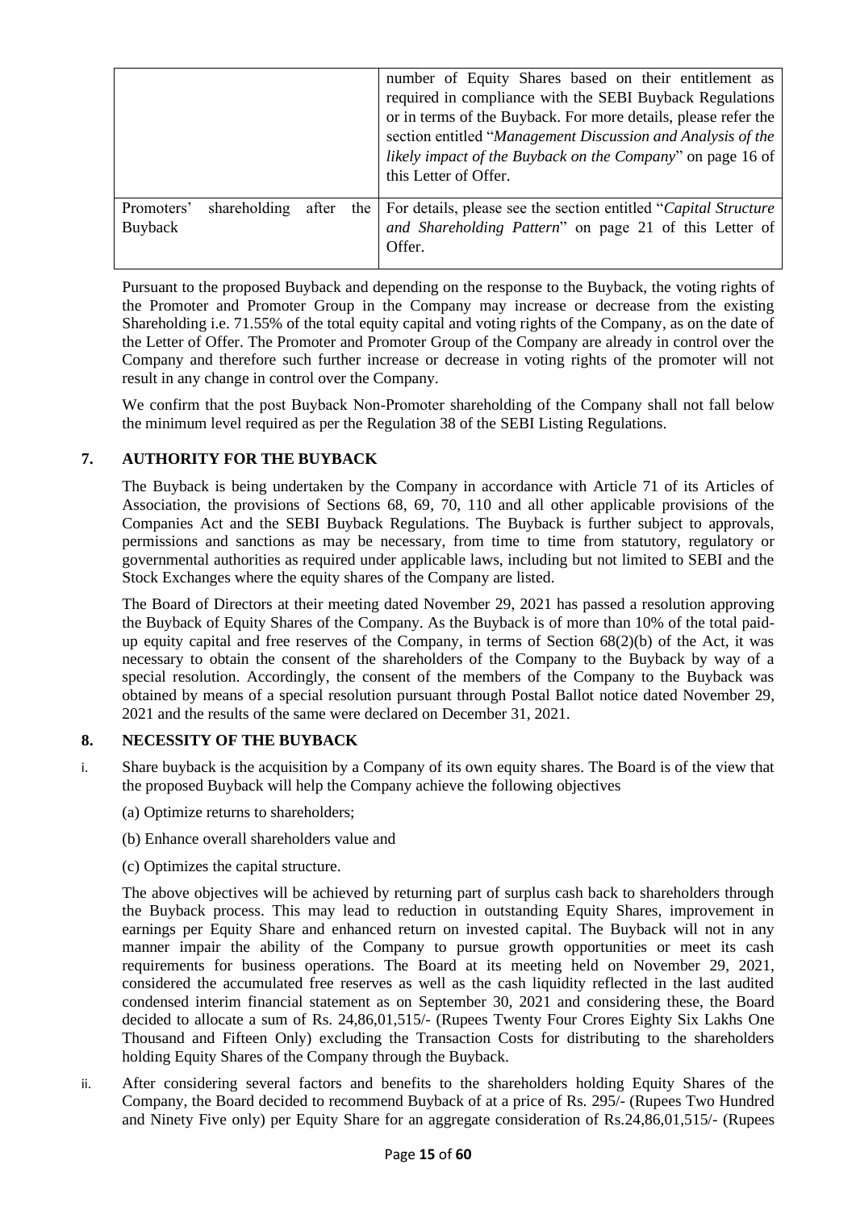| | |
|---|---|
| | number of Equity Shares based on their entitlement as required in compliance with the SEBI Buyback Regulations or in terms of the Buyback. For more details, please refer the section entitled "*Management Discussion and Analysis of the likely impact of the Buyback on the Company*" on page 16 of this Letter of Offer. |
| Promoters' shareholding after the Buyback | For details, please see the section entitled "*Capital Structure and Shareholding Pattern*" on page 21 of this Letter of Offer. |

Pursuant to the proposed Buyback and depending on the response to the Buyback, the voting rights of the Promoter and Promoter Group in the Company may increase or decrease from the existing Shareholding i.e. 71.55% of the total equity capital and voting rights of the Company, as on the date of the Letter of Offer. The Promoter and Promoter Group of the Company are already in control over the Company and therefore such further increase or decrease in voting rights of the promoter will not result in any change in control over the Company.

We confirm that the post Buyback Non-Promoter shareholding of the Company shall not fall below the minimum level required as per the Regulation 38 of the SEBI Listing Regulations.

## 7. AUTHORITY FOR THE BUYBACK

The Buyback is being undertaken by the Company in accordance with Article 71 of its Articles of Association, the provisions of Sections 68, 69, 70, 110 and all other applicable provisions of the Companies Act and the SEBI Buyback Regulations. The Buyback is further subject to approvals, permissions and sanctions as may be necessary, from time to time from statutory, regulatory or governmental authorities as required under applicable laws, including but not limited to SEBI and the Stock Exchanges where the equity shares of the Company are listed.

The Board of Directors at their meeting dated November 29, 2021 has passed a resolution approving the Buyback of Equity Shares of the Company. As the Buyback is of more than 10% of the total paid-up equity capital and free reserves of the Company, in terms of Section 68(2)(b) of the Act, it was necessary to obtain the consent of the shareholders of the Company to the Buyback by way of a special resolution. Accordingly, the consent of the members of the Company to the Buyback was obtained by means of a special resolution pursuant through Postal Ballot notice dated November 29, 2021 and the results of the same were declared on December 31, 2021.

## 8. NECESSITY OF THE BUYBACK

i. Share buyback is the acquisition by a Company of its own equity shares. The Board is of the view that the proposed Buyback will help the Company achieve the following objectives

   (a) Optimize returns to shareholders;

   (b) Enhance overall shareholders value and

   (c) Optimizes the capital structure.

   The above objectives will be achieved by returning part of surplus cash back to shareholders through the Buyback process. This may lead to reduction in outstanding Equity Shares, improvement in earnings per Equity Share and enhanced return on invested capital. The Buyback will not in any manner impair the ability of the Company to pursue growth opportunities or meet its cash requirements for business operations. The Board at its meeting held on November 29, 2021, considered the accumulated free reserves as well as the cash liquidity reflected in the last audited condensed interim financial statement as on September 30, 2021 and considering these, the Board decided to allocate a sum of Rs. 24,86,01,515/- (Rupees Twenty Four Crores Eighty Six Lakhs One Thousand and Fifteen Only) excluding the Transaction Costs for distributing to the shareholders holding Equity Shares of the Company through the Buyback.

ii. After considering several factors and benefits to the shareholders holding Equity Shares of the Company, the Board decided to recommend Buyback of at a price of Rs. 295/- (Rupees Two Hundred and Ninety Five only) per Equity Share for an aggregate consideration of Rs.24,86,01,515/- (Rupees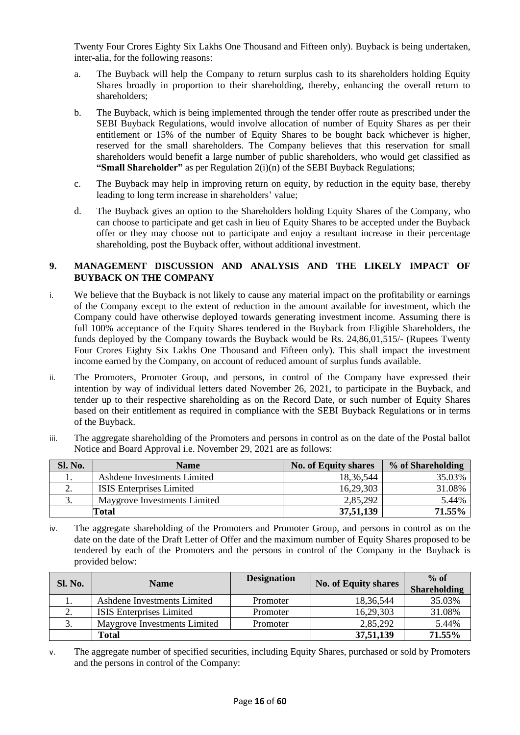Twenty Four Crores Eighty Six Lakhs One Thousand and Fifteen only). Buyback is being undertaken, inter-alia, for the following reasons:

a. The Buyback will help the Company to return surplus cash to its shareholders holding Equity Shares broadly in proportion to their shareholding, thereby, enhancing the overall return to shareholders;

b. The Buyback, which is being implemented through the tender offer route as prescribed under the SEBI Buyback Regulations, would involve allocation of number of Equity Shares as per their entitlement or 15% of the number of Equity Shares to be bought back whichever is higher, reserved for the small shareholders. The Company believes that this reservation for small shareholders would benefit a large number of public shareholders, who would get classified as **"Small Shareholder"** as per Regulation 2(i)(n) of the SEBI Buyback Regulations;

c. The Buyback may help in improving return on equity, by reduction in the equity base, thereby leading to long term increase in shareholders' value;

d. The Buyback gives an option to the Shareholders holding Equity Shares of the Company, who can choose to participate and get cash in lieu of Equity Shares to be accepted under the Buyback offer or they may choose not to participate and enjoy a resultant increase in their percentage shareholding, post the Buyback offer, without additional investment.

## 9. MANAGEMENT DISCUSSION AND ANALYSIS AND THE LIKELY IMPACT OF BUYBACK ON THE COMPANY

i. We believe that the Buyback is not likely to cause any material impact on the profitability or earnings of the Company except to the extent of reduction in the amount available for investment, which the Company could have otherwise deployed towards generating investment income. Assuming there is full 100% acceptance of the Equity Shares tendered in the Buyback from Eligible Shareholders, the funds deployed by the Company towards the Buyback would be Rs. 24,86,01,515/- (Rupees Twenty Four Crores Eighty Six Lakhs One Thousand and Fifteen only). This shall impact the investment income earned by the Company, on account of reduced amount of surplus funds available.

ii. The Promoters, Promoter Group, and persons, in control of the Company have expressed their intention by way of individual letters dated November 26, 2021, to participate in the Buyback, and tender up to their respective shareholding as on the Record Date, or such number of Equity Shares based on their entitlement as required in compliance with the SEBI Buyback Regulations or in terms of the Buyback.

iii. The aggregate shareholding of the Promoters and persons in control as on the date of the Postal ballot Notice and Board Approval i.e. November 29, 2021 are as follows:

| Sl. No. | Name | No. of Equity shares | % of Shareholding |
|---|---|---|---|
| 1. | Ashdene Investments Limited | 18,36,544 | 35.03% |
| 2. | ISIS Enterprises Limited | 16,29,303 | 31.08% |
| 3. | Maygrove Investments Limited | 2,85,292 | 5.44% |
| | **Total** | **37,51,139** | **71.55%** |

iv. The aggregate shareholding of the Promoters and Promoter Group, and persons in control as on the date on the date of the Draft Letter of Offer and the maximum number of Equity Shares proposed to be tendered by each of the Promoters and the persons in control of the Company in the Buyback is provided below:

| Sl. No. | Name | Designation | No. of Equity shares | % of Shareholding |
|---|---|---|---|---|
| 1. | Ashdene Investments Limited | Promoter | 18,36,544 | 35.03% |
| 2. | ISIS Enterprises Limited | Promoter | 16,29,303 | 31.08% |
| 3. | Maygrove Investments Limited | Promoter | 2,85,292 | 5.44% |
| | **Total** | | **37,51,139** | **71.55%** |

v. The aggregate number of specified securities, including Equity Shares, purchased or sold by Promoters and the persons in control of the Company: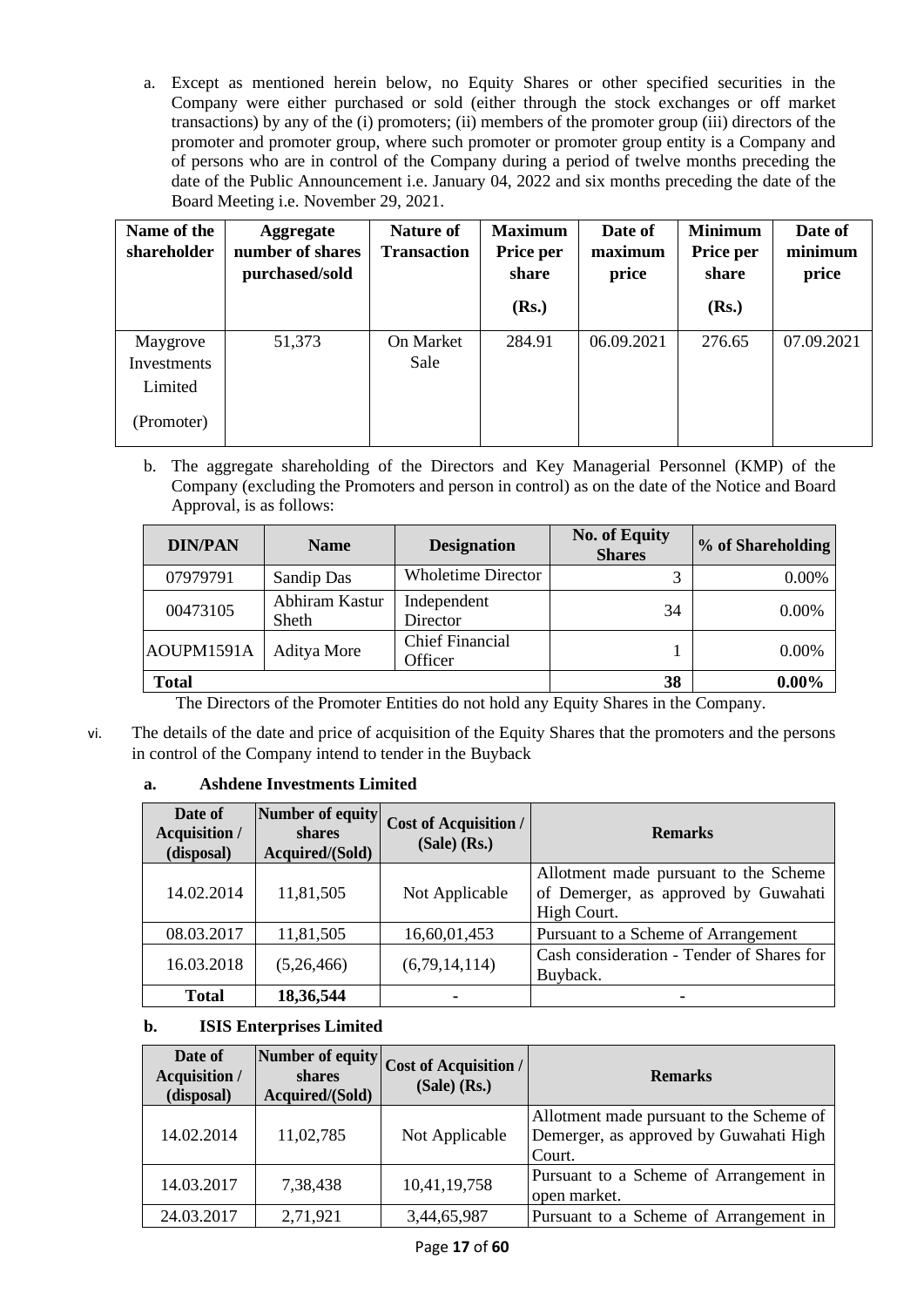a. Except as mentioned herein below, no Equity Shares or other specified securities in the Company were either purchased or sold (either through the stock exchanges or off market transactions) by any of the (i) promoters; (ii) members of the promoter group (iii) directors of the promoter and promoter group, where such promoter or promoter group entity is a Company and of persons who are in control of the Company during a period of twelve months preceding the date of the Public Announcement i.e. January 04, 2022 and six months preceding the date of the Board Meeting i.e. November 29, 2021.

| Name of the shareholder | Aggregate number of shares purchased/sold | Nature of Transaction | Maximum Price per share (Rs.) | Date of maximum price | Minimum Price per share (Rs.) | Date of minimum price |
|---|---|---|---|---|---|---|
| Maygrove Investments Limited (Promoter) | 51,373 | On Market Sale | 284.91 | 06.09.2021 | 276.65 | 07.09.2021 |

b. The aggregate shareholding of the Directors and Key Managerial Personnel (KMP) of the Company (excluding the Promoters and person in control) as on the date of the Notice and Board Approval, is as follows:

| DIN/PAN | Name | Designation | No. of Equity Shares | % of Shareholding |
|---|---|---|---|---|
| 07979791 | Sandip Das | Wholetime Director | 3 | 0.00% |
| 00473105 | Abhiram Kastur Sheth | Independent Director | 34 | 0.00% |
| AOUPM1591A | Aditya More | Chief Financial Officer | 1 | 0.00% |
| **Total** | | | **38** | **0.00%** |

The Directors of the Promoter Entities do not hold any Equity Shares in the Company.

vi. The details of the date and price of acquisition of the Equity Shares that the promoters and the persons in control of the Company intend to tender in the Buyback

**a. Ashdene Investments Limited**

| Date of Acquisition / (disposal) | Number of equity shares Acquired/(Sold) | Cost of Acquisition / (Sale) (Rs.) | Remarks |
|---|---|---|---|
| 14.02.2014 | 11,81,505 | Not Applicable | Allotment made pursuant to the Scheme of Demerger, as approved by Guwahati High Court. |
| 08.03.2017 | 11,81,505 | 16,60,01,453 | Pursuant to a Scheme of Arrangement |
| 16.03.2018 | (5,26,466) | (6,79,14,114) | Cash consideration - Tender of Shares for Buyback. |
| **Total** | **18,36,544** | - | - |

**b. ISIS Enterprises Limited**

| Date of Acquisition / (disposal) | Number of equity shares Acquired/(Sold) | Cost of Acquisition / (Sale) (Rs.) | Remarks |
|---|---|---|---|
| 14.02.2014 | 11,02,785 | Not Applicable | Allotment made pursuant to the Scheme of Demerger, as approved by Guwahati High Court. |
| 14.03.2017 | 7,38,438 | 10,41,19,758 | Pursuant to a Scheme of Arrangement in open market. |
| 24.03.2017 | 2,71,921 | 3,44,65,987 | Pursuant to a Scheme of Arrangement in |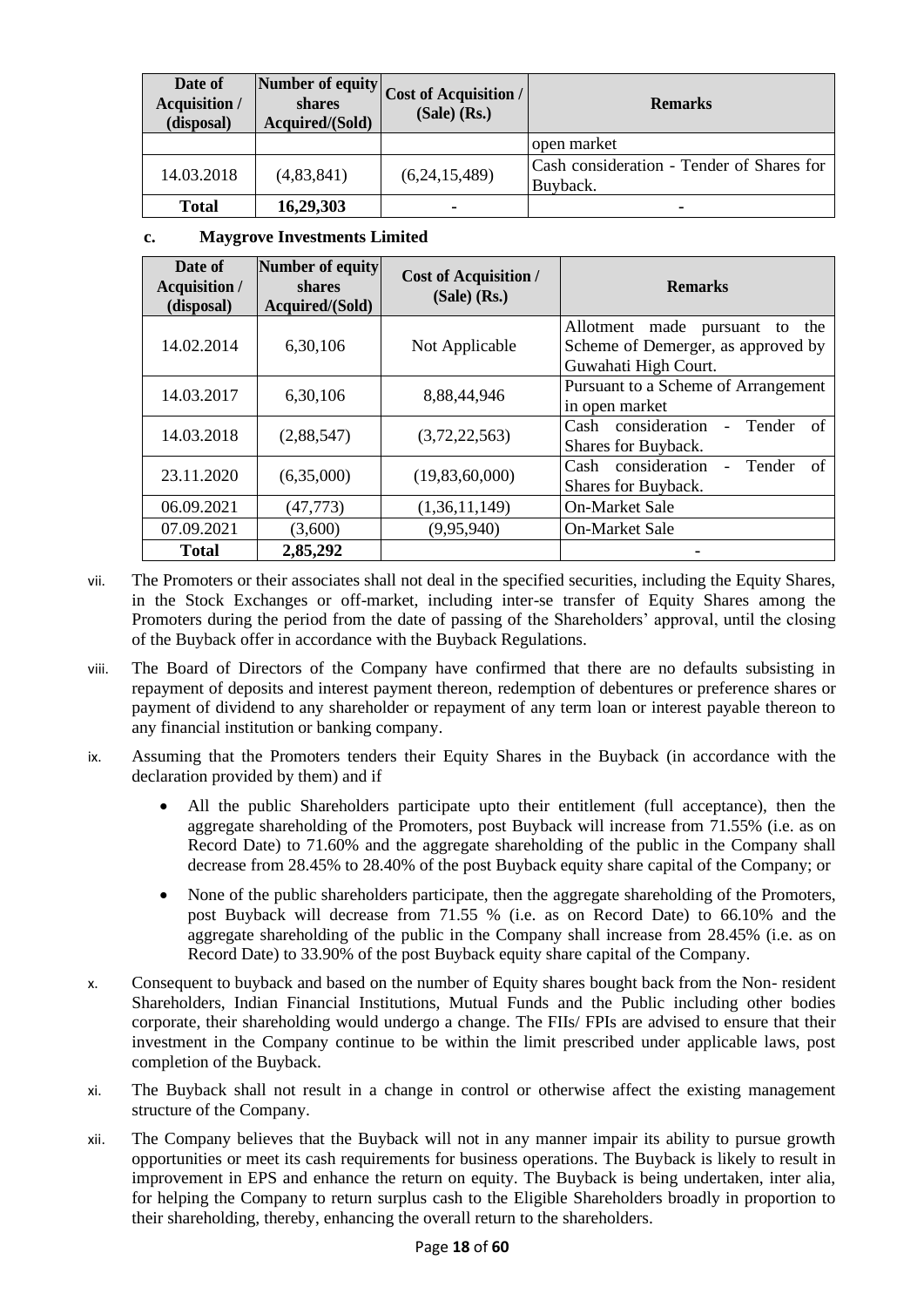| Date of Acquisition / (disposal) | Number of equity shares Acquired/(Sold) | Cost of Acquisition / (Sale) (Rs.) | Remarks |
|---|---|---|---|
| | | | open market |
| 14.03.2018 | (4,83,841) | (6,24,15,489) | Cash consideration - Tender of Shares for Buyback. |
| **Total** | **16,29,303** | - | - |

**c. Maygrove Investments Limited**

| Date of Acquisition / (disposal) | Number of equity shares Acquired/(Sold) | Cost of Acquisition / (Sale) (Rs.) | Remarks |
|---|---|---|---|
| 14.02.2014 | 6,30,106 | Not Applicable | Allotment made pursuant to the Scheme of Demerger, as approved by Guwahati High Court. |
| 14.03.2017 | 6,30,106 | 8,88,44,946 | Pursuant to a Scheme of Arrangement in open market |
| 14.03.2018 | (2,88,547) | (3,72,22,563) | Cash consideration - Tender of Shares for Buyback. |
| 23.11.2020 | (6,35,000) | (19,83,60,000) | Cash consideration - Tender of Shares for Buyback. |
| 06.09.2021 | (47,773) | (1,36,11,149) | On-Market Sale |
| 07.09.2021 | (3,600) | (9,95,940) | On-Market Sale |
| **Total** | **2,85,292** | | - |

vii. The Promoters or their associates shall not deal in the specified securities, including the Equity Shares, in the Stock Exchanges or off-market, including inter-se transfer of Equity Shares among the Promoters during the period from the date of passing of the Shareholders' approval, until the closing of the Buyback offer in accordance with the Buyback Regulations.

viii. The Board of Directors of the Company have confirmed that there are no defaults subsisting in repayment of deposits and interest payment thereon, redemption of debentures or preference shares or payment of dividend to any shareholder or repayment of any term loan or interest payable thereon to any financial institution or banking company.

ix. Assuming that the Promoters tenders their Equity Shares in the Buyback (in accordance with the declaration provided by them) and if

- All the public Shareholders participate upto their entitlement (full acceptance), then the aggregate shareholding of the Promoters, post Buyback will increase from 71.55% (i.e. as on Record Date) to 71.60% and the aggregate shareholding of the public in the Company shall decrease from 28.45% to 28.40% of the post Buyback equity share capital of the Company; or
- None of the public shareholders participate, then the aggregate shareholding of the Promoters, post Buyback will decrease from 71.55 % (i.e. as on Record Date) to 66.10% and the aggregate shareholding of the public in the Company shall increase from 28.45% (i.e. as on Record Date) to 33.90% of the post Buyback equity share capital of the Company.

x. Consequent to buyback and based on the number of Equity shares bought back from the Non- resident Shareholders, Indian Financial Institutions, Mutual Funds and the Public including other bodies corporate, their shareholding would undergo a change. The FIIs/ FPIs are advised to ensure that their investment in the Company continue to be within the limit prescribed under applicable laws, post completion of the Buyback.

xi. The Buyback shall not result in a change in control or otherwise affect the existing management structure of the Company.

xii. The Company believes that the Buyback will not in any manner impair its ability to pursue growth opportunities or meet its cash requirements for business operations. The Buyback is likely to result in improvement in EPS and enhance the return on equity. The Buyback is being undertaken, inter alia, for helping the Company to return surplus cash to the Eligible Shareholders broadly in proportion to their shareholding, thereby, enhancing the overall return to the shareholders.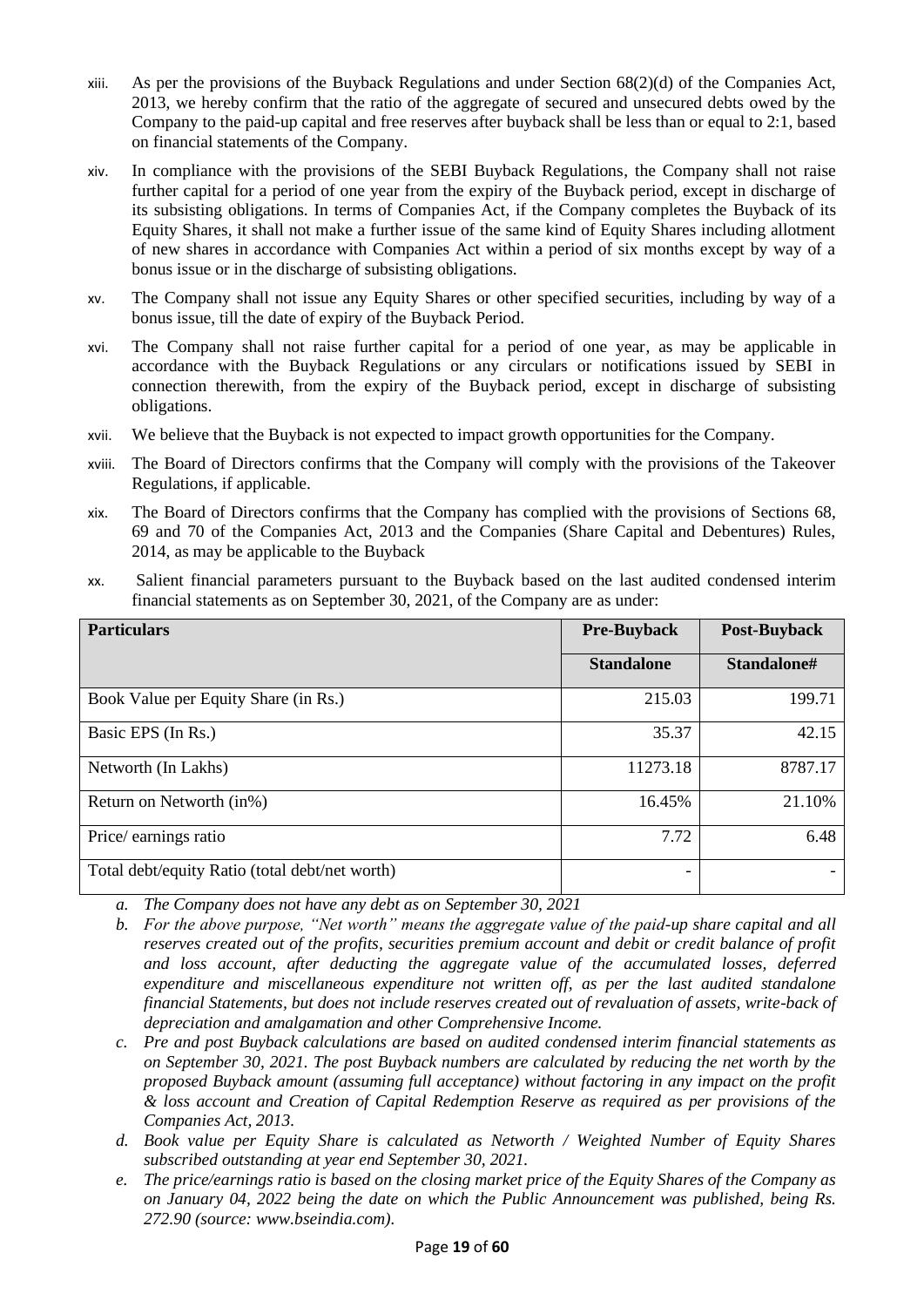xiii. As per the provisions of the Buyback Regulations and under Section 68(2)(d) of the Companies Act, 2013, we hereby confirm that the ratio of the aggregate of secured and unsecured debts owed by the Company to the paid-up capital and free reserves after buyback shall be less than or equal to 2:1, based on financial statements of the Company.

xiv. In compliance with the provisions of the SEBI Buyback Regulations, the Company shall not raise further capital for a period of one year from the expiry of the Buyback period, except in discharge of its subsisting obligations. In terms of Companies Act, if the Company completes the Buyback of its Equity Shares, it shall not make a further issue of the same kind of Equity Shares including allotment of new shares in accordance with Companies Act within a period of six months except by way of a bonus issue or in the discharge of subsisting obligations.

xv. The Company shall not issue any Equity Shares or other specified securities, including by way of a bonus issue, till the date of expiry of the Buyback Period.

xvi. The Company shall not raise further capital for a period of one year, as may be applicable in accordance with the Buyback Regulations or any circulars or notifications issued by SEBI in connection therewith, from the expiry of the Buyback period, except in discharge of subsisting obligations.

xvii. We believe that the Buyback is not expected to impact growth opportunities for the Company.

xviii. The Board of Directors confirms that the Company will comply with the provisions of the Takeover Regulations, if applicable.

xix. The Board of Directors confirms that the Company has complied with the provisions of Sections 68, 69 and 70 of the Companies Act, 2013 and the Companies (Share Capital and Debentures) Rules, 2014, as may be applicable to the Buyback

xx. Salient financial parameters pursuant to the Buyback based on the last audited condensed interim financial statements as on September 30, 2021, of the Company are as under:

| Particulars | Pre-Buyback | Post-Buyback |
|---|---|---|
| | **Standalone** | **Standalone#** |
| Book Value per Equity Share (in Rs.) | 215.03 | 199.71 |
| Basic EPS (In Rs.) | 35.37 | 42.15 |
| Networth (In Lakhs) | 11273.18 | 8787.17 |
| Return on Networth (in%) | 16.45% | 21.10% |
| Price/ earnings ratio | 7.72 | 6.48 |
| Total debt/equity Ratio (total debt/net worth) | - | - |

*a. The Company does not have any debt as on September 30, 2021*

*b. For the above purpose, "Net worth" means the aggregate value of the paid-up share capital and all reserves created out of the profits, securities premium account and debit or credit balance of profit and loss account, after deducting the aggregate value of the accumulated losses, deferred expenditure and miscellaneous expenditure not written off, as per the last audited standalone financial Statements, but does not include reserves created out of revaluation of assets, write-back of depreciation and amalgamation and other Comprehensive Income.*

*c. Pre and post Buyback calculations are based on audited condensed interim financial statements as on September 30, 2021. The post Buyback numbers are calculated by reducing the net worth by the proposed Buyback amount (assuming full acceptance) without factoring in any impact on the profit & loss account and Creation of Capital Redemption Reserve as required as per provisions of the Companies Act, 2013.*

*d. Book value per Equity Share is calculated as Networth / Weighted Number of Equity Shares subscribed outstanding at year end September 30, 2021.*

*e. The price/earnings ratio is based on the closing market price of the Equity Shares of the Company as on January 04, 2022 being the date on which the Public Announcement was published, being Rs. 272.90 (source: www.bseindia.com).*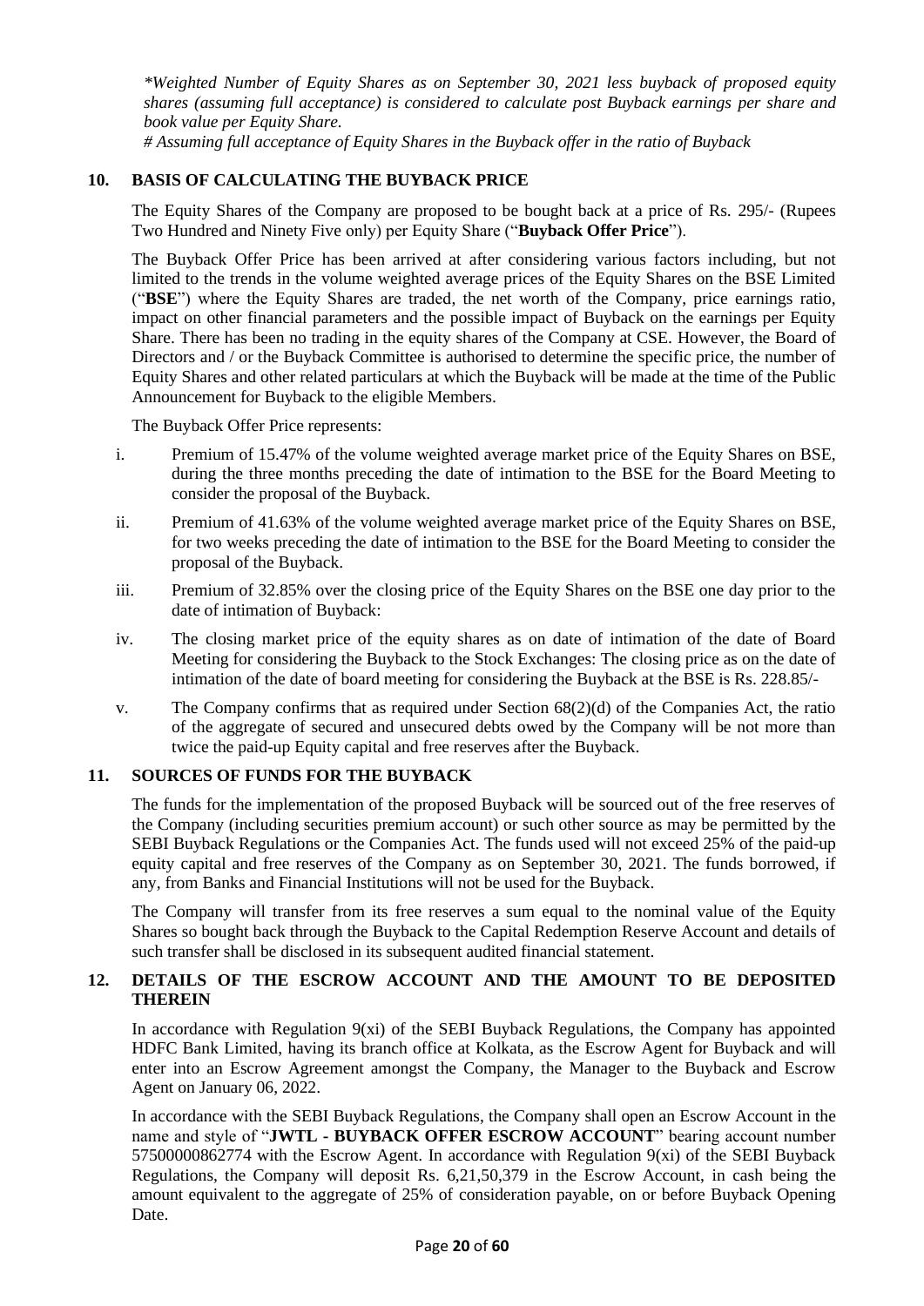*\*Weighted Number of Equity Shares as on September 30, 2021 less buyback of proposed equity shares (assuming full acceptance) is considered to calculate post Buyback earnings per share and book value per Equity Share.*

*# Assuming full acceptance of Equity Shares in the Buyback offer in the ratio of Buyback*

## 10. BASIS OF CALCULATING THE BUYBACK PRICE

The Equity Shares of the Company are proposed to be bought back at a price of Rs. 295/- (Rupees Two Hundred and Ninety Five only) per Equity Share ("**Buyback Offer Price**").

The Buyback Offer Price has been arrived at after considering various factors including, but not limited to the trends in the volume weighted average prices of the Equity Shares on the BSE Limited ("**BSE**") where the Equity Shares are traded, the net worth of the Company, price earnings ratio, impact on other financial parameters and the possible impact of Buyback on the earnings per Equity Share. There has been no trading in the equity shares of the Company at CSE. However, the Board of Directors and / or the Buyback Committee is authorised to determine the specific price, the number of Equity Shares and other related particulars at which the Buyback will be made at the time of the Public Announcement for Buyback to the eligible Members.

The Buyback Offer Price represents:

i. Premium of 15.47% of the volume weighted average market price of the Equity Shares on BSE, during the three months preceding the date of intimation to the BSE for the Board Meeting to consider the proposal of the Buyback.

ii. Premium of 41.63% of the volume weighted average market price of the Equity Shares on BSE, for two weeks preceding the date of intimation to the BSE for the Board Meeting to consider the proposal of the Buyback.

iii. Premium of 32.85% over the closing price of the Equity Shares on the BSE one day prior to the date of intimation of Buyback:

iv. The closing market price of the equity shares as on date of intimation of the date of Board Meeting for considering the Buyback to the Stock Exchanges: The closing price as on the date of intimation of the date of board meeting for considering the Buyback at the BSE is Rs. 228.85/-

v. The Company confirms that as required under Section 68(2)(d) of the Companies Act, the ratio of the aggregate of secured and unsecured debts owed by the Company will be not more than twice the paid-up Equity capital and free reserves after the Buyback.

## 11. SOURCES OF FUNDS FOR THE BUYBACK

The funds for the implementation of the proposed Buyback will be sourced out of the free reserves of the Company (including securities premium account) or such other source as may be permitted by the SEBI Buyback Regulations or the Companies Act. The funds used will not exceed 25% of the paid-up equity capital and free reserves of the Company as on September 30, 2021. The funds borrowed, if any, from Banks and Financial Institutions will not be used for the Buyback.

The Company will transfer from its free reserves a sum equal to the nominal value of the Equity Shares so bought back through the Buyback to the Capital Redemption Reserve Account and details of such transfer shall be disclosed in its subsequent audited financial statement.

## 12. DETAILS OF THE ESCROW ACCOUNT AND THE AMOUNT TO BE DEPOSITED THEREIN

In accordance with Regulation 9(xi) of the SEBI Buyback Regulations, the Company has appointed HDFC Bank Limited, having its branch office at Kolkata, as the Escrow Agent for Buyback and will enter into an Escrow Agreement amongst the Company, the Manager to the Buyback and Escrow Agent on January 06, 2022.

In accordance with the SEBI Buyback Regulations, the Company shall open an Escrow Account in the name and style of "**JWTL - BUYBACK OFFER ESCROW ACCOUNT**" bearing account number 57500000862774 with the Escrow Agent. In accordance with Regulation 9(xi) of the SEBI Buyback Regulations, the Company will deposit Rs. 6,21,50,379 in the Escrow Account, in cash being the amount equivalent to the aggregate of 25% of consideration payable, on or before Buyback Opening Date.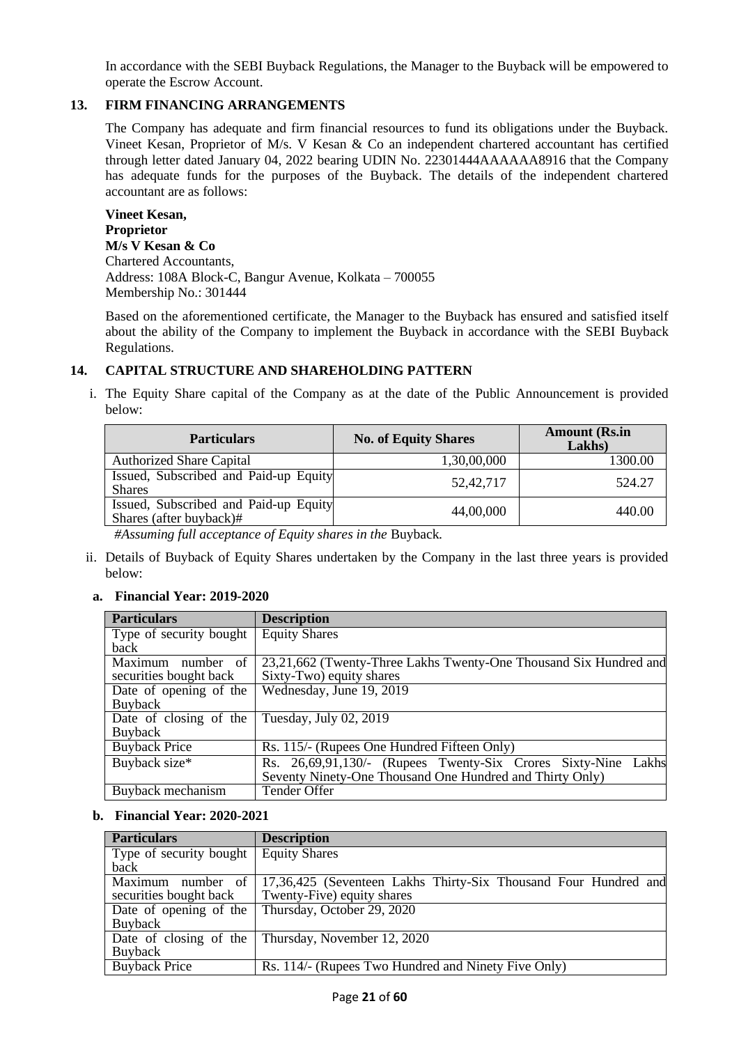In accordance with the SEBI Buyback Regulations, the Manager to the Buyback will be empowered to operate the Escrow Account.

## 13. FIRM FINANCING ARRANGEMENTS

The Company has adequate and firm financial resources to fund its obligations under the Buyback. Vineet Kesan, Proprietor of M/s. V Kesan & Co an independent chartered accountant has certified through letter dated January 04, 2022 bearing UDIN No. 22301444AAAAAA8916 that the Company has adequate funds for the purposes of the Buyback. The details of the independent chartered accountant are as follows:

**Vineet Kesan,**
**Proprietor**
**M/s V Kesan & Co**
Chartered Accountants,
Address: 108A Block-C, Bangur Avenue, Kolkata – 700055
Membership No.: 301444

Based on the aforementioned certificate, the Manager to the Buyback has ensured and satisfied itself about the ability of the Company to implement the Buyback in accordance with the SEBI Buyback Regulations.

## 14. CAPITAL STRUCTURE AND SHAREHOLDING PATTERN

i. The Equity Share capital of the Company as at the date of the Public Announcement is provided below:

| Particulars | No. of Equity Shares | Amount (Rs.in Lakhs) |
|---|---|---|
| Authorized Share Capital | 1,30,00,000 | 1300.00 |
| Issued, Subscribed and Paid-up Equity Shares | 52,42,717 | 524.27 |
| Issued, Subscribed and Paid-up Equity Shares (after buyback)# | 44,00,000 | 440.00 |

*#Assuming full acceptance of Equity shares in the* Buyback*.*

ii. Details of Buyback of Equity Shares undertaken by the Company in the last three years is provided below:

**a. Financial Year: 2019-2020**

| Particulars | Description |
|---|---|
| Type of security bought back | Equity Shares |
| Maximum number of securities bought back | 23,21,662 (Twenty-Three Lakhs Twenty-One Thousand Six Hundred and Sixty-Two) equity shares |
| Date of opening of the Buyback | Wednesday, June 19, 2019 |
| Date of closing of the Buyback | Tuesday, July 02, 2019 |
| Buyback Price | Rs. 115/- (Rupees One Hundred Fifteen Only) |
| Buyback size* | Rs. 26,69,91,130/- (Rupees Twenty-Six Crores Sixty-Nine Lakhs Seventy Ninety-One Thousand One Hundred and Thirty Only) |
| Buyback mechanism | Tender Offer |

**b. Financial Year: 2020-2021**

| Particulars | Description |
|---|---|
| Type of security bought back | Equity Shares |
| Maximum number of securities bought back | 17,36,425 (Seventeen Lakhs Thirty-Six Thousand Four Hundred and Twenty-Five) equity shares |
| Date of opening of the Buyback | Thursday, October 29, 2020 |
| Date of closing of the Buyback | Thursday, November 12, 2020 |
| Buyback Price | Rs. 114/- (Rupees Two Hundred and Ninety Five Only) |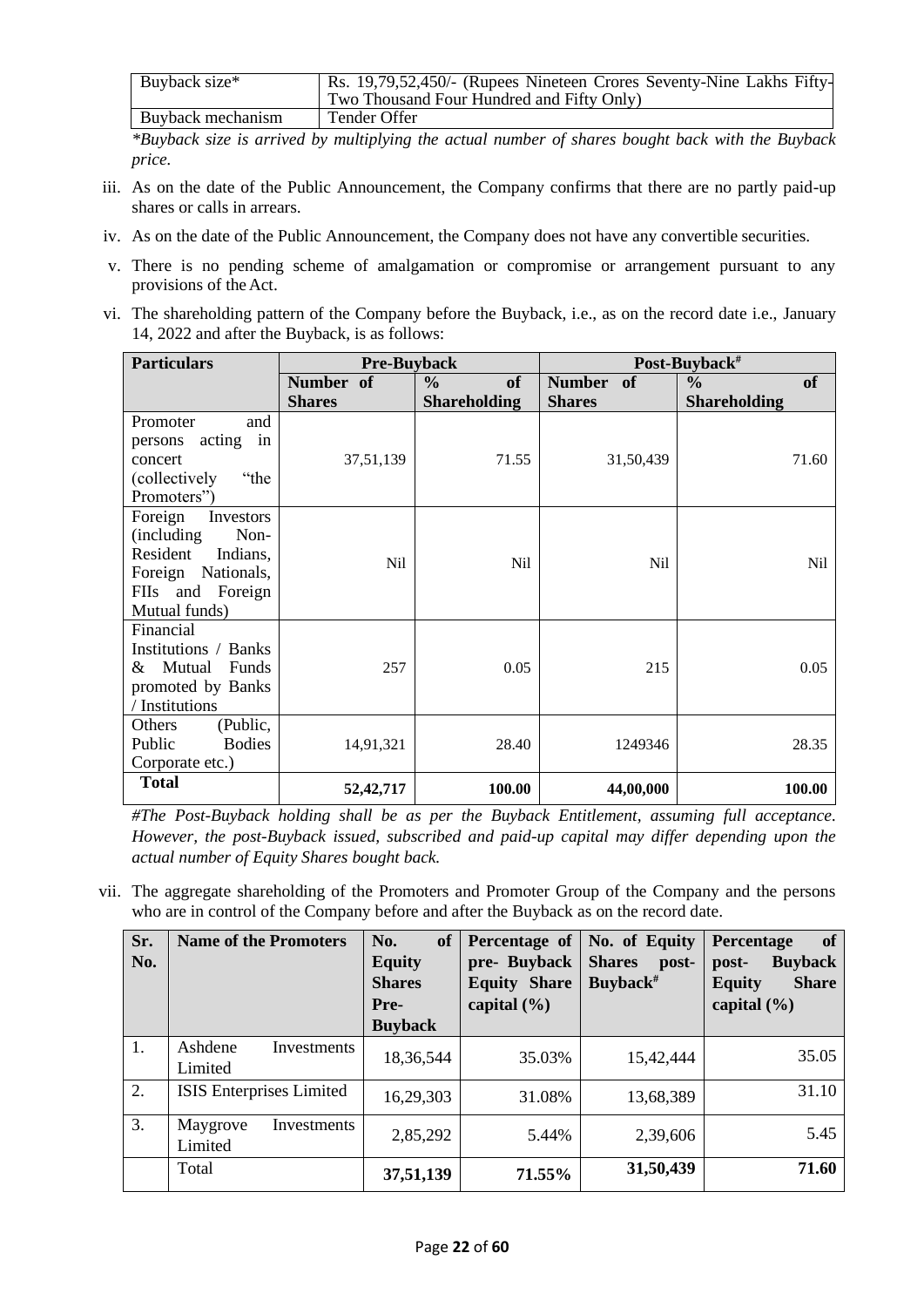| | |
|---|---|
| Buyback size* | Rs. 19,79,52,450/- (Rupees Nineteen Crores Seventy-Nine Lakhs Fifty-Two Thousand Four Hundred and Fifty Only) |
| Buyback mechanism | Tender Offer |

*\*Buyback size is arrived by multiplying the actual number of shares bought back with the Buyback price.*

iii. As on the date of the Public Announcement, the Company confirms that there are no partly paid-up shares or calls in arrears.

iv. As on the date of the Public Announcement, the Company does not have any convertible securities.

v. There is no pending scheme of amalgamation or compromise or arrangement pursuant to any provisions of the Act.

vi. The shareholding pattern of the Company before the Buyback, i.e., as on the record date i.e., January 14, 2022 and after the Buyback, is as follows:

| Particulars | Pre-Buyback | | Post-Buyback# | |
|---|---|---|---|---|
| | Number of Shares | % of Shareholding | Number of Shares | % of Shareholding |
| Promoter and persons acting in concert (collectively "the Promoters") | 37,51,139 | 71.55 | 31,50,439 | 71.60 |
| Foreign Investors (including Non-Resident Indians, Foreign Nationals, FIIs and Foreign Mutual funds) | Nil | Nil | Nil | Nil |
| Financial Institutions / Banks & Mutual Funds promoted by Banks / Institutions | 257 | 0.05 | 215 | 0.05 |
| Others (Public, Public Bodies Corporate etc.) | 14,91,321 | 28.40 | 1249346 | 28.35 |
| **Total** | **52,42,717** | **100.00** | **44,00,000** | **100.00** |

*#The Post-Buyback holding shall be as per the Buyback Entitlement, assuming full acceptance. However, the post-Buyback issued, subscribed and paid-up capital may differ depending upon the actual number of Equity Shares bought back.*

vii. The aggregate shareholding of the Promoters and Promoter Group of the Company and the persons who are in control of the Company before and after the Buyback as on the record date.

| Sr. No. | Name of the Promoters | No. of Equity Shares Pre-Buyback | Percentage of pre- Buyback Equity Share capital (%) | No. of Equity Shares post-Buyback# | Percentage of post- Buyback Equity Share capital (%) |
|---|---|---|---|---|---|
| 1. | Ashdene Investments Limited | 18,36,544 | 35.03% | 15,42,444 | 35.05 |
| 2. | ISIS Enterprises Limited | 16,29,303 | 31.08% | 13,68,389 | 31.10 |
| 3. | Maygrove Investments Limited | 2,85,292 | 5.44% | 2,39,606 | 5.45 |
| | Total | **37,51,139** | **71.55%** | **31,50,439** | **71.60** |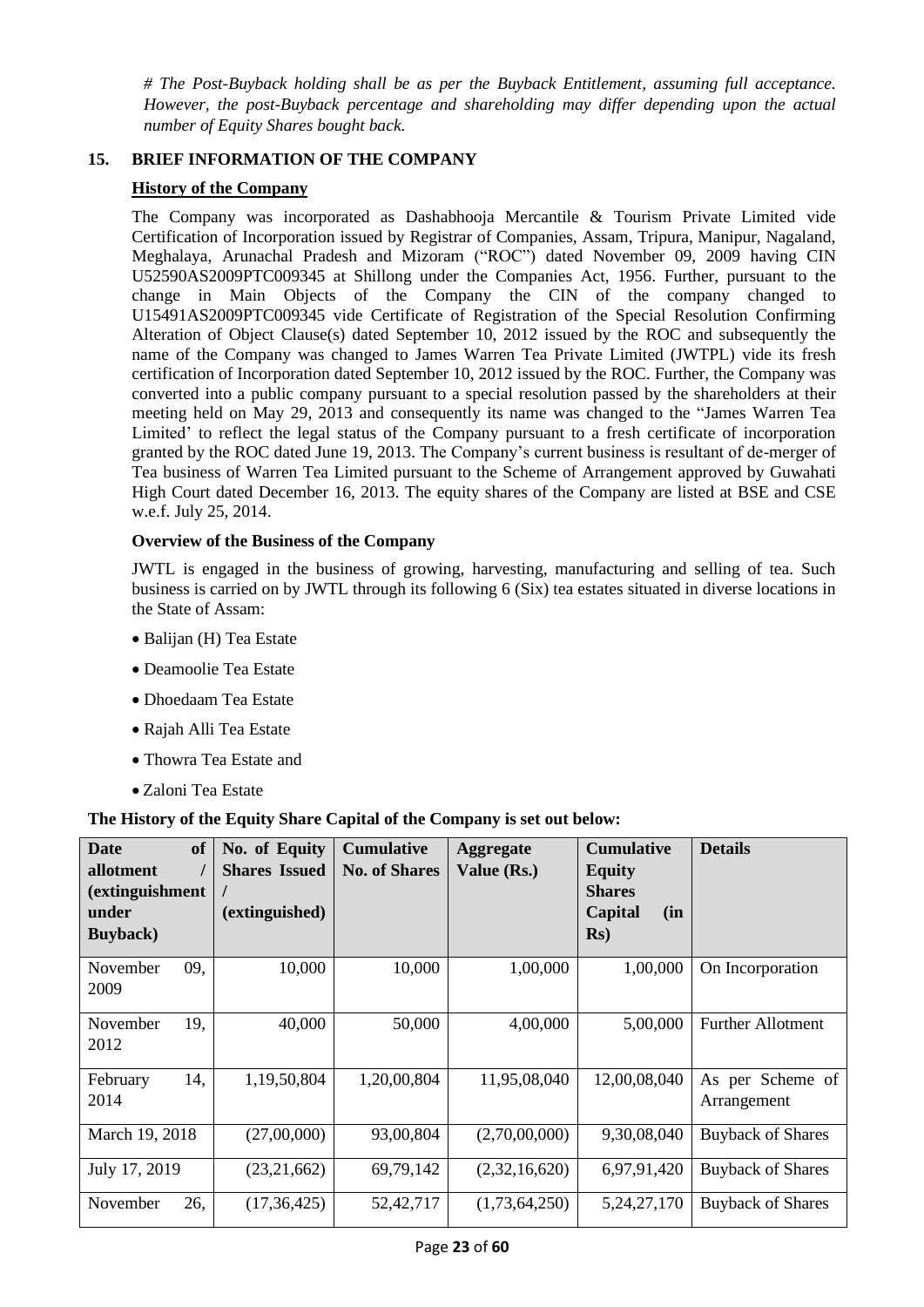*# The Post-Buyback holding shall be as per the Buyback Entitlement, assuming full acceptance. However, the post-Buyback percentage and shareholding may differ depending upon the actual number of Equity Shares bought back.*

## 15. BRIEF INFORMATION OF THE COMPANY

### History of the Company

The Company was incorporated as Dashabhooja Mercantile & Tourism Private Limited vide Certification of Incorporation issued by Registrar of Companies, Assam, Tripura, Manipur, Nagaland, Meghalaya, Arunachal Pradesh and Mizoram ("ROC") dated November 09, 2009 having CIN U52590AS2009PTC009345 at Shillong under the Companies Act, 1956. Further, pursuant to the change in Main Objects of the Company the CIN of the company changed to U15491AS2009PTC009345 vide Certificate of Registration of the Special Resolution Confirming Alteration of Object Clause(s) dated September 10, 2012 issued by the ROC and subsequently the name of the Company was changed to James Warren Tea Private Limited (JWTPL) vide its fresh certification of Incorporation dated September 10, 2012 issued by the ROC. Further, the Company was converted into a public company pursuant to a special resolution passed by the shareholders at their meeting held on May 29, 2013 and consequently its name was changed to the "James Warren Tea Limited' to reflect the legal status of the Company pursuant to a fresh certificate of incorporation granted by the ROC dated June 19, 2013. The Company's current business is resultant of de-merger of Tea business of Warren Tea Limited pursuant to the Scheme of Arrangement approved by Guwahati High Court dated December 16, 2013. The equity shares of the Company are listed at BSE and CSE w.e.f. July 25, 2014.

### Overview of the Business of the Company

JWTL is engaged in the business of growing, harvesting, manufacturing and selling of tea. Such business is carried on by JWTL through its following 6 (Six) tea estates situated in diverse locations in the State of Assam:

- Balijan (H) Tea Estate
- Deamoolie Tea Estate
- Dhoedaam Tea Estate
- Rajah Alli Tea Estate
- Thowra Tea Estate and
- Zaloni Tea Estate

**The History of the Equity Share Capital of the Company is set out below:**

| Date of allotment / (extinguishment under Buyback) | No. of Equity Shares Issued / (extinguished) | Cumulative No. of Shares | Aggregate Value (Rs.) | Cumulative Equity Shares Capital (in Rs) | Details |
|---|---|---|---|---|---|
| November 09, 2009 | 10,000 | 10,000 | 1,00,000 | 1,00,000 | On Incorporation |
| November 19, 2012 | 40,000 | 50,000 | 4,00,000 | 5,00,000 | Further Allotment |
| February 14, 2014 | 1,19,50,804 | 1,20,00,804 | 11,95,08,040 | 12,00,08,040 | As per Scheme of Arrangement |
| March 19, 2018 | (27,00,000) | 93,00,804 | (2,70,00,000) | 9,30,08,040 | Buyback of Shares |
| July 17, 2019 | (23,21,662) | 69,79,142 | (2,32,16,620) | 6,97,91,420 | Buyback of Shares |
| November 26, | (17,36,425) | 52,42,717 | (1,73,64,250) | 5,24,27,170 | Buyback of Shares |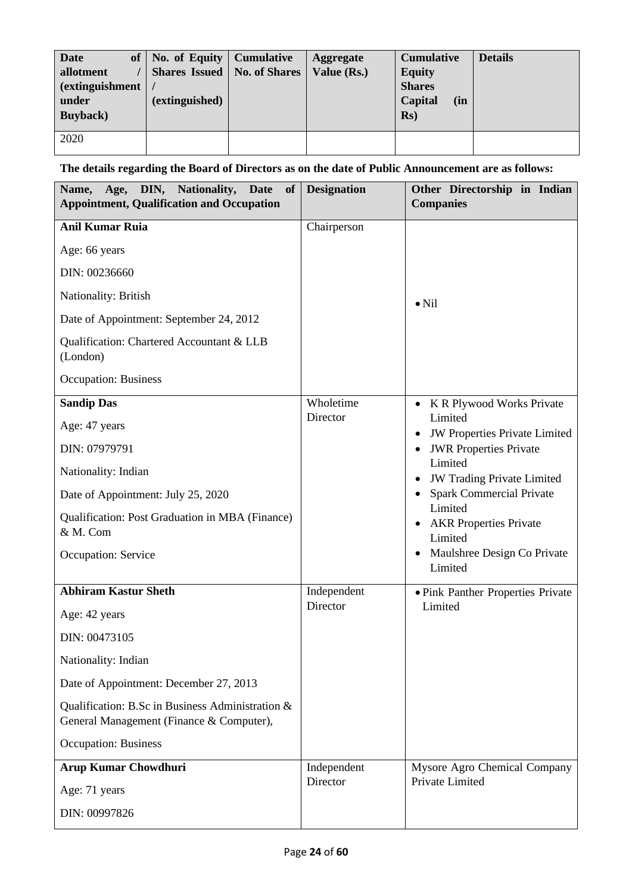| Date of allotment / (extinguishment under Buyback) | No. of Equity Shares Issued / (extinguished) | Cumulative No. of Shares | Aggregate Value (Rs.) | Cumulative Equity Shares Capital (in Rs) | Details |
|---|---|---|---|---|---|
| 2020 | | | | | |

**The details regarding the Board of Directors as on the date of Public Announcement are as follows:**

| Name, Age, DIN, Nationality, Date of Appointment, Qualification and Occupation | Designation | Other Directorship in Indian Companies |
|---|---|---|
| **Anil Kumar Ruia**<br>Age: 66 years<br>DIN: 00236660<br>Nationality: British<br>Date of Appointment: September 24, 2012<br>Qualification: Chartered Accountant & LLB (London)<br>Occupation: Business | Chairperson | • Nil |
| **Sandip Das**<br>Age: 47 years<br>DIN: 07979791<br>Nationality: Indian<br>Date of Appointment: July 25, 2020<br>Qualification: Post Graduation in MBA (Finance) & M. Com<br>Occupation: Service | Wholetime Director | • K R Plywood Works Private Limited<br>• JW Properties Private Limited<br>• JWR Properties Private Limited<br>• JW Trading Private Limited<br>• Spark Commercial Private Limited<br>• AKR Properties Private Limited<br>• Maulshree Design Co Private Limited |
| **Abhiram Kastur Sheth**<br>Age: 42 years<br>DIN: 00473105<br>Nationality: Indian<br>Date of Appointment: December 27, 2013<br>Qualification: B.Sc in Business Administration & General Management (Finance & Computer),<br>Occupation: Business | Independent Director | • Pink Panther Properties Private Limited |
| **Arup Kumar Chowdhuri**<br>Age: 71 years<br>DIN: 00997826 | Independent Director | Mysore Agro Chemical Company Private Limited |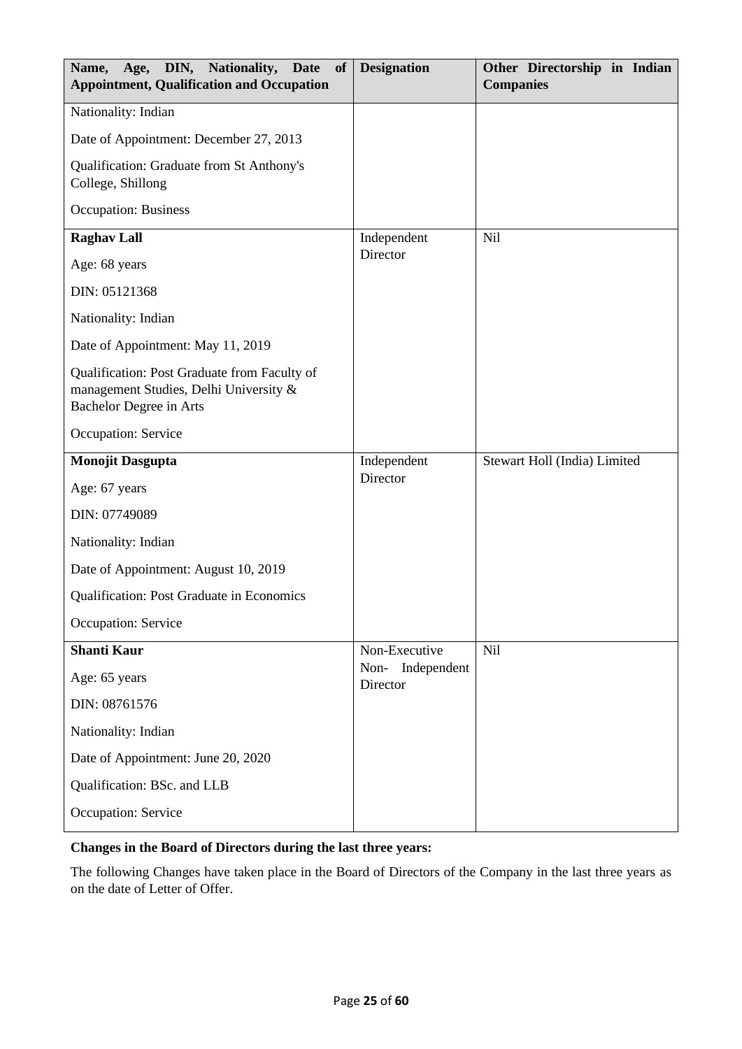| Name, Age, DIN, Nationality, Date of Appointment, Qualification and Occupation | Designation | Other Directorship in Indian Companies |
| --- | --- | --- |
| Nationality: Indian<br><br>Date of Appointment: December 27, 2013<br><br>Qualification: Graduate from St Anthony's College, Shillong<br><br>Occupation: Business | | |
| **Raghav Lall**<br><br>Age: 68 years<br><br>DIN: 05121368<br><br>Nationality: Indian<br><br>Date of Appointment: May 11, 2019<br><br>Qualification: Post Graduate from Faculty of management Studies, Delhi University & Bachelor Degree in Arts<br><br>Occupation: Service | Independent Director | Nil |
| **Monojit Dasgupta**<br><br>Age: 67 years<br><br>DIN: 07749089<br><br>Nationality: Indian<br><br>Date of Appointment: August 10, 2019<br><br>Qualification: Post Graduate in Economics<br><br>Occupation: Service | Independent Director | Stewart Holl (India) Limited |
| **Shanti Kaur**<br><br>Age: 65 years<br><br>DIN: 08761576<br><br>Nationality: Indian<br><br>Date of Appointment: June 20, 2020<br><br>Qualification: BSc. and LLB<br><br>Occupation: Service | Non-Executive Non- Independent Director | Nil |

**Changes in the Board of Directors during the last three years:**

The following Changes have taken place in the Board of Directors of the Company in the last three years as on the date of Letter of Offer.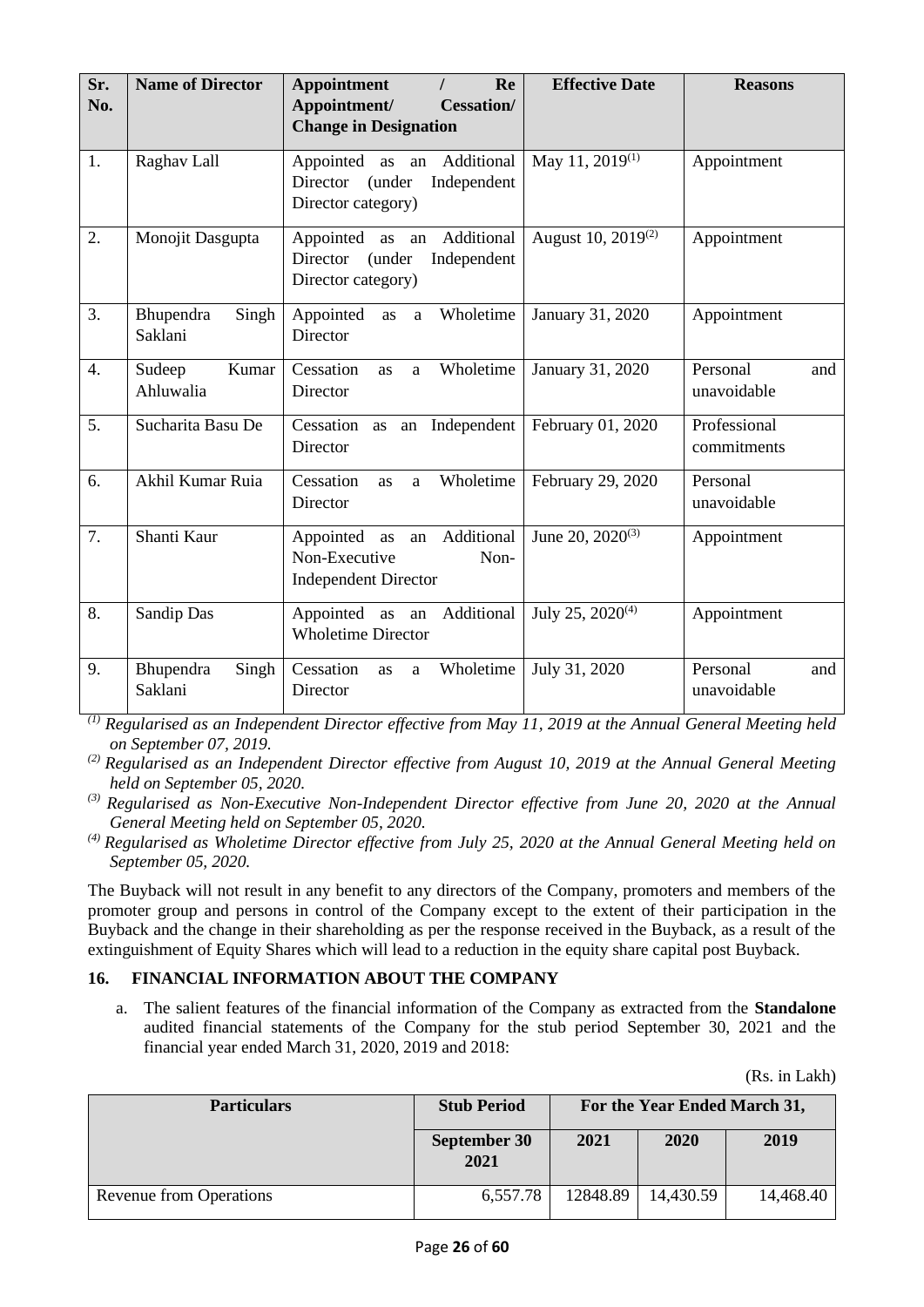| Sr. No. | Name of Director | Appointment / Re Appointment/ Cessation/ Change in Designation | Effective Date | Reasons |
|---|---|---|---|---|
| 1. | Raghav Lall | Appointed as an Additional Director (under Independent Director category) | May 11, 2019[(1)] | Appointment |
| 2. | Monojit Dasgupta | Appointed as an Additional Director (under Independent Director category) | August 10, 2019[(2)] | Appointment |
| 3. | Bhupendra Singh Saklani | Appointed as a Wholetime Director | January 31, 2020 | Appointment |
| 4. | Sudeep Kumar Ahluwalia | Cessation as a Wholetime Director | January 31, 2020 | Personal and unavoidable |
| 5. | Sucharita Basu De | Cessation as an Independent Director | February 01, 2020 | Professional commitments |
| 6. | Akhil Kumar Ruia | Cessation as a Wholetime Director | February 29, 2020 | Personal unavoidable |
| 7. | Shanti Kaur | Appointed as an Additional Non-Executive Non-Independent Director | June 20, 2020[(3)] | Appointment |
| 8. | Sandip Das | Appointed as an Additional Wholetime Director | July 25, 2020[(4)] | Appointment |
| 9. | Bhupendra Singh Saklani | Cessation as a Wholetime Director | July 31, 2020 | Personal and unavoidable |

*[(1)] Regularised as an Independent Director effective from May 11, 2019 at the Annual General Meeting held on September 07, 2019.*

*[(2)] Regularised as an Independent Director effective from August 10, 2019 at the Annual General Meeting held on September 05, 2020.*

*[(3)] Regularised as Non-Executive Non-Independent Director effective from June 20, 2020 at the Annual General Meeting held on September 05, 2020.*

*[(4)] Regularised as Wholetime Director effective from July 25, 2020 at the Annual General Meeting held on September 05, 2020.*

The Buyback will not result in any benefit to any directors of the Company, promoters and members of the promoter group and persons in control of the Company except to the extent of their participation in the Buyback and the change in their shareholding as per the response received in the Buyback, as a result of the extinguishment of Equity Shares which will lead to a reduction in the equity share capital post Buyback.

## 16. FINANCIAL INFORMATION ABOUT THE COMPANY

a. The salient features of the financial information of the Company as extracted from the **Standalone** audited financial statements of the Company for the stub period September 30, 2021 and the financial year ended March 31, 2020, 2019 and 2018:

(Rs. in Lakh)

| Particulars | Stub Period | For the Year Ended March 31, | | |
|---|---|---|---|---|
| | September 30 2021 | 2021 | 2020 | 2019 |
| Revenue from Operations | 6,557.78 | 12848.89 | 14,430.59 | 14,468.40 |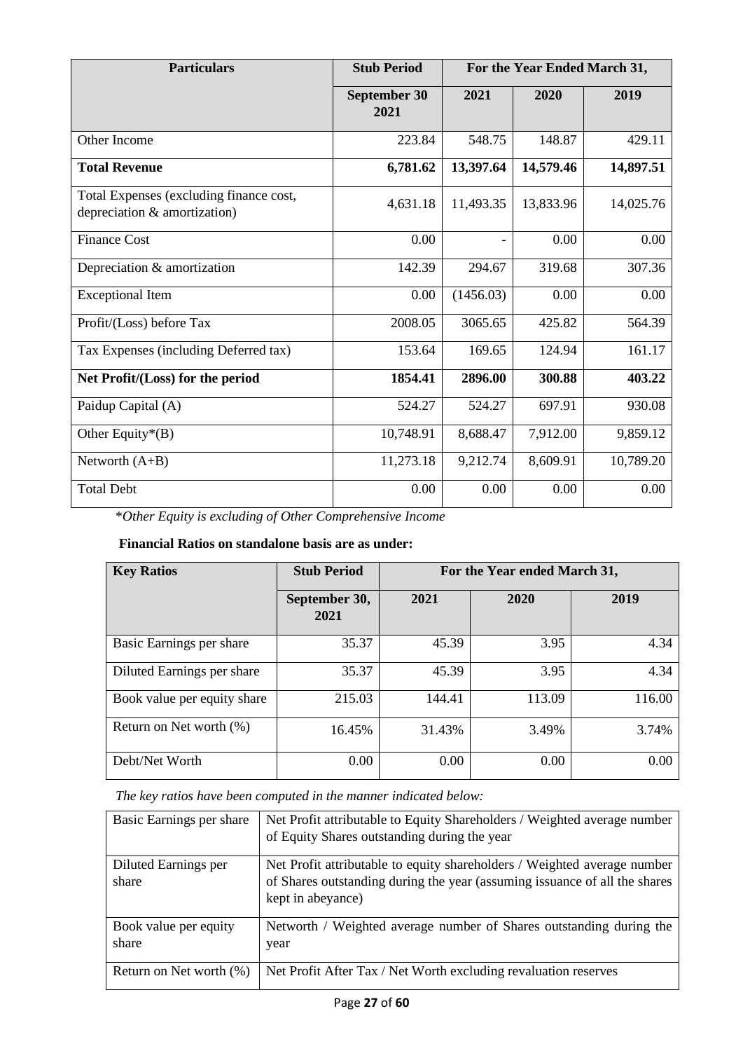| Particulars | Stub Period | For the Year Ended March 31, | | |
|---|---|---|---|---|
| | September 30 2021 | 2021 | 2020 | 2019 |
| Other Income | 223.84 | 548.75 | 148.87 | 429.11 |
| **Total Revenue** | **6,781.62** | **13,397.64** | **14,579.46** | **14,897.51** |
| Total Expenses (excluding finance cost, depreciation & amortization) | 4,631.18 | 11,493.35 | 13,833.96 | 14,025.76 |
| Finance Cost | 0.00 | - | 0.00 | 0.00 |
| Depreciation & amortization | 142.39 | 294.67 | 319.68 | 307.36 |
| Exceptional Item | 0.00 | (1456.03) | 0.00 | 0.00 |
| Profit/(Loss) before Tax | 2008.05 | 3065.65 | 425.82 | 564.39 |
| Tax Expenses (including Deferred tax) | 153.64 | 169.65 | 124.94 | 161.17 |
| **Net Profit/(Loss) for the period** | **1854.41** | **2896.00** | **300.88** | **403.22** |
| Paidup Capital (A) | 524.27 | 524.27 | 697.91 | 930.08 |
| Other Equity*(B) | 10,748.91 | 8,688.47 | 7,912.00 | 9,859.12 |
| Networth (A+B) | 11,273.18 | 9,212.74 | 8,609.91 | 10,789.20 |
| Total Debt | 0.00 | 0.00 | 0.00 | 0.00 |

*Other Equity is excluding of Other Comprehensive Income*

**Financial Ratios on standalone basis are as under:**

| Key Ratios | Stub Period | For the Year ended March 31, | | |
|---|---|---|---|---|
| | September 30, 2021 | 2021 | 2020 | 2019 |
| Basic Earnings per share | 35.37 | 45.39 | 3.95 | 4.34 |
| Diluted Earnings per share | 35.37 | 45.39 | 3.95 | 4.34 |
| Book value per equity share | 215.03 | 144.41 | 113.09 | 116.00 |
| Return on Net worth (%) | 16.45% | 31.43% | 3.49% | 3.74% |
| Debt/Net Worth | 0.00 | 0.00 | 0.00 | 0.00 |

*The key ratios have been computed in the manner indicated below:*

| | |
|---|---|
| Basic Earnings per share | Net Profit attributable to Equity Shareholders / Weighted average number of Equity Shares outstanding during the year |
| Diluted Earnings per share | Net Profit attributable to equity shareholders / Weighted average number of Shares outstanding during the year (assuming issuance of all the shares kept in abeyance) |
| Book value per equity share | Networth / Weighted average number of Shares outstanding during the year |
| Return on Net worth (%) | Net Profit After Tax / Net Worth excluding revaluation reserves |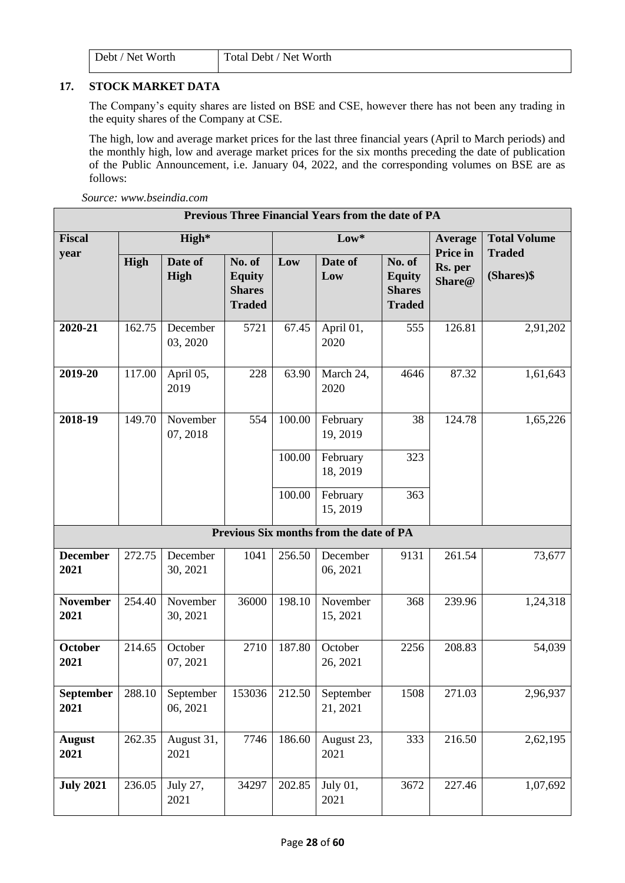| | |
|---|---|
| Debt / Net Worth | Total Debt / Net Worth |

## 17. STOCK MARKET DATA

The Company's equity shares are listed on BSE and CSE, however there has not been any trading in the equity shares of the Company at CSE.

The high, low and average market prices for the last three financial years (April to March periods) and the monthly high, low and average market prices for the six months preceding the date of publication of the Public Announcement, i.e. January 04, 2022, and the corresponding volumes on BSE are as follows:

*Source: www.bseindia.com*

| Previous Three Financial Years from the date of PA | | | | | | | | | |
|---|---|---|---|---|---|---|---|---|---|
| **Fiscal year** | **High*** | | | **Low*** | | | **Average Price in Rs. per Share@** | **Total Volume Traded (Shares)$** |
| | **High** | **Date of High** | **No. of Equity Shares Traded** | **Low** | **Date of Low** | **No. of Equity Shares Traded** | | |
| **2020-21** | 162.75 | December 03, 2020 | 5721 | 67.45 | April 01, 2020 | 555 | 126.81 | 2,91,202 |
| **2019-20** | 117.00 | April 05, 2019 | 228 | 63.90 | March 24, 2020 | 4646 | 87.32 | 1,61,643 |
| **2018-19** | 149.70 | November 07, 2018 | 554 | 100.00 | February 19, 2019 | 38 | 124.78 | 1,65,226 |
| | | | | 100.00 | February 18, 2019 | 323 | | |
| | | | | 100.00 | February 15, 2019 | 363 | | |
| **Previous Six months from the date of PA** | | | | | | | | |
| **December 2021** | 272.75 | December 30, 2021 | 1041 | 256.50 | December 06, 2021 | 9131 | 261.54 | 73,677 |
| **November 2021** | 254.40 | November 30, 2021 | 36000 | 198.10 | November 15, 2021 | 368 | 239.96 | 1,24,318 |
| **October 2021** | 214.65 | October 07, 2021 | 2710 | 187.80 | October 26, 2021 | 2256 | 208.83 | 54,039 |
| **September 2021** | 288.10 | September 06, 2021 | 153036 | 212.50 | September 21, 2021 | 1508 | 271.03 | 2,96,937 |
| **August 2021** | 262.35 | August 31, 2021 | 7746 | 186.60 | August 23, 2021 | 333 | 216.50 | 2,62,195 |
| **July 2021** | 236.05 | July 27, 2021 | 34297 | 202.85 | July 01, 2021 | 3672 | 227.46 | 1,07,692 |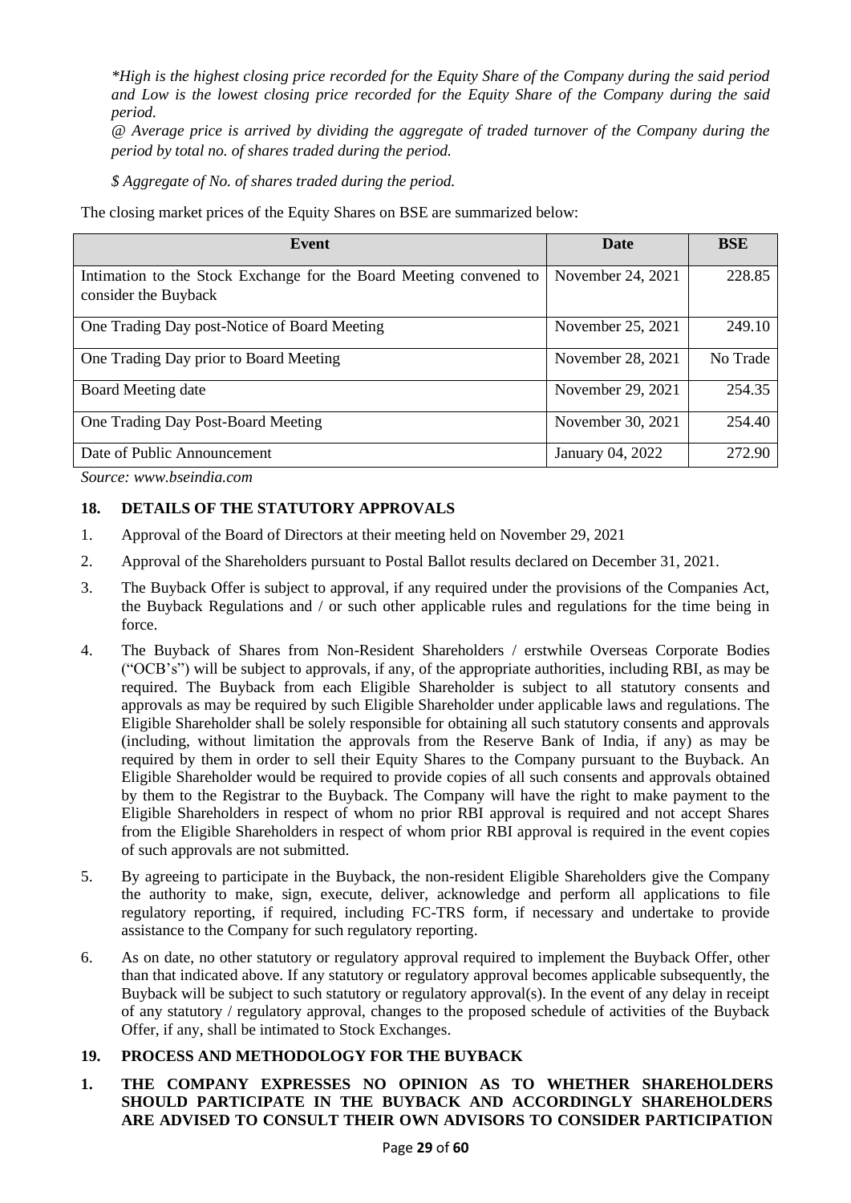*\*High is the highest closing price recorded for the Equity Share of the Company during the said period and Low is the lowest closing price recorded for the Equity Share of the Company during the said period.*

*@ Average price is arrived by dividing the aggregate of traded turnover of the Company during the period by total no. of shares traded during the period.*

*$ Aggregate of No. of shares traded during the period.*

The closing market prices of the Equity Shares on BSE are summarized below:

| Event | Date | BSE |
|---|---|---|
| Intimation to the Stock Exchange for the Board Meeting convened to consider the Buyback | November 24, 2021 | 228.85 |
| One Trading Day post-Notice of Board Meeting | November 25, 2021 | 249.10 |
| One Trading Day prior to Board Meeting | November 28, 2021 | No Trade |
| Board Meeting date | November 29, 2021 | 254.35 |
| One Trading Day Post-Board Meeting | November 30, 2021 | 254.40 |
| Date of Public Announcement | January 04, 2022 | 272.90 |

*Source: www.bseindia.com*

## 18. DETAILS OF THE STATUTORY APPROVALS

1. Approval of the Board of Directors at their meeting held on November 29, 2021
2. Approval of the Shareholders pursuant to Postal Ballot results declared on December 31, 2021.
3. The Buyback Offer is subject to approval, if any required under the provisions of the Companies Act, the Buyback Regulations and / or such other applicable rules and regulations for the time being in force.
4. The Buyback of Shares from Non-Resident Shareholders / erstwhile Overseas Corporate Bodies ("OCB's") will be subject to approvals, if any, of the appropriate authorities, including RBI, as may be required. The Buyback from each Eligible Shareholder is subject to all statutory consents and approvals as may be required by such Eligible Shareholder under applicable laws and regulations. The Eligible Shareholder shall be solely responsible for obtaining all such statutory consents and approvals (including, without limitation the approvals from the Reserve Bank of India, if any) as may be required by them in order to sell their Equity Shares to the Company pursuant to the Buyback. An Eligible Shareholder would be required to provide copies of all such consents and approvals obtained by them to the Registrar to the Buyback. The Company will have the right to make payment to the Eligible Shareholders in respect of whom no prior RBI approval is required and not accept Shares from the Eligible Shareholders in respect of whom prior RBI approval is required in the event copies of such approvals are not submitted.
5. By agreeing to participate in the Buyback, the non-resident Eligible Shareholders give the Company the authority to make, sign, execute, deliver, acknowledge and perform all applications to file regulatory reporting, if required, including FC-TRS form, if necessary and undertake to provide assistance to the Company for such regulatory reporting.
6. As on date, no other statutory or regulatory approval required to implement the Buyback Offer, other than that indicated above. If any statutory or regulatory approval becomes applicable subsequently, the Buyback will be subject to such statutory or regulatory approval(s). In the event of any delay in receipt of any statutory / regulatory approval, changes to the proposed schedule of activities of the Buyback Offer, if any, shall be intimated to Stock Exchanges.

## 19. PROCESS AND METHODOLOGY FOR THE BUYBACK

1. **THE COMPANY EXPRESSES NO OPINION AS TO WHETHER SHAREHOLDERS SHOULD PARTICIPATE IN THE BUYBACK AND ACCORDINGLY SHAREHOLDERS ARE ADVISED TO CONSULT THEIR OWN ADVISORS TO CONSIDER PARTICIPATION**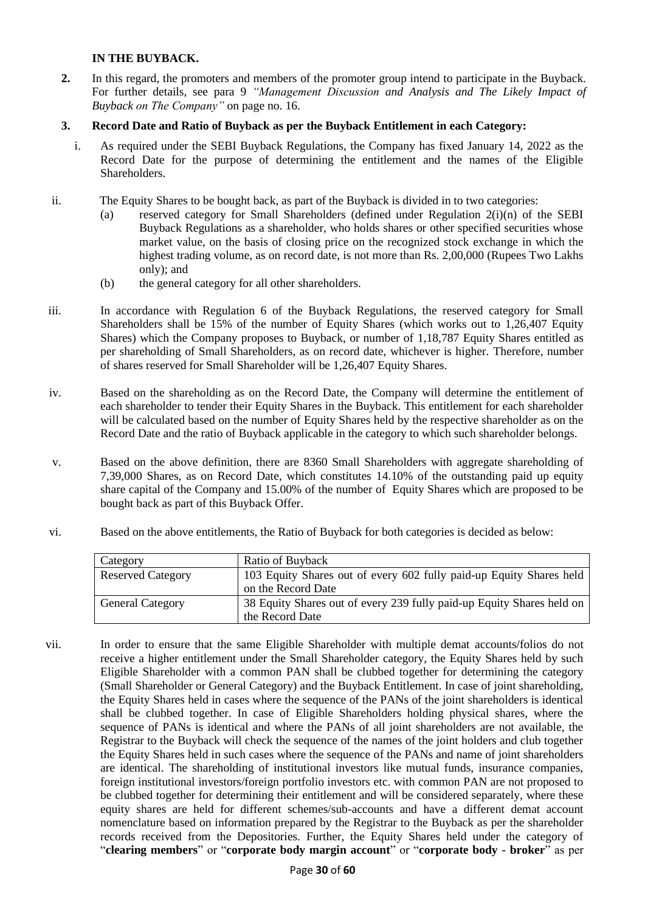**IN THE BUYBACK.**

**2.** In this regard, the promoters and members of the promoter group intend to participate in the Buyback. For further details, see para 9 *"Management Discussion and Analysis and The Likely Impact of Buyback on The Company"* on page no. 16.

**3. Record Date and Ratio of Buyback as per the Buyback Entitlement in each Category:**

i. As required under the SEBI Buyback Regulations, the Company has fixed January 14, 2022 as the Record Date for the purpose of determining the entitlement and the names of the Eligible Shareholders.

ii. The Equity Shares to be bought back, as part of the Buyback is divided in to two categories:

   (a) reserved category for Small Shareholders (defined under Regulation 2(i)(n) of the SEBI Buyback Regulations as a shareholder, who holds shares or other specified securities whose market value, on the basis of closing price on the recognized stock exchange in which the highest trading volume, as on record date, is not more than Rs. 2,00,000 (Rupees Two Lakhs only); and

   (b) the general category for all other shareholders.

iii. In accordance with Regulation 6 of the Buyback Regulations, the reserved category for Small Shareholders shall be 15% of the number of Equity Shares (which works out to 1,26,407 Equity Shares) which the Company proposes to Buyback, or number of 1,18,787 Equity Shares entitled as per shareholding of Small Shareholders, as on record date, whichever is higher. Therefore, number of shares reserved for Small Shareholder will be 1,26,407 Equity Shares.

iv. Based on the shareholding as on the Record Date, the Company will determine the entitlement of each shareholder to tender their Equity Shares in the Buyback. This entitlement for each shareholder will be calculated based on the number of Equity Shares held by the respective shareholder as on the Record Date and the ratio of Buyback applicable in the category to which such shareholder belongs.

v. Based on the above definition, there are 8360 Small Shareholders with aggregate shareholding of 7,39,000 Shares, as on Record Date, which constitutes 14.10% of the outstanding paid up equity share capital of the Company and 15.00% of the number of Equity Shares which are proposed to be bought back as part of this Buyback Offer.

vi. Based on the above entitlements, the Ratio of Buyback for both categories is decided as below:

| Category | Ratio of Buyback |
|---|---|
| Reserved Category | 103 Equity Shares out of every 602 fully paid-up Equity Shares held on the Record Date |
| General Category | 38 Equity Shares out of every 239 fully paid-up Equity Shares held on the Record Date |

vii. In order to ensure that the same Eligible Shareholder with multiple demat accounts/folios do not receive a higher entitlement under the Small Shareholder category, the Equity Shares held by such Eligible Shareholder with a common PAN shall be clubbed together for determining the category (Small Shareholder or General Category) and the Buyback Entitlement. In case of joint shareholding, the Equity Shares held in cases where the sequence of the PANs of the joint shareholders is identical shall be clubbed together. In case of Eligible Shareholders holding physical shares, where the sequence of PANs is identical and where the PANs of all joint shareholders are not available, the Registrar to the Buyback will check the sequence of the names of the joint holders and club together the Equity Shares held in such cases where the sequence of the PANs and name of joint shareholders are identical. The shareholding of institutional investors like mutual funds, insurance companies, foreign institutional investors/foreign portfolio investors etc. with common PAN are not proposed to be clubbed together for determining their entitlement and will be considered separately, where these equity shares are held for different schemes/sub-accounts and have a different demat account nomenclature based on information prepared by the Registrar to the Buyback as per the shareholder records received from the Depositories. Further, the Equity Shares held under the category of "**clearing members**" or "**corporate body margin account**" or "**corporate body - broker**" as per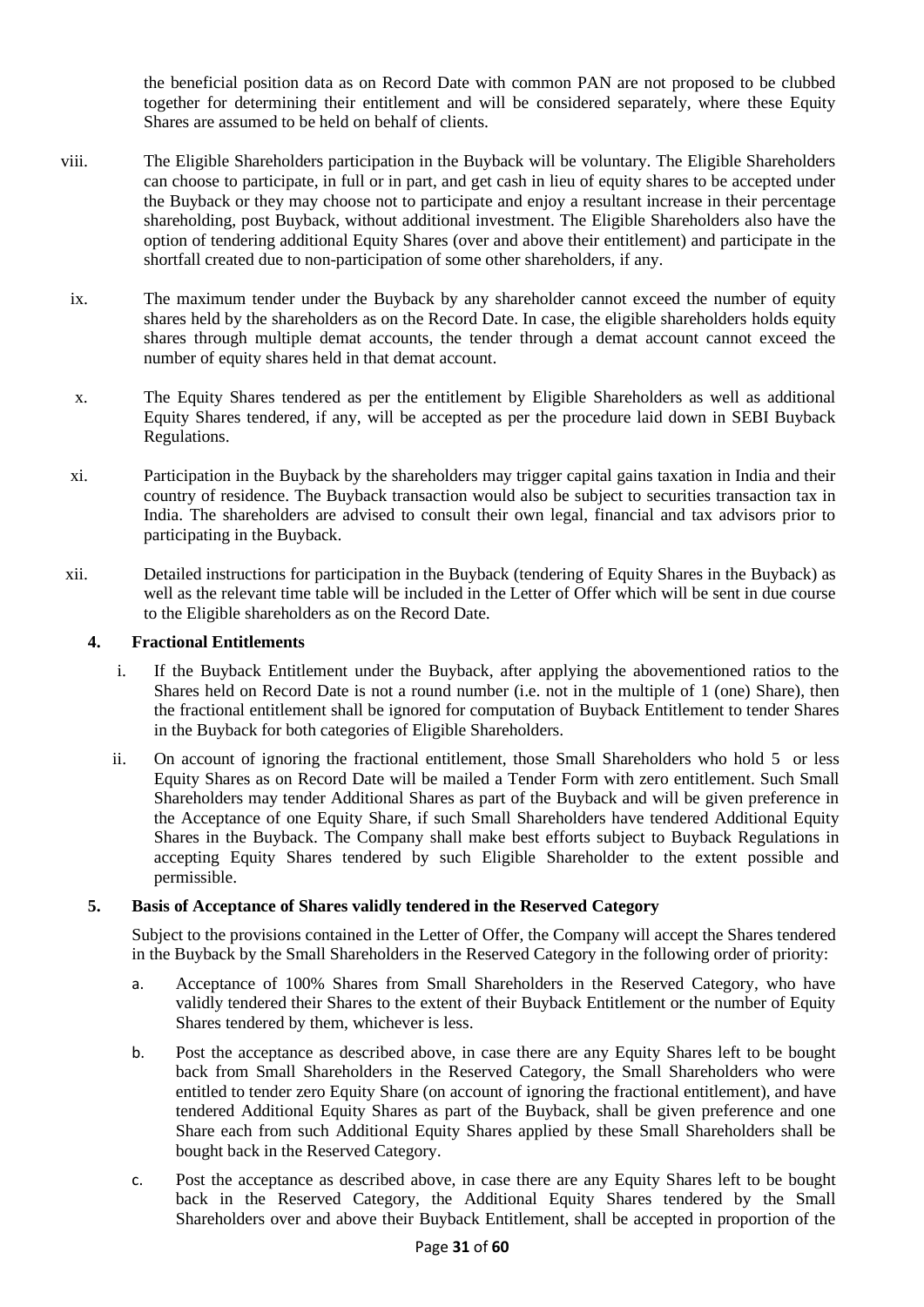the beneficial position data as on Record Date with common PAN are not proposed to be clubbed together for determining their entitlement and will be considered separately, where these Equity Shares are assumed to be held on behalf of clients.

viii. The Eligible Shareholders participation in the Buyback will be voluntary. The Eligible Shareholders can choose to participate, in full or in part, and get cash in lieu of equity shares to be accepted under the Buyback or they may choose not to participate and enjoy a resultant increase in their percentage shareholding, post Buyback, without additional investment. The Eligible Shareholders also have the option of tendering additional Equity Shares (over and above their entitlement) and participate in the shortfall created due to non-participation of some other shareholders, if any.

ix. The maximum tender under the Buyback by any shareholder cannot exceed the number of equity shares held by the shareholders as on the Record Date. In case, the eligible shareholders holds equity shares through multiple demat accounts, the tender through a demat account cannot exceed the number of equity shares held in that demat account.

x. The Equity Shares tendered as per the entitlement by Eligible Shareholders as well as additional Equity Shares tendered, if any, will be accepted as per the procedure laid down in SEBI Buyback Regulations.

xi. Participation in the Buyback by the shareholders may trigger capital gains taxation in India and their country of residence. The Buyback transaction would also be subject to securities transaction tax in India. The shareholders are advised to consult their own legal, financial and tax advisors prior to participating in the Buyback.

xii. Detailed instructions for participation in the Buyback (tendering of Equity Shares in the Buyback) as well as the relevant time table will be included in the Letter of Offer which will be sent in due course to the Eligible shareholders as on the Record Date.

**4. Fractional Entitlements**

i. If the Buyback Entitlement under the Buyback, after applying the abovementioned ratios to the Shares held on Record Date is not a round number (i.e. not in the multiple of 1 (one) Share), then the fractional entitlement shall be ignored for computation of Buyback Entitlement to tender Shares in the Buyback for both categories of Eligible Shareholders.

ii. On account of ignoring the fractional entitlement, those Small Shareholders who hold 5 or less Equity Shares as on Record Date will be mailed a Tender Form with zero entitlement. Such Small Shareholders may tender Additional Shares as part of the Buyback and will be given preference in the Acceptance of one Equity Share, if such Small Shareholders have tendered Additional Equity Shares in the Buyback. The Company shall make best efforts subject to Buyback Regulations in accepting Equity Shares tendered by such Eligible Shareholder to the extent possible and permissible.

**5. Basis of Acceptance of Shares validly tendered in the Reserved Category**

Subject to the provisions contained in the Letter of Offer, the Company will accept the Shares tendered in the Buyback by the Small Shareholders in the Reserved Category in the following order of priority:

a. Acceptance of 100% Shares from Small Shareholders in the Reserved Category, who have validly tendered their Shares to the extent of their Buyback Entitlement or the number of Equity Shares tendered by them, whichever is less.

b. Post the acceptance as described above, in case there are any Equity Shares left to be bought back from Small Shareholders in the Reserved Category, the Small Shareholders who were entitled to tender zero Equity Share (on account of ignoring the fractional entitlement), and have tendered Additional Equity Shares as part of the Buyback, shall be given preference and one Share each from such Additional Equity Shares applied by these Small Shareholders shall be bought back in the Reserved Category.

c. Post the acceptance as described above, in case there are any Equity Shares left to be bought back in the Reserved Category, the Additional Equity Shares tendered by the Small Shareholders over and above their Buyback Entitlement, shall be accepted in proportion of the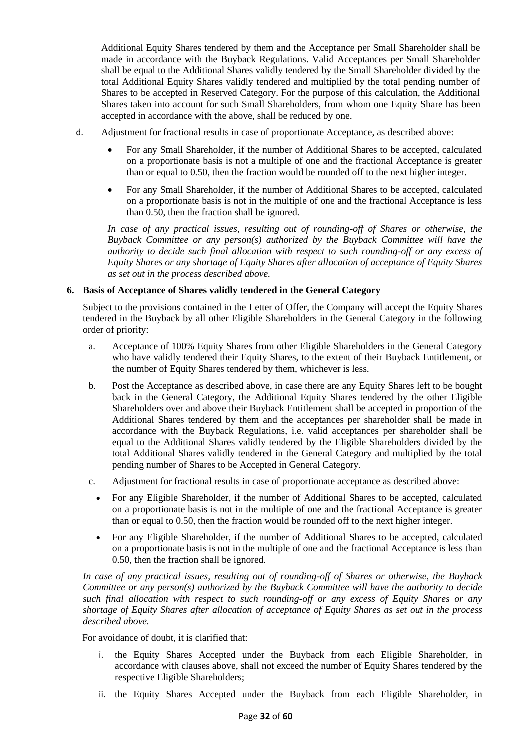Additional Equity Shares tendered by them and the Acceptance per Small Shareholder shall be made in accordance with the Buyback Regulations. Valid Acceptances per Small Shareholder shall be equal to the Additional Shares validly tendered by the Small Shareholder divided by the total Additional Equity Shares validly tendered and multiplied by the total pending number of Shares to be accepted in Reserved Category. For the purpose of this calculation, the Additional Shares taken into account for such Small Shareholders, from whom one Equity Share has been accepted in accordance with the above, shall be reduced by one.

d. Adjustment for fractional results in case of proportionate Acceptance, as described above:

   - For any Small Shareholder, if the number of Additional Shares to be accepted, calculated on a proportionate basis is not a multiple of one and the fractional Acceptance is greater than or equal to 0.50, then the fraction would be rounded off to the next higher integer.
   - For any Small Shareholder, if the number of Additional Shares to be accepted, calculated on a proportionate basis is not in the multiple of one and the fractional Acceptance is less than 0.50, then the fraction shall be ignored.

   *In case of any practical issues, resulting out of rounding-off of Shares or otherwise, the Buyback Committee or any person(s) authorized by the Buyback Committee will have the authority to decide such final allocation with respect to such rounding-off or any excess of Equity Shares or any shortage of Equity Shares after allocation of acceptance of Equity Shares as set out in the process described above.*

**6. Basis of Acceptance of Shares validly tendered in the General Category**

Subject to the provisions contained in the Letter of Offer, the Company will accept the Equity Shares tendered in the Buyback by all other Eligible Shareholders in the General Category in the following order of priority:

a. Acceptance of 100% Equity Shares from other Eligible Shareholders in the General Category who have validly tendered their Equity Shares, to the extent of their Buyback Entitlement, or the number of Equity Shares tendered by them, whichever is less.

b. Post the Acceptance as described above, in case there are any Equity Shares left to be bought back in the General Category, the Additional Equity Shares tendered by the other Eligible Shareholders over and above their Buyback Entitlement shall be accepted in proportion of the Additional Shares tendered by them and the acceptances per shareholder shall be made in accordance with the Buyback Regulations, i.e. valid acceptances per shareholder shall be equal to the Additional Shares validly tendered by the Eligible Shareholders divided by the total Additional Shares validly tendered in the General Category and multiplied by the total pending number of Shares to be Accepted in General Category.

c. Adjustment for fractional results in case of proportionate acceptance as described above:

   - For any Eligible Shareholder, if the number of Additional Shares to be accepted, calculated on a proportionate basis is not in the multiple of one and the fractional Acceptance is greater than or equal to 0.50, then the fraction would be rounded off to the next higher integer.
   - For any Eligible Shareholder, if the number of Additional Shares to be accepted, calculated on a proportionate basis is not in the multiple of one and the fractional Acceptance is less than 0.50, then the fraction shall be ignored.

*In case of any practical issues, resulting out of rounding-off of Shares or otherwise, the Buyback Committee or any person(s) authorized by the Buyback Committee will have the authority to decide such final allocation with respect to such rounding-off or any excess of Equity Shares or any shortage of Equity Shares after allocation of acceptance of Equity Shares as set out in the process described above.*

For avoidance of doubt, it is clarified that:

i. the Equity Shares Accepted under the Buyback from each Eligible Shareholder, in accordance with clauses above, shall not exceed the number of Equity Shares tendered by the respective Eligible Shareholders;

ii. the Equity Shares Accepted under the Buyback from each Eligible Shareholder, in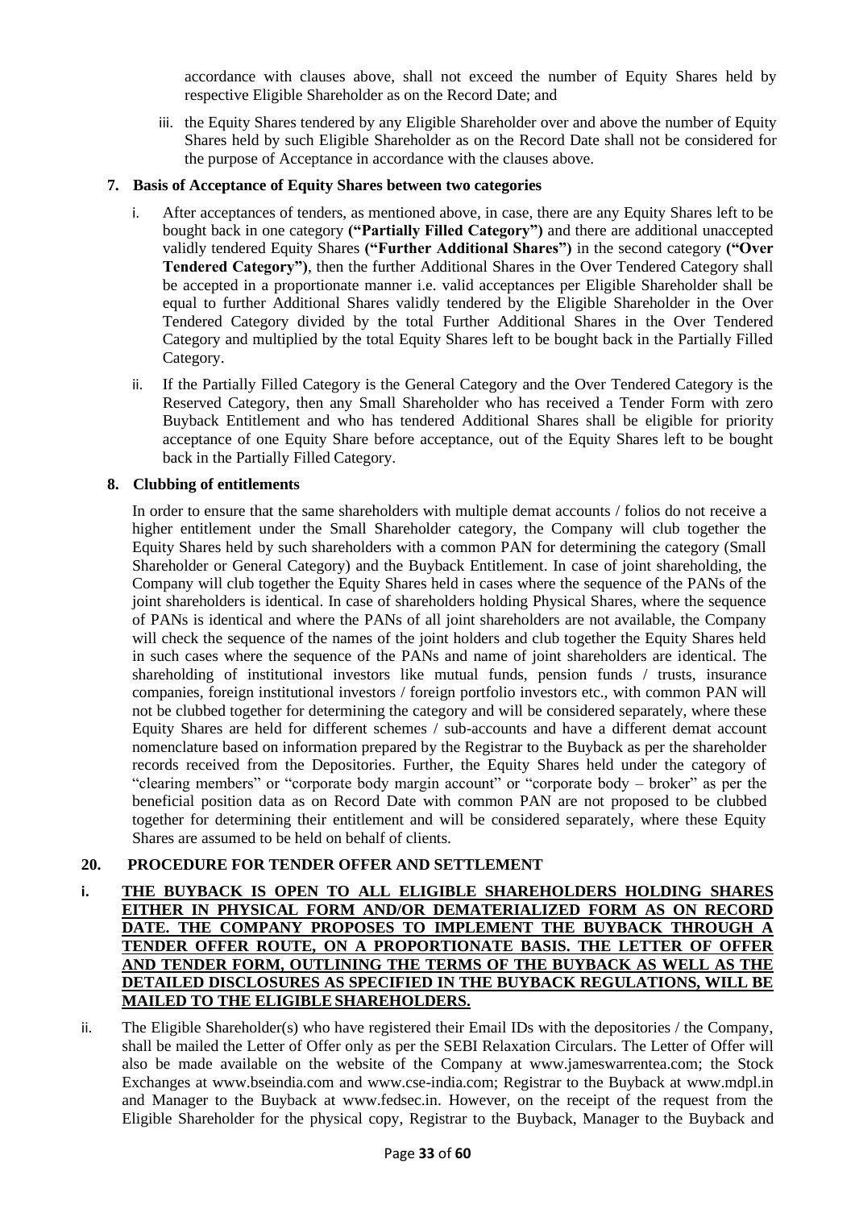accordance with clauses above, shall not exceed the number of Equity Shares held by respective Eligible Shareholder as on the Record Date; and

iii. the Equity Shares tendered by any Eligible Shareholder over and above the number of Equity Shares held by such Eligible Shareholder as on the Record Date shall not be considered for the purpose of Acceptance in accordance with the clauses above.

**7. Basis of Acceptance of Equity Shares between two categories**

i. After acceptances of tenders, as mentioned above, in case, there are any Equity Shares left to be bought back in one category **("Partially Filled Category")** and there are additional unaccepted validly tendered Equity Shares **("Further Additional Shares")** in the second category **("Over Tendered Category")**, then the further Additional Shares in the Over Tendered Category shall be accepted in a proportionate manner i.e. valid acceptances per Eligible Shareholder shall be equal to further Additional Shares validly tendered by the Eligible Shareholder in the Over Tendered Category divided by the total Further Additional Shares in the Over Tendered Category and multiplied by the total Equity Shares left to be bought back in the Partially Filled Category.

ii. If the Partially Filled Category is the General Category and the Over Tendered Category is the Reserved Category, then any Small Shareholder who has received a Tender Form with zero Buyback Entitlement and who has tendered Additional Shares shall be eligible for priority acceptance of one Equity Share before acceptance, out of the Equity Shares left to be bought back in the Partially Filled Category.

**8. Clubbing of entitlements**

In order to ensure that the same shareholders with multiple demat accounts / folios do not receive a higher entitlement under the Small Shareholder category, the Company will club together the Equity Shares held by such shareholders with a common PAN for determining the category (Small Shareholder or General Category) and the Buyback Entitlement. In case of joint shareholding, the Company will club together the Equity Shares held in cases where the sequence of the PANs of the joint shareholders is identical. In case of shareholders holding Physical Shares, where the sequence of PANs is identical and where the PANs of all joint shareholders are not available, the Company will check the sequence of the names of the joint holders and club together the Equity Shares held in such cases where the sequence of the PANs and name of joint shareholders are identical. The shareholding of institutional investors like mutual funds, pension funds / trusts, insurance companies, foreign institutional investors / foreign portfolio investors etc., with common PAN will not be clubbed together for determining the category and will be considered separately, where these Equity Shares are held for different schemes / sub-accounts and have a different demat account nomenclature based on information prepared by the Registrar to the Buyback as per the shareholder records received from the Depositories. Further, the Equity Shares held under the category of "clearing members" or "corporate body margin account" or "corporate body – broker" as per the beneficial position data as on Record Date with common PAN are not proposed to be clubbed together for determining their entitlement and will be considered separately, where these Equity Shares are assumed to be held on behalf of clients.

## 20. PROCEDURE FOR TENDER OFFER AND SETTLEMENT

i. **THE BUYBACK IS OPEN TO ALL ELIGIBLE SHAREHOLDERS HOLDING SHARES EITHER IN PHYSICAL FORM AND/OR DEMATERIALIZED FORM AS ON RECORD DATE. THE COMPANY PROPOSES TO IMPLEMENT THE BUYBACK THROUGH A TENDER OFFER ROUTE, ON A PROPORTIONATE BASIS. THE LETTER OF OFFER AND TENDER FORM, OUTLINING THE TERMS OF THE BUYBACK AS WELL AS THE DETAILED DISCLOSURES AS SPECIFIED IN THE BUYBACK REGULATIONS, WILL BE MAILED TO THE ELIGIBLE SHAREHOLDERS.**

ii. The Eligible Shareholder(s) who have registered their Email IDs with the depositories / the Company, shall be mailed the Letter of Offer only as per the SEBI Relaxation Circulars. The Letter of Offer will also be made available on the website of the Company at www.jameswarrentea.com; the Stock Exchanges at www.bseindia.com and www.cse-india.com; Registrar to the Buyback at www.mdpl.in and Manager to the Buyback at www.fedsec.in. However, on the receipt of the request from the Eligible Shareholder for the physical copy, Registrar to the Buyback, Manager to the Buyback and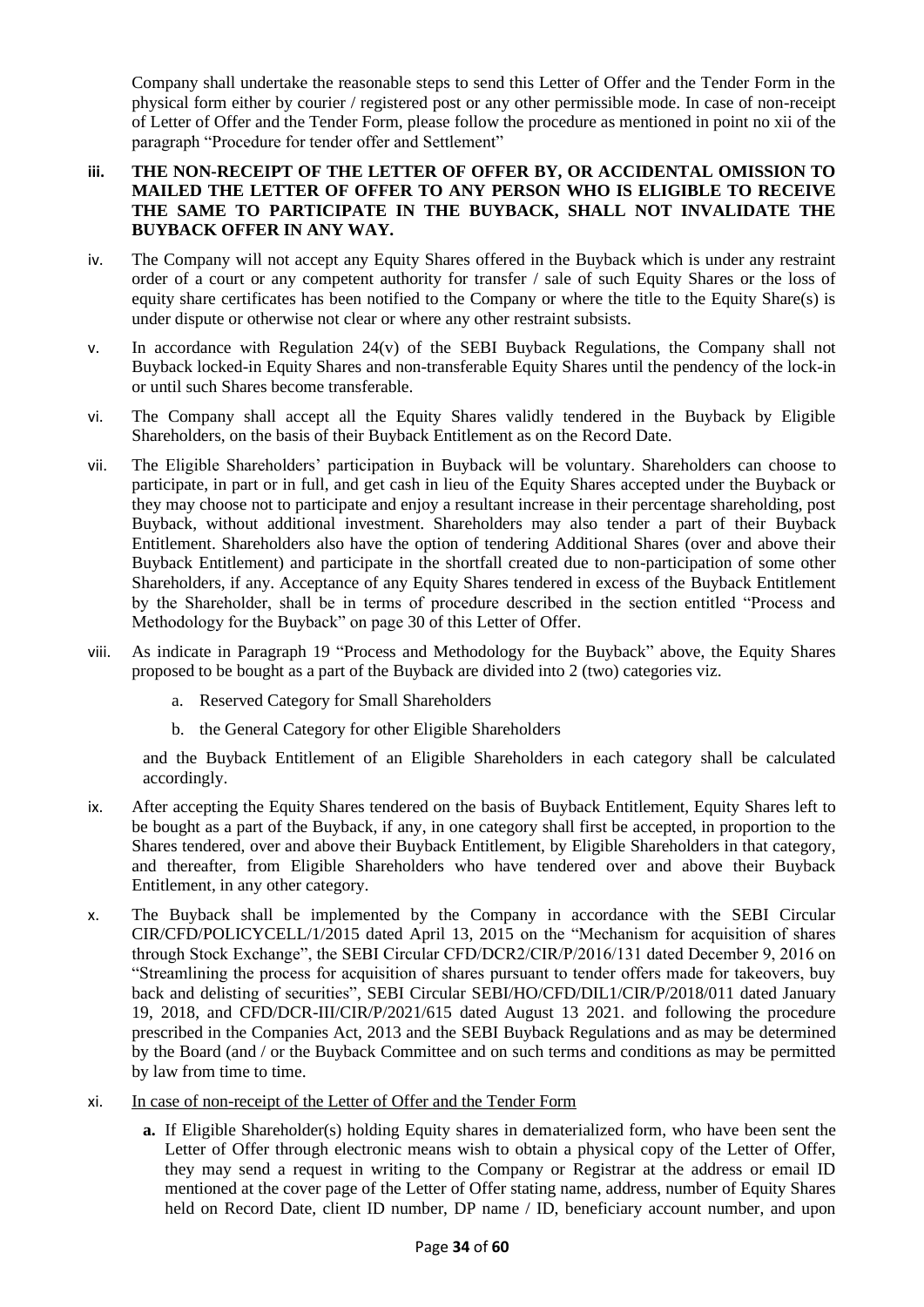Company shall undertake the reasonable steps to send this Letter of Offer and the Tender Form in the physical form either by courier / registered post or any other permissible mode. In case of non-receipt of Letter of Offer and the Tender Form, please follow the procedure as mentioned in point no xii of the paragraph "Procedure for tender offer and Settlement"

iii. **THE NON-RECEIPT OF THE LETTER OF OFFER BY, OR ACCIDENTAL OMISSION TO MAILED THE LETTER OF OFFER TO ANY PERSON WHO IS ELIGIBLE TO RECEIVE THE SAME TO PARTICIPATE IN THE BUYBACK, SHALL NOT INVALIDATE THE BUYBACK OFFER IN ANY WAY.**

iv. The Company will not accept any Equity Shares offered in the Buyback which is under any restraint order of a court or any competent authority for transfer / sale of such Equity Shares or the loss of equity share certificates has been notified to the Company or where the title to the Equity Share(s) is under dispute or otherwise not clear or where any other restraint subsists.

v. In accordance with Regulation 24(v) of the SEBI Buyback Regulations, the Company shall not Buyback locked-in Equity Shares and non-transferable Equity Shares until the pendency of the lock-in or until such Shares become transferable.

vi. The Company shall accept all the Equity Shares validly tendered in the Buyback by Eligible Shareholders, on the basis of their Buyback Entitlement as on the Record Date.

vii. The Eligible Shareholders' participation in Buyback will be voluntary. Shareholders can choose to participate, in part or in full, and get cash in lieu of the Equity Shares accepted under the Buyback or they may choose not to participate and enjoy a resultant increase in their percentage shareholding, post Buyback, without additional investment. Shareholders may also tender a part of their Buyback Entitlement. Shareholders also have the option of tendering Additional Shares (over and above their Buyback Entitlement) and participate in the shortfall created due to non-participation of some other Shareholders, if any. Acceptance of any Equity Shares tendered in excess of the Buyback Entitlement by the Shareholder, shall be in terms of procedure described in the section entitled "Process and Methodology for the Buyback" on page 30 of this Letter of Offer.

viii. As indicate in Paragraph 19 "Process and Methodology for the Buyback" above, the Equity Shares proposed to be bought as a part of the Buyback are divided into 2 (two) categories viz.

   a. Reserved Category for Small Shareholders

   b. the General Category for other Eligible Shareholders

   and the Buyback Entitlement of an Eligible Shareholders in each category shall be calculated accordingly.

ix. After accepting the Equity Shares tendered on the basis of Buyback Entitlement, Equity Shares left to be bought as a part of the Buyback, if any, in one category shall first be accepted, in proportion to the Shares tendered, over and above their Buyback Entitlement, by Eligible Shareholders in that category, and thereafter, from Eligible Shareholders who have tendered over and above their Buyback Entitlement, in any other category.

x. The Buyback shall be implemented by the Company in accordance with the SEBI Circular CIR/CFD/POLICYCELL/1/2015 dated April 13, 2015 on the "Mechanism for acquisition of shares through Stock Exchange", the SEBI Circular CFD/DCR2/CIR/P/2016/131 dated December 9, 2016 on "Streamlining the process for acquisition of shares pursuant to tender offers made for takeovers, buy back and delisting of securities", SEBI Circular SEBI/HO/CFD/DIL1/CIR/P/2018/011 dated January 19, 2018, and CFD/DCR-III/CIR/P/2021/615 dated August 13 2021. and following the procedure prescribed in the Companies Act, 2013 and the SEBI Buyback Regulations and as may be determined by the Board (and / or the Buyback Committee and on such terms and conditions as may be permitted by law from time to time.

xi. <u>In case of non-receipt of the Letter of Offer and the Tender Form</u>

   **a.** If Eligible Shareholder(s) holding Equity shares in dematerialized form, who have been sent the Letter of Offer through electronic means wish to obtain a physical copy of the Letter of Offer, they may send a request in writing to the Company or Registrar at the address or email ID mentioned at the cover page of the Letter of Offer stating name, address, number of Equity Shares held on Record Date, client ID number, DP name / ID, beneficiary account number, and upon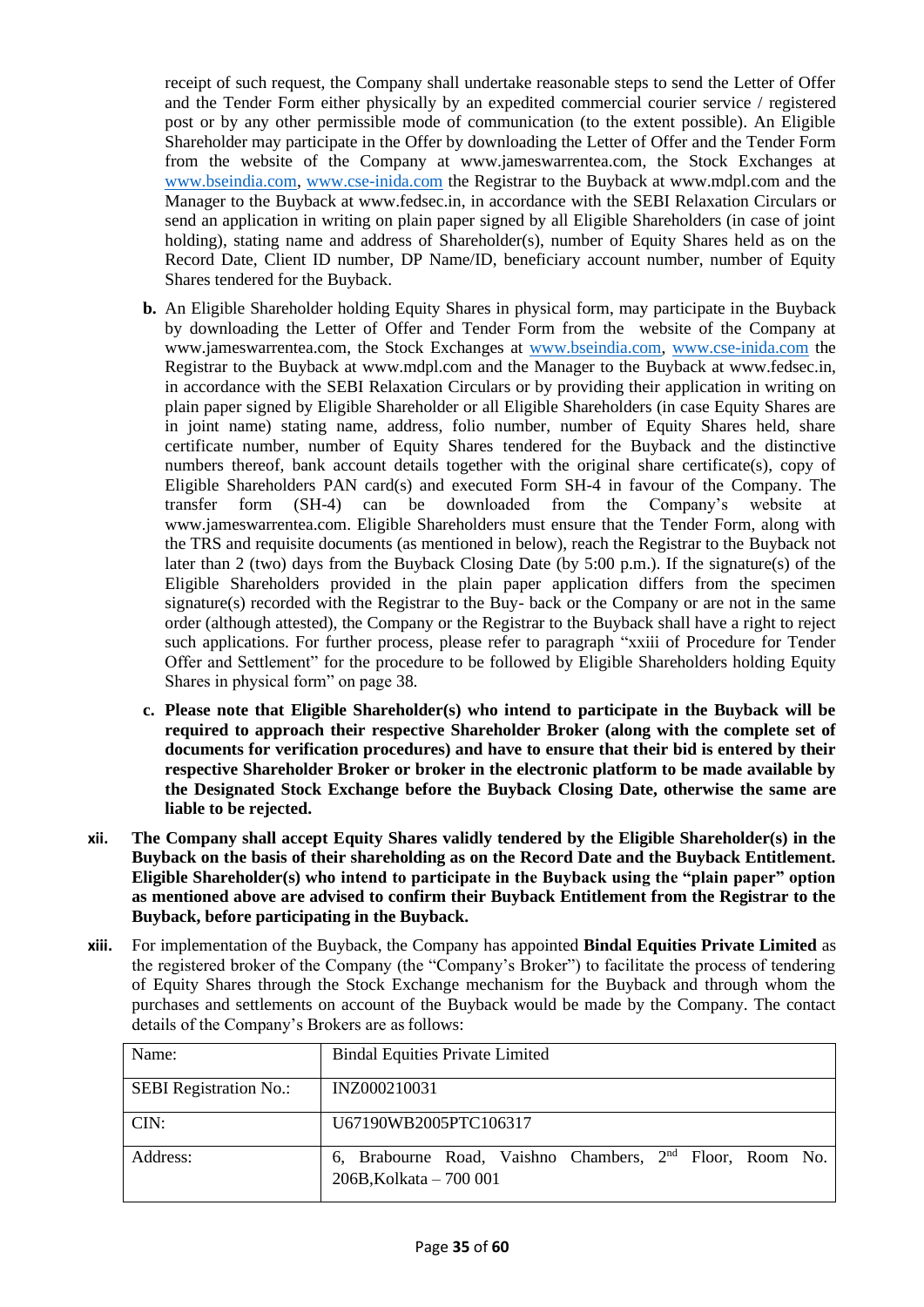receipt of such request, the Company shall undertake reasonable steps to send the Letter of Offer and the Tender Form either physically by an expedited commercial courier service / registered post or by any other permissible mode of communication (to the extent possible). An Eligible Shareholder may participate in the Offer by downloading the Letter of Offer and the Tender Form from the website of the Company at www.jameswarrentea.com, the Stock Exchanges at www.bseindia.com, www.cse-inida.com the Registrar to the Buyback at www.mdpl.com and the Manager to the Buyback at www.fedsec.in, in accordance with the SEBI Relaxation Circulars or send an application in writing on plain paper signed by all Eligible Shareholders (in case of joint holding), stating name and address of Shareholder(s), number of Equity Shares held as on the Record Date, Client ID number, DP Name/ID, beneficiary account number, number of Equity Shares tendered for the Buyback.

**b.** An Eligible Shareholder holding Equity Shares in physical form, may participate in the Buyback by downloading the Letter of Offer and Tender Form from the website of the Company at www.jameswarrentea.com, the Stock Exchanges at www.bseindia.com, www.cse-inida.com the Registrar to the Buyback at www.mdpl.com and the Manager to the Buyback at www.fedsec.in, in accordance with the SEBI Relaxation Circulars or by providing their application in writing on plain paper signed by Eligible Shareholder or all Eligible Shareholders (in case Equity Shares are in joint name) stating name, address, folio number, number of Equity Shares held, share certificate number, number of Equity Shares tendered for the Buyback and the distinctive numbers thereof, bank account details together with the original share certificate(s), copy of Eligible Shareholders PAN card(s) and executed Form SH-4 in favour of the Company. The transfer form (SH-4) can be downloaded from the Company's website at www.jameswarrentea.com. Eligible Shareholders must ensure that the Tender Form, along with the TRS and requisite documents (as mentioned in below), reach the Registrar to the Buyback not later than 2 (two) days from the Buyback Closing Date (by 5:00 p.m.). If the signature(s) of the Eligible Shareholders provided in the plain paper application differs from the specimen signature(s) recorded with the Registrar to the Buy- back or the Company or are not in the same order (although attested), the Company or the Registrar to the Buyback shall have a right to reject such applications. For further process, please refer to paragraph "xxiii of Procedure for Tender Offer and Settlement" for the procedure to be followed by Eligible Shareholders holding Equity Shares in physical form" on page 38.

**c. Please note that Eligible Shareholder(s) who intend to participate in the Buyback will be required to approach their respective Shareholder Broker (along with the complete set of documents for verification procedures) and have to ensure that their bid is entered by their respective Shareholder Broker or broker in the electronic platform to be made available by the Designated Stock Exchange before the Buyback Closing Date, otherwise the same are liable to be rejected.**

**xii. The Company shall accept Equity Shares validly tendered by the Eligible Shareholder(s) in the Buyback on the basis of their shareholding as on the Record Date and the Buyback Entitlement. Eligible Shareholder(s) who intend to participate in the Buyback using the "plain paper" option as mentioned above are advised to confirm their Buyback Entitlement from the Registrar to the Buyback, before participating in the Buyback.**

**xiii.** For implementation of the Buyback, the Company has appointed **Bindal Equities Private Limited** as the registered broker of the Company (the "Company's Broker") to facilitate the process of tendering of Equity Shares through the Stock Exchange mechanism for the Buyback and through whom the purchases and settlements on account of the Buyback would be made by the Company. The contact details of the Company's Brokers are as follows:

| | |
|---|---|
| Name: | Bindal Equities Private Limited |
| SEBI Registration No.: | INZ000210031 |
| CIN: | U67190WB2005PTC106317 |
| Address: | 6, Brabourne Road, Vaishno Chambers, 2nd Floor, Room No. 206B,Kolkata – 700 001 |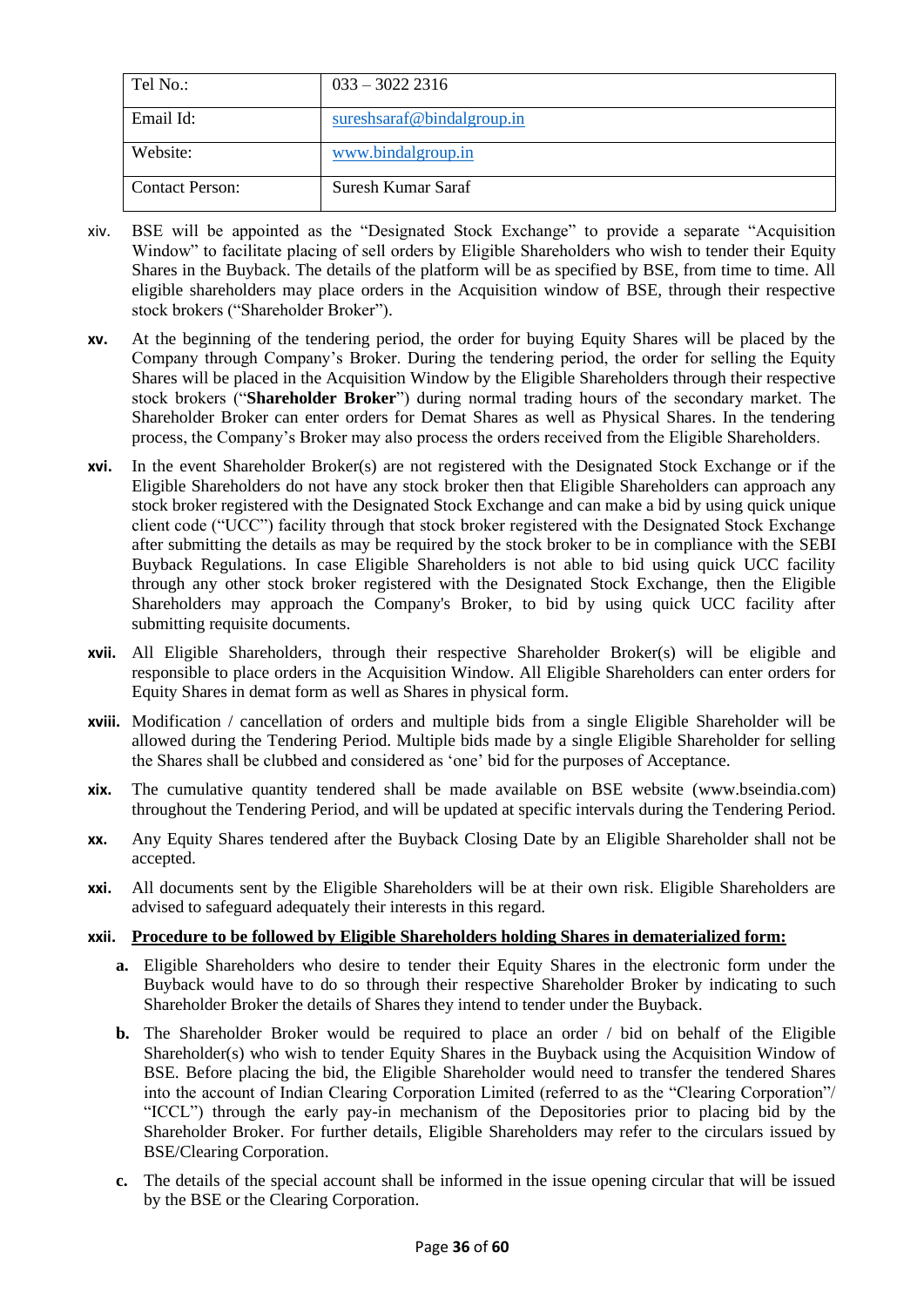| | |
|---|---|
| Tel No.: | 033 – 3022 2316 |
| Email Id: | sureshsaraf@bindalgroup.in |
| Website: | www.bindalgroup.in |
| Contact Person: | Suresh Kumar Saraf |

xiv. BSE will be appointed as the "Designated Stock Exchange" to provide a separate "Acquisition Window" to facilitate placing of sell orders by Eligible Shareholders who wish to tender their Equity Shares in the Buyback. The details of the platform will be as specified by BSE, from time to time. All eligible shareholders may place orders in the Acquisition window of BSE, through their respective stock brokers ("Shareholder Broker").

**xv.** At the beginning of the tendering period, the order for buying Equity Shares will be placed by the Company through Company's Broker. During the tendering period, the order for selling the Equity Shares will be placed in the Acquisition Window by the Eligible Shareholders through their respective stock brokers ("**Shareholder Broker**") during normal trading hours of the secondary market. The Shareholder Broker can enter orders for Demat Shares as well as Physical Shares. In the tendering process, the Company's Broker may also process the orders received from the Eligible Shareholders.

**xvi.** In the event Shareholder Broker(s) are not registered with the Designated Stock Exchange or if the Eligible Shareholders do not have any stock broker then that Eligible Shareholders can approach any stock broker registered with the Designated Stock Exchange and can make a bid by using quick unique client code ("UCC") facility through that stock broker registered with the Designated Stock Exchange after submitting the details as may be required by the stock broker to be in compliance with the SEBI Buyback Regulations. In case Eligible Shareholders is not able to bid using quick UCC facility through any other stock broker registered with the Designated Stock Exchange, then the Eligible Shareholders may approach the Company's Broker, to bid by using quick UCC facility after submitting requisite documents.

**xvii.** All Eligible Shareholders, through their respective Shareholder Broker(s) will be eligible and responsible to place orders in the Acquisition Window. All Eligible Shareholders can enter orders for Equity Shares in demat form as well as Shares in physical form.

**xviii.** Modification / cancellation of orders and multiple bids from a single Eligible Shareholder will be allowed during the Tendering Period. Multiple bids made by a single Eligible Shareholder for selling the Shares shall be clubbed and considered as 'one' bid for the purposes of Acceptance.

**xix.** The cumulative quantity tendered shall be made available on BSE website (www.bseindia.com) throughout the Tendering Period, and will be updated at specific intervals during the Tendering Period.

**xx.** Any Equity Shares tendered after the Buyback Closing Date by an Eligible Shareholder shall not be accepted.

**xxi.** All documents sent by the Eligible Shareholders will be at their own risk. Eligible Shareholders are advised to safeguard adequately their interests in this regard.

**xxii.** **<u>Procedure to be followed by Eligible Shareholders holding Shares in dematerialized form:</u>**

**a.** Eligible Shareholders who desire to tender their Equity Shares in the electronic form under the Buyback would have to do so through their respective Shareholder Broker by indicating to such Shareholder Broker the details of Shares they intend to tender under the Buyback.

**b.** The Shareholder Broker would be required to place an order / bid on behalf of the Eligible Shareholder(s) who wish to tender Equity Shares in the Buyback using the Acquisition Window of BSE. Before placing the bid, the Eligible Shareholder would need to transfer the tendered Shares into the account of Indian Clearing Corporation Limited (referred to as the "Clearing Corporation"/ "ICCL") through the early pay-in mechanism of the Depositories prior to placing bid by the Shareholder Broker. For further details, Eligible Shareholders may refer to the circulars issued by BSE/Clearing Corporation.

**c.** The details of the special account shall be informed in the issue opening circular that will be issued by the BSE or the Clearing Corporation.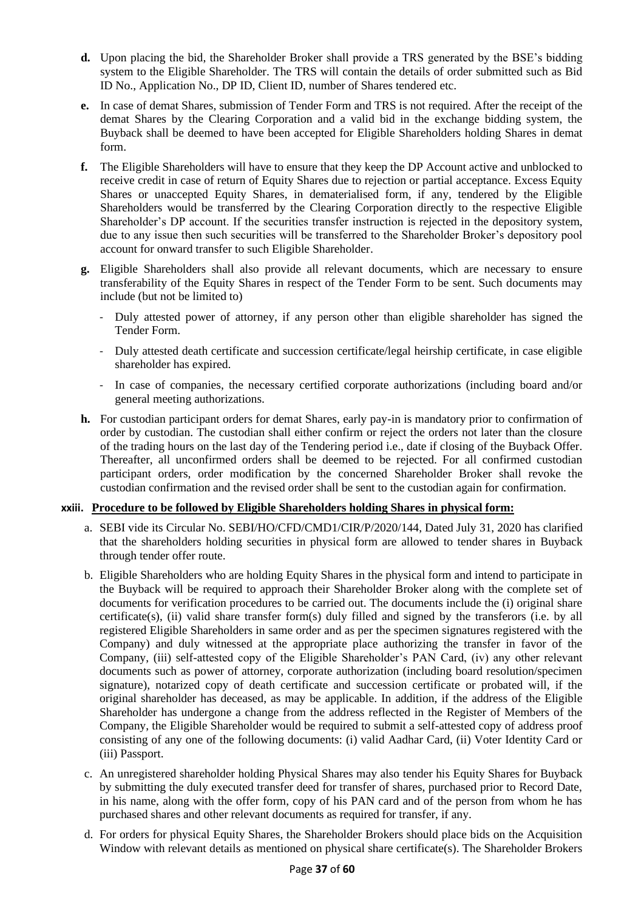**d.** Upon placing the bid, the Shareholder Broker shall provide a TRS generated by the BSE's bidding system to the Eligible Shareholder. The TRS will contain the details of order submitted such as Bid ID No., Application No., DP ID, Client ID, number of Shares tendered etc.

**e.** In case of demat Shares, submission of Tender Form and TRS is not required. After the receipt of the demat Shares by the Clearing Corporation and a valid bid in the exchange bidding system, the Buyback shall be deemed to have been accepted for Eligible Shareholders holding Shares in demat form.

**f.** The Eligible Shareholders will have to ensure that they keep the DP Account active and unblocked to receive credit in case of return of Equity Shares due to rejection or partial acceptance. Excess Equity Shares or unaccepted Equity Shares, in dematerialised form, if any, tendered by the Eligible Shareholders would be transferred by the Clearing Corporation directly to the respective Eligible Shareholder's DP account. If the securities transfer instruction is rejected in the depository system, due to any issue then such securities will be transferred to the Shareholder Broker's depository pool account for onward transfer to such Eligible Shareholder.

**g.** Eligible Shareholders shall also provide all relevant documents, which are necessary to ensure transferability of the Equity Shares in respect of the Tender Form to be sent. Such documents may include (but not be limited to)

- Duly attested power of attorney, if any person other than eligible shareholder has signed the Tender Form.
- Duly attested death certificate and succession certificate/legal heirship certificate, in case eligible shareholder has expired.
- In case of companies, the necessary certified corporate authorizations (including board and/or general meeting authorizations.

**h.** For custodian participant orders for demat Shares, early pay-in is mandatory prior to confirmation of order by custodian. The custodian shall either confirm or reject the orders not later than the closure of the trading hours on the last day of the Tendering period i.e., date if closing of the Buyback Offer. Thereafter, all unconfirmed orders shall be deemed to be rejected. For all confirmed custodian participant orders, order modification by the concerned Shareholder Broker shall revoke the custodian confirmation and the revised order shall be sent to the custodian again for confirmation.

**xxiii. Procedure to be followed by Eligible Shareholders holding Shares in physical form:**

a. SEBI vide its Circular No. SEBI/HO/CFD/CMD1/CIR/P/2020/144, Dated July 31, 2020 has clarified that the shareholders holding securities in physical form are allowed to tender shares in Buyback through tender offer route.

b. Eligible Shareholders who are holding Equity Shares in the physical form and intend to participate in the Buyback will be required to approach their Shareholder Broker along with the complete set of documents for verification procedures to be carried out. The documents include the (i) original share certificate(s), (ii) valid share transfer form(s) duly filled and signed by the transferors (i.e. by all registered Eligible Shareholders in same order and as per the specimen signatures registered with the Company) and duly witnessed at the appropriate place authorizing the transfer in favor of the Company, (iii) self-attested copy of the Eligible Shareholder's PAN Card, (iv) any other relevant documents such as power of attorney, corporate authorization (including board resolution/specimen signature), notarized copy of death certificate and succession certificate or probated will, if the original shareholder has deceased, as may be applicable. In addition, if the address of the Eligible Shareholder has undergone a change from the address reflected in the Register of Members of the Company, the Eligible Shareholder would be required to submit a self-attested copy of address proof consisting of any one of the following documents: (i) valid Aadhar Card, (ii) Voter Identity Card or (iii) Passport.

c. An unregistered shareholder holding Physical Shares may also tender his Equity Shares for Buyback by submitting the duly executed transfer deed for transfer of shares, purchased prior to Record Date, in his name, along with the offer form, copy of his PAN card and of the person from whom he has purchased shares and other relevant documents as required for transfer, if any.

d. For orders for physical Equity Shares, the Shareholder Brokers should place bids on the Acquisition Window with relevant details as mentioned on physical share certificate(s). The Shareholder Brokers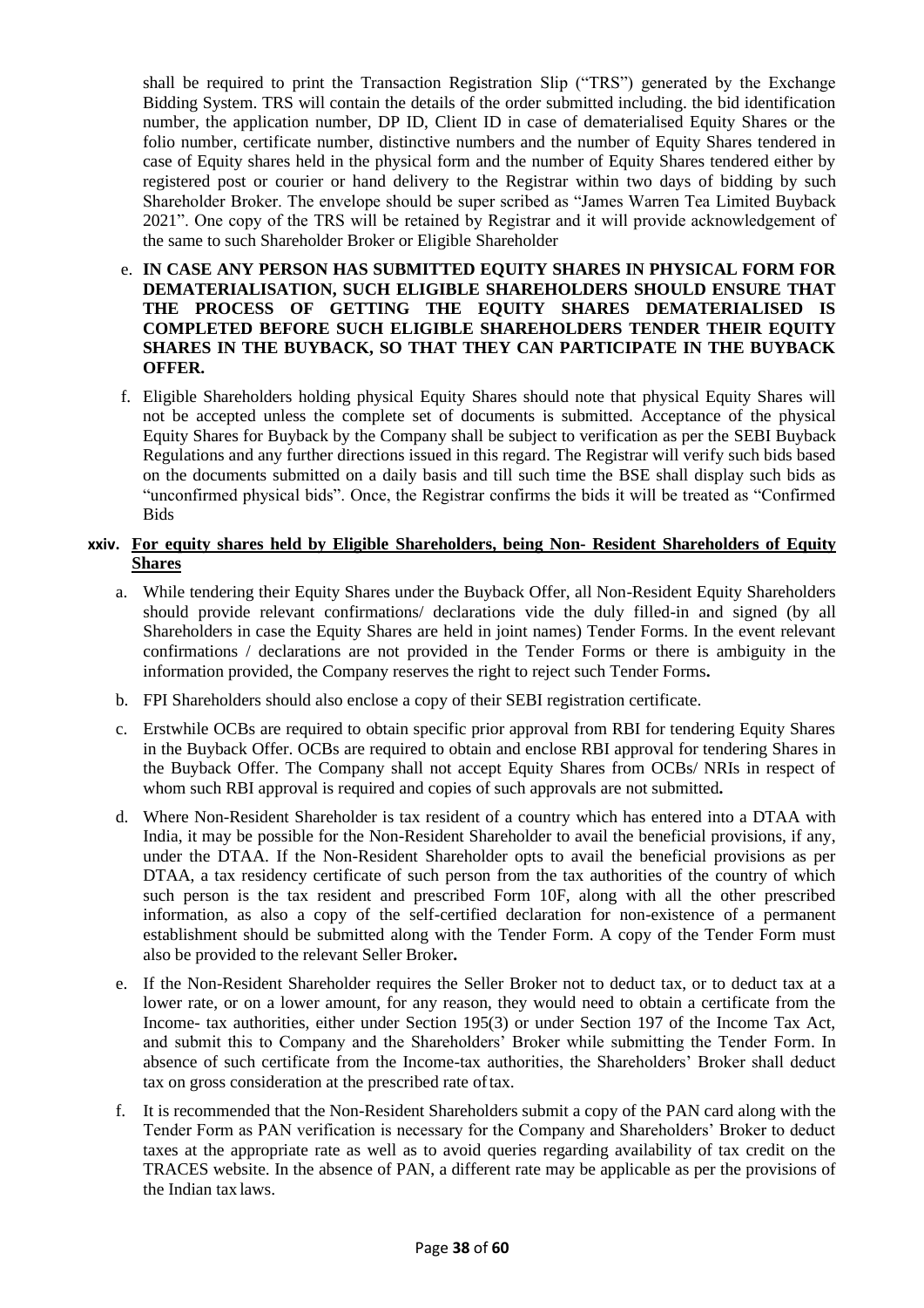shall be required to print the Transaction Registration Slip ("TRS") generated by the Exchange Bidding System. TRS will contain the details of the order submitted including. the bid identification number, the application number, DP ID, Client ID in case of dematerialised Equity Shares or the folio number, certificate number, distinctive numbers and the number of Equity Shares tendered in case of Equity shares held in the physical form and the number of Equity Shares tendered either by registered post or courier or hand delivery to the Registrar within two days of bidding by such Shareholder Broker. The envelope should be super scribed as "James Warren Tea Limited Buyback 2021". One copy of the TRS will be retained by Registrar and it will provide acknowledgement of the same to such Shareholder Broker or Eligible Shareholder

e. **IN CASE ANY PERSON HAS SUBMITTED EQUITY SHARES IN PHYSICAL FORM FOR DEMATERIALISATION, SUCH ELIGIBLE SHAREHOLDERS SHOULD ENSURE THAT THE PROCESS OF GETTING THE EQUITY SHARES DEMATERIALISED IS COMPLETED BEFORE SUCH ELIGIBLE SHAREHOLDERS TENDER THEIR EQUITY SHARES IN THE BUYBACK, SO THAT THEY CAN PARTICIPATE IN THE BUYBACK OFFER.**

f. Eligible Shareholders holding physical Equity Shares should note that physical Equity Shares will not be accepted unless the complete set of documents is submitted. Acceptance of the physical Equity Shares for Buyback by the Company shall be subject to verification as per the SEBI Buyback Regulations and any further directions issued in this regard. The Registrar will verify such bids based on the documents submitted on a daily basis and till such time the BSE shall display such bids as "unconfirmed physical bids". Once, the Registrar confirms the bids it will be treated as "Confirmed Bids

**xxiv. <u>For equity shares held by Eligible Shareholders, being Non- Resident Shareholders of Equity Shares</u>**

a. While tendering their Equity Shares under the Buyback Offer, all Non-Resident Equity Shareholders should provide relevant confirmations/ declarations vide the duly filled-in and signed (by all Shareholders in case the Equity Shares are held in joint names) Tender Forms. In the event relevant confirmations / declarations are not provided in the Tender Forms or there is ambiguity in the information provided, the Company reserves the right to reject such Tender Forms**.**

b. FPI Shareholders should also enclose a copy of their SEBI registration certificate.

c. Erstwhile OCBs are required to obtain specific prior approval from RBI for tendering Equity Shares in the Buyback Offer. OCBs are required to obtain and enclose RBI approval for tendering Shares in the Buyback Offer. The Company shall not accept Equity Shares from OCBs/ NRIs in respect of whom such RBI approval is required and copies of such approvals are not submitted**.**

d. Where Non-Resident Shareholder is tax resident of a country which has entered into a DTAA with India, it may be possible for the Non-Resident Shareholder to avail the beneficial provisions, if any, under the DTAA. If the Non-Resident Shareholder opts to avail the beneficial provisions as per DTAA, a tax residency certificate of such person from the tax authorities of the country of which such person is the tax resident and prescribed Form 10F, along with all the other prescribed information, as also a copy of the self-certified declaration for non-existence of a permanent establishment should be submitted along with the Tender Form. A copy of the Tender Form must also be provided to the relevant Seller Broker**.**

e. If the Non-Resident Shareholder requires the Seller Broker not to deduct tax, or to deduct tax at a lower rate, or on a lower amount, for any reason, they would need to obtain a certificate from the Income- tax authorities, either under Section 195(3) or under Section 197 of the Income Tax Act, and submit this to Company and the Shareholders' Broker while submitting the Tender Form. In absence of such certificate from the Income-tax authorities, the Shareholders' Broker shall deduct tax on gross consideration at the prescribed rate of tax.

f. It is recommended that the Non-Resident Shareholders submit a copy of the PAN card along with the Tender Form as PAN verification is necessary for the Company and Shareholders' Broker to deduct taxes at the appropriate rate as well as to avoid queries regarding availability of tax credit on the TRACES website. In the absence of PAN, a different rate may be applicable as per the provisions of the Indian tax laws.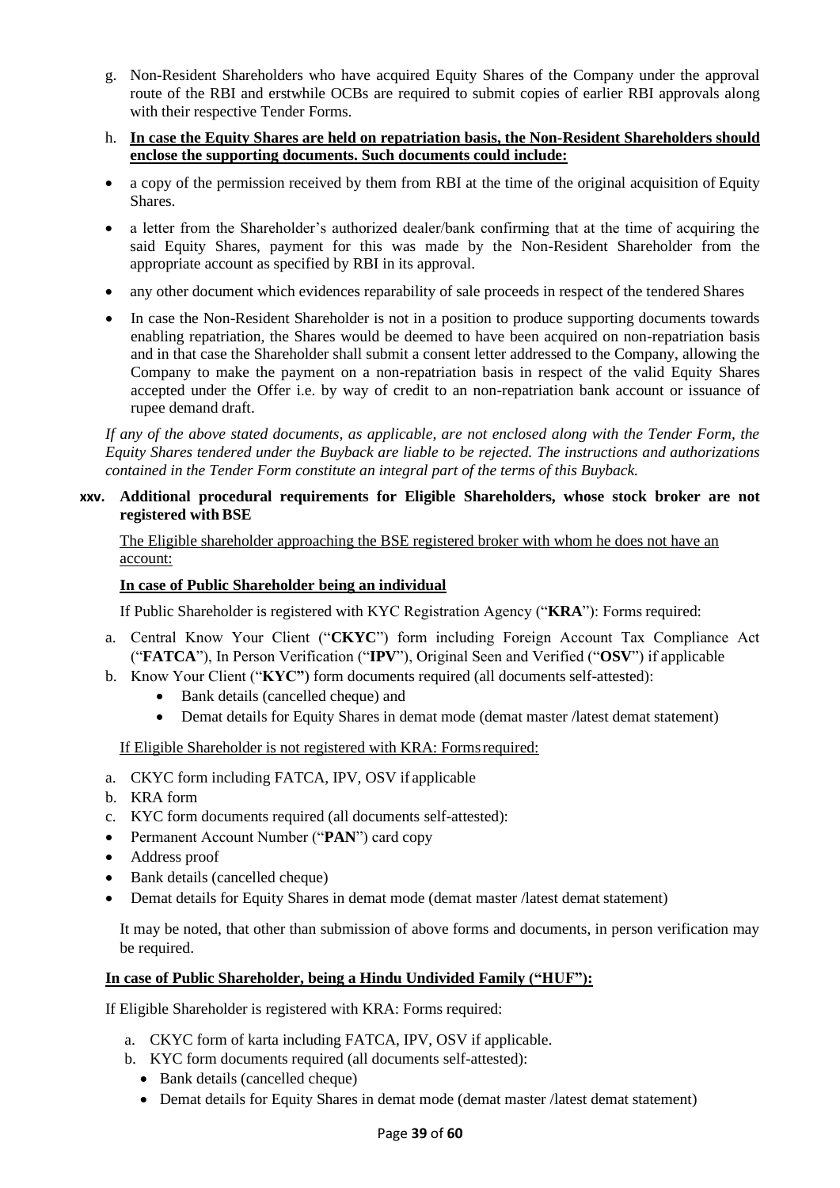g. Non-Resident Shareholders who have acquired Equity Shares of the Company under the approval route of the RBI and erstwhile OCBs are required to submit copies of earlier RBI approvals along with their respective Tender Forms.

h. **<u>In case the Equity Shares are held on repatriation basis, the Non-Resident Shareholders should enclose the supporting documents. Such documents could include:</u>**

- a copy of the permission received by them from RBI at the time of the original acquisition of Equity Shares.
- a letter from the Shareholder's authorized dealer/bank confirming that at the time of acquiring the said Equity Shares, payment for this was made by the Non-Resident Shareholder from the appropriate account as specified by RBI in its approval.
- any other document which evidences reparability of sale proceeds in respect of the tendered Shares
- In case the Non-Resident Shareholder is not in a position to produce supporting documents towards enabling repatriation, the Shares would be deemed to have been acquired on non-repatriation basis and in that case the Shareholder shall submit a consent letter addressed to the Company, allowing the Company to make the payment on a non-repatriation basis in respect of the valid Equity Shares accepted under the Offer i.e. by way of credit to an non-repatriation bank account or issuance of rupee demand draft.

*If any of the above stated documents, as applicable, are not enclosed along with the Tender Form, the Equity Shares tendered under the Buyback are liable to be rejected. The instructions and authorizations contained in the Tender Form constitute an integral part of the terms of this Buyback.*

**xxv. Additional procedural requirements for Eligible Shareholders, whose stock broker are not registered with BSE**

<u>The Eligible shareholder approaching the BSE registered broker with whom he does not have an account:</u>

**<u>In case of Public Shareholder being an individual</u>**

If Public Shareholder is registered with KYC Registration Agency ("**KRA**"): Forms required:

a. Central Know Your Client ("**CKYC**") form including Foreign Account Tax Compliance Act ("**FATCA**"), In Person Verification ("**IPV**"), Original Seen and Verified ("**OSV**") if applicable
b. Know Your Client ("**KYC"**) form documents required (all documents self-attested):
   - Bank details (cancelled cheque) and
   - Demat details for Equity Shares in demat mode (demat master /latest demat statement)

<u>If Eligible Shareholder is not registered with KRA: Forms required:</u>

a. CKYC form including FATCA, IPV, OSV if applicable
b. KRA form
c. KYC form documents required (all documents self-attested):

- Permanent Account Number ("**PAN**") card copy
- Address proof
- Bank details (cancelled cheque)
- Demat details for Equity Shares in demat mode (demat master /latest demat statement)

It may be noted, that other than submission of above forms and documents, in person verification may be required.

**<u>In case of Public Shareholder, being a Hindu Undivided Family ("HUF"):</u>**

If Eligible Shareholder is registered with KRA: Forms required:

a. CKYC form of karta including FATCA, IPV, OSV if applicable.
b. KYC form documents required (all documents self-attested):
   - Bank details (cancelled cheque)
   - Demat details for Equity Shares in demat mode (demat master /latest demat statement)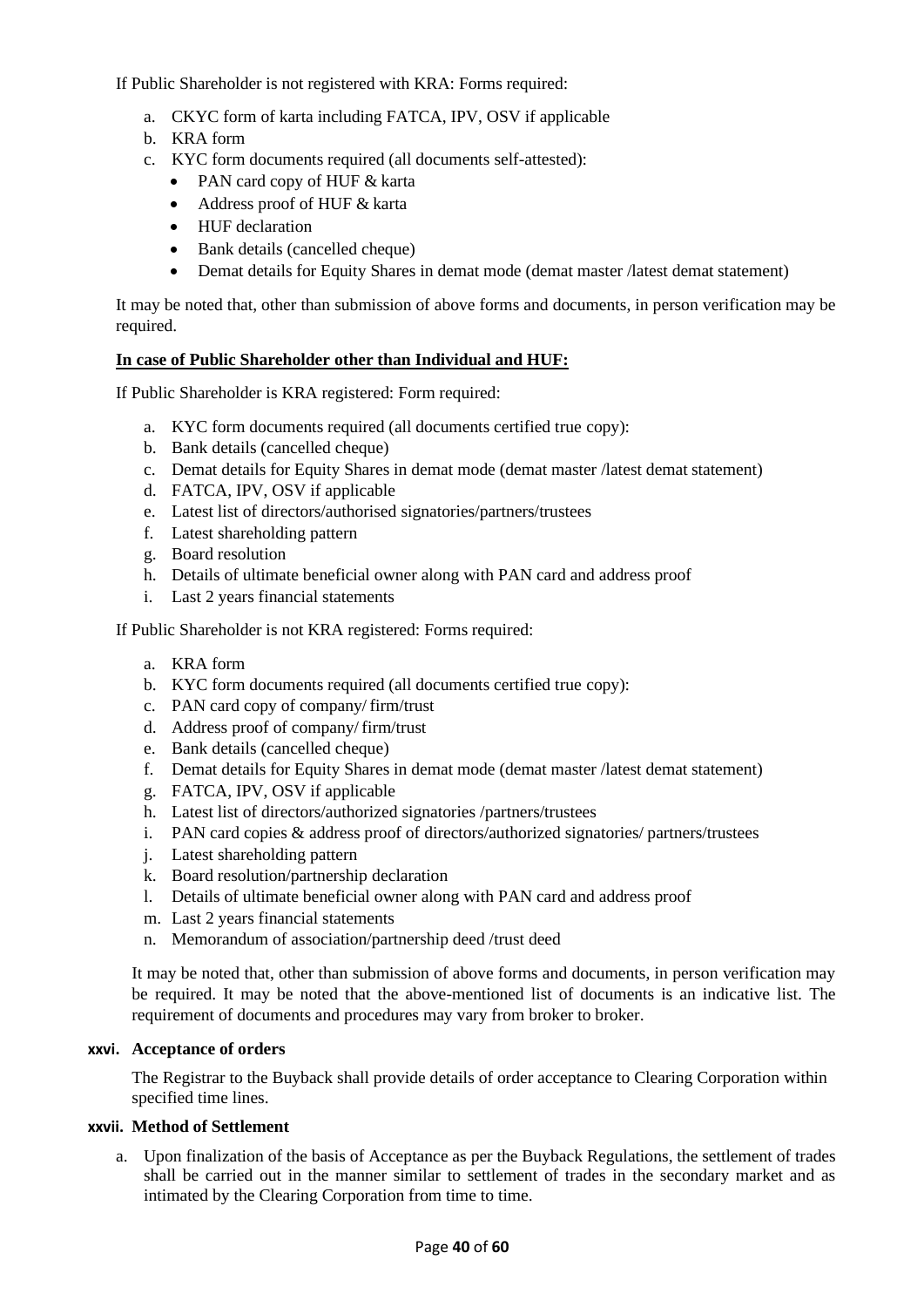If Public Shareholder is not registered with KRA: Forms required:

a. CKYC form of karta including FATCA, IPV, OSV if applicable
b. KRA form
c. KYC form documents required (all documents self-attested):
   - PAN card copy of HUF & karta
   - Address proof of HUF & karta
   - HUF declaration
   - Bank details (cancelled cheque)
   - Demat details for Equity Shares in demat mode (demat master /latest demat statement)

It may be noted that, other than submission of above forms and documents, in person verification may be required.

**In case of Public Shareholder other than Individual and HUF:**

If Public Shareholder is KRA registered: Form required:

a. KYC form documents required (all documents certified true copy):
b. Bank details (cancelled cheque)
c. Demat details for Equity Shares in demat mode (demat master /latest demat statement)
d. FATCA, IPV, OSV if applicable
e. Latest list of directors/authorised signatories/partners/trustees
f. Latest shareholding pattern
g. Board resolution
h. Details of ultimate beneficial owner along with PAN card and address proof
i. Last 2 years financial statements

If Public Shareholder is not KRA registered: Forms required:

a. KRA form
b. KYC form documents required (all documents certified true copy):
c. PAN card copy of company/ firm/trust
d. Address proof of company/ firm/trust
e. Bank details (cancelled cheque)
f. Demat details for Equity Shares in demat mode (demat master /latest demat statement)
g. FATCA, IPV, OSV if applicable
h. Latest list of directors/authorized signatories /partners/trustees
i. PAN card copies & address proof of directors/authorized signatories/ partners/trustees
j. Latest shareholding pattern
k. Board resolution/partnership declaration
l. Details of ultimate beneficial owner along with PAN card and address proof
m. Last 2 years financial statements
n. Memorandum of association/partnership deed /trust deed

It may be noted that, other than submission of above forms and documents, in person verification may be required. It may be noted that the above-mentioned list of documents is an indicative list. The requirement of documents and procedures may vary from broker to broker.

**xxvi. Acceptance of orders**

The Registrar to the Buyback shall provide details of order acceptance to Clearing Corporation within specified time lines.

**xxvii. Method of Settlement**

a. Upon finalization of the basis of Acceptance as per the Buyback Regulations, the settlement of trades shall be carried out in the manner similar to settlement of trades in the secondary market and as intimated by the Clearing Corporation from time to time.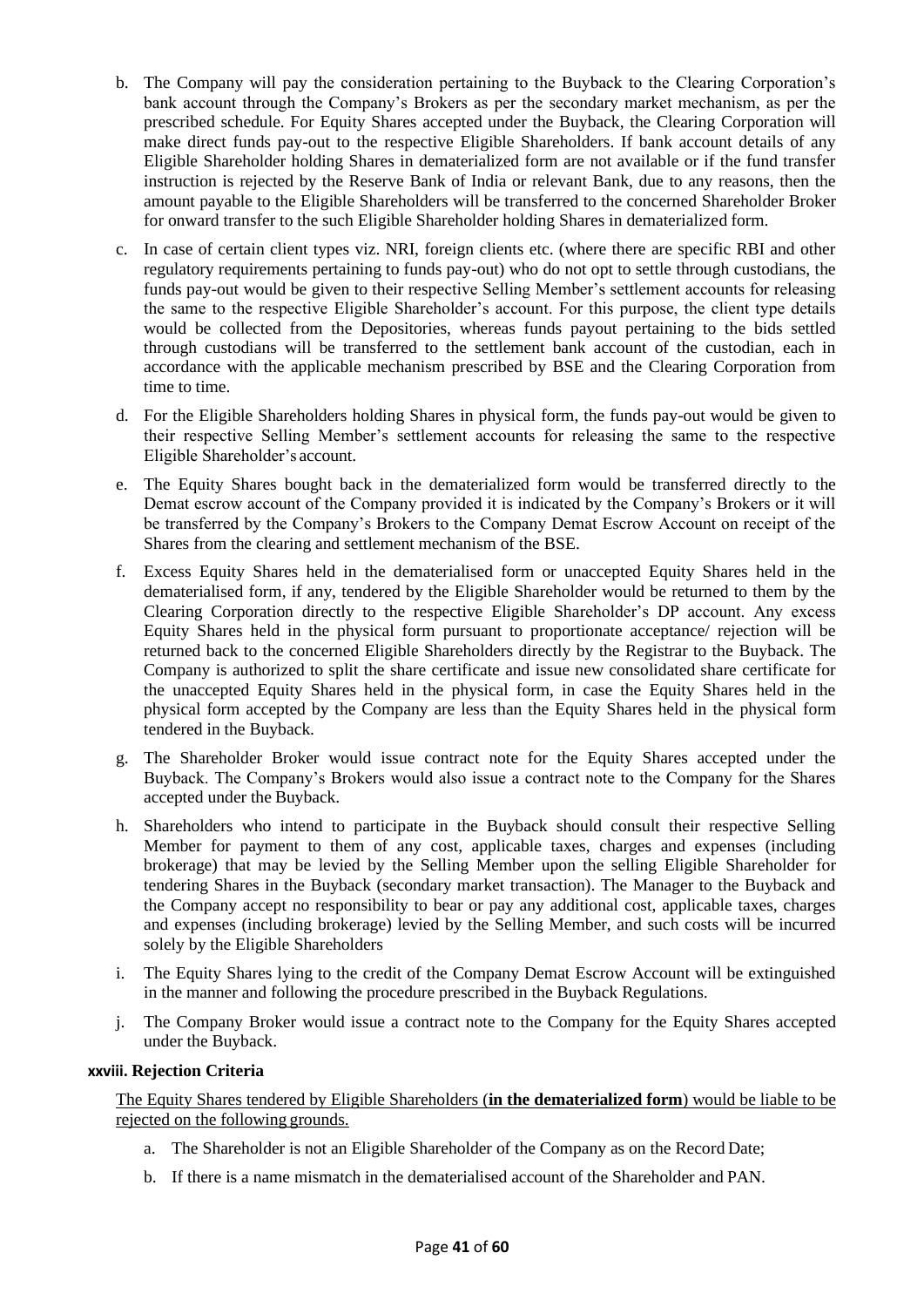b. The Company will pay the consideration pertaining to the Buyback to the Clearing Corporation's bank account through the Company's Brokers as per the secondary market mechanism, as per the prescribed schedule. For Equity Shares accepted under the Buyback, the Clearing Corporation will make direct funds pay-out to the respective Eligible Shareholders. If bank account details of any Eligible Shareholder holding Shares in dematerialized form are not available or if the fund transfer instruction is rejected by the Reserve Bank of India or relevant Bank, due to any reasons, then the amount payable to the Eligible Shareholders will be transferred to the concerned Shareholder Broker for onward transfer to the such Eligible Shareholder holding Shares in dematerialized form.

c. In case of certain client types viz. NRI, foreign clients etc. (where there are specific RBI and other regulatory requirements pertaining to funds pay-out) who do not opt to settle through custodians, the funds pay-out would be given to their respective Selling Member's settlement accounts for releasing the same to the respective Eligible Shareholder's account. For this purpose, the client type details would be collected from the Depositories, whereas funds payout pertaining to the bids settled through custodians will be transferred to the settlement bank account of the custodian, each in accordance with the applicable mechanism prescribed by BSE and the Clearing Corporation from time to time.

d. For the Eligible Shareholders holding Shares in physical form, the funds pay-out would be given to their respective Selling Member's settlement accounts for releasing the same to the respective Eligible Shareholder's account.

e. The Equity Shares bought back in the dematerialized form would be transferred directly to the Demat escrow account of the Company provided it is indicated by the Company's Brokers or it will be transferred by the Company's Brokers to the Company Demat Escrow Account on receipt of the Shares from the clearing and settlement mechanism of the BSE.

f. Excess Equity Shares held in the dematerialised form or unaccepted Equity Shares held in the dematerialised form, if any, tendered by the Eligible Shareholder would be returned to them by the Clearing Corporation directly to the respective Eligible Shareholder's DP account. Any excess Equity Shares held in the physical form pursuant to proportionate acceptance/ rejection will be returned back to the concerned Eligible Shareholders directly by the Registrar to the Buyback. The Company is authorized to split the share certificate and issue new consolidated share certificate for the unaccepted Equity Shares held in the physical form, in case the Equity Shares held in the physical form accepted by the Company are less than the Equity Shares held in the physical form tendered in the Buyback.

g. The Shareholder Broker would issue contract note for the Equity Shares accepted under the Buyback. The Company's Brokers would also issue a contract note to the Company for the Shares accepted under the Buyback.

h. Shareholders who intend to participate in the Buyback should consult their respective Selling Member for payment to them of any cost, applicable taxes, charges and expenses (including brokerage) that may be levied by the Selling Member upon the selling Eligible Shareholder for tendering Shares in the Buyback (secondary market transaction). The Manager to the Buyback and the Company accept no responsibility to bear or pay any additional cost, applicable taxes, charges and expenses (including brokerage) levied by the Selling Member, and such costs will be incurred solely by the Eligible Shareholders

i. The Equity Shares lying to the credit of the Company Demat Escrow Account will be extinguished in the manner and following the procedure prescribed in the Buyback Regulations.

j. The Company Broker would issue a contract note to the Company for the Equity Shares accepted under the Buyback.

**xxviii. Rejection Criteria**

The Equity Shares tendered by Eligible Shareholders (**in the dematerialized form**) would be liable to be rejected on the following grounds.

a. The Shareholder is not an Eligible Shareholder of the Company as on the Record Date;

b. If there is a name mismatch in the dematerialised account of the Shareholder and PAN.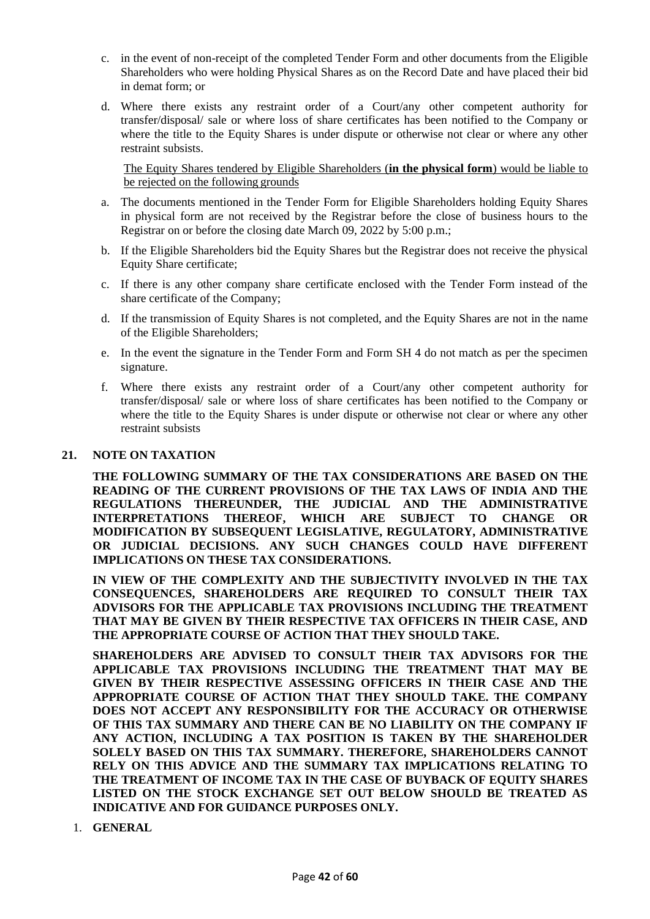c. in the event of non-receipt of the completed Tender Form and other documents from the Eligible Shareholders who were holding Physical Shares as on the Record Date and have placed their bid in demat form; or

d. Where there exists any restraint order of a Court/any other competent authority for transfer/disposal/ sale or where loss of share certificates has been notified to the Company or where the title to the Equity Shares is under dispute or otherwise not clear or where any other restraint subsists.

<u>The Equity Shares tendered by Eligible Shareholders (**in the physical form**) would be liable to be rejected on the following grounds</u>

a. The documents mentioned in the Tender Form for Eligible Shareholders holding Equity Shares in physical form are not received by the Registrar before the close of business hours to the Registrar on or before the closing date March 09, 2022 by 5:00 p.m.;

b. If the Eligible Shareholders bid the Equity Shares but the Registrar does not receive the physical Equity Share certificate;

c. If there is any other company share certificate enclosed with the Tender Form instead of the share certificate of the Company;

d. If the transmission of Equity Shares is not completed, and the Equity Shares are not in the name of the Eligible Shareholders;

e. In the event the signature in the Tender Form and Form SH 4 do not match as per the specimen signature.

f. Where there exists any restraint order of a Court/any other competent authority for transfer/disposal/ sale or where loss of share certificates has been notified to the Company or where the title to the Equity Shares is under dispute or otherwise not clear or where any other restraint subsists

## 21. NOTE ON TAXATION

**THE FOLLOWING SUMMARY OF THE TAX CONSIDERATIONS ARE BASED ON THE READING OF THE CURRENT PROVISIONS OF THE TAX LAWS OF INDIA AND THE REGULATIONS THEREUNDER, THE JUDICIAL AND THE ADMINISTRATIVE INTERPRETATIONS THEREOF, WHICH ARE SUBJECT TO CHANGE OR MODIFICATION BY SUBSEQUENT LEGISLATIVE, REGULATORY, ADMINISTRATIVE OR JUDICIAL DECISIONS. ANY SUCH CHANGES COULD HAVE DIFFERENT IMPLICATIONS ON THESE TAX CONSIDERATIONS.**

**IN VIEW OF THE COMPLEXITY AND THE SUBJECTIVITY INVOLVED IN THE TAX CONSEQUENCES, SHAREHOLDERS ARE REQUIRED TO CONSULT THEIR TAX ADVISORS FOR THE APPLICABLE TAX PROVISIONS INCLUDING THE TREATMENT THAT MAY BE GIVEN BY THEIR RESPECTIVE TAX OFFICERS IN THEIR CASE, AND THE APPROPRIATE COURSE OF ACTION THAT THEY SHOULD TAKE.**

**SHAREHOLDERS ARE ADVISED TO CONSULT THEIR TAX ADVISORS FOR THE APPLICABLE TAX PROVISIONS INCLUDING THE TREATMENT THAT MAY BE GIVEN BY THEIR RESPECTIVE ASSESSING OFFICERS IN THEIR CASE AND THE APPROPRIATE COURSE OF ACTION THAT THEY SHOULD TAKE. THE COMPANY DOES NOT ACCEPT ANY RESPONSIBILITY FOR THE ACCURACY OR OTHERWISE OF THIS TAX SUMMARY AND THERE CAN BE NO LIABILITY ON THE COMPANY IF ANY ACTION, INCLUDING A TAX POSITION IS TAKEN BY THE SHAREHOLDER SOLELY BASED ON THIS TAX SUMMARY. THEREFORE, SHAREHOLDERS CANNOT RELY ON THIS ADVICE AND THE SUMMARY TAX IMPLICATIONS RELATING TO THE TREATMENT OF INCOME TAX IN THE CASE OF BUYBACK OF EQUITY SHARES LISTED ON THE STOCK EXCHANGE SET OUT BELOW SHOULD BE TREATED AS INDICATIVE AND FOR GUIDANCE PURPOSES ONLY.**

1. **GENERAL**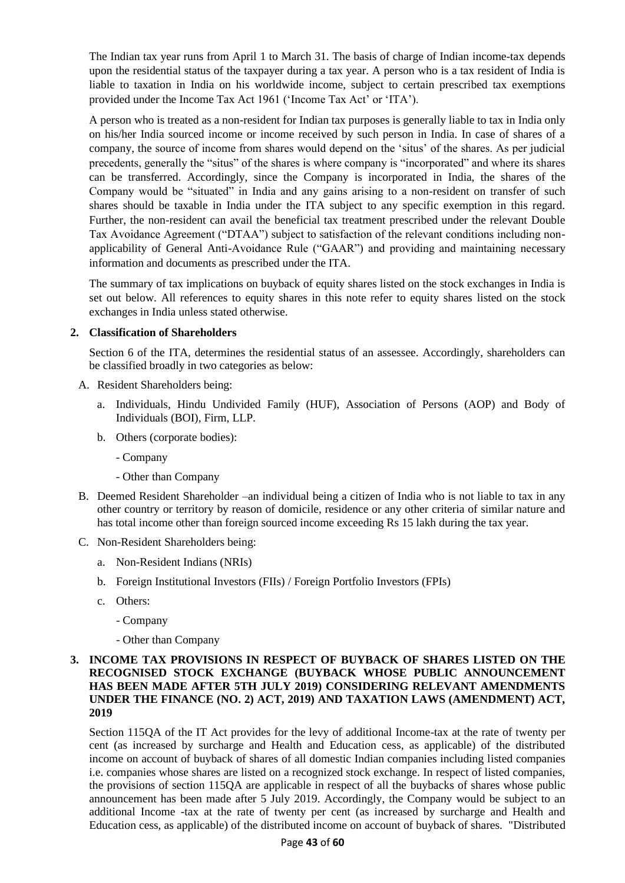The Indian tax year runs from April 1 to March 31. The basis of charge of Indian income-tax depends upon the residential status of the taxpayer during a tax year. A person who is a tax resident of India is liable to taxation in India on his worldwide income, subject to certain prescribed tax exemptions provided under the Income Tax Act 1961 ('Income Tax Act' or 'ITA').

A person who is treated as a non-resident for Indian tax purposes is generally liable to tax in India only on his/her India sourced income or income received by such person in India. In case of shares of a company, the source of income from shares would depend on the 'situs' of the shares. As per judicial precedents, generally the "situs" of the shares is where company is "incorporated" and where its shares can be transferred. Accordingly, since the Company is incorporated in India, the shares of the Company would be "situated" in India and any gains arising to a non-resident on transfer of such shares should be taxable in India under the ITA subject to any specific exemption in this regard. Further, the non-resident can avail the beneficial tax treatment prescribed under the relevant Double Tax Avoidance Agreement ("DTAA") subject to satisfaction of the relevant conditions including non-applicability of General Anti-Avoidance Rule ("GAAR") and providing and maintaining necessary information and documents as prescribed under the ITA.

The summary of tax implications on buyback of equity shares listed on the stock exchanges in India is set out below. All references to equity shares in this note refer to equity shares listed on the stock exchanges in India unless stated otherwise.

## 2. Classification of Shareholders

Section 6 of the ITA, determines the residential status of an assessee. Accordingly, shareholders can be classified broadly in two categories as below:

A. Resident Shareholders being:

   a. Individuals, Hindu Undivided Family (HUF), Association of Persons (AOP) and Body of Individuals (BOI), Firm, LLP.

   b. Others (corporate bodies):

      - Company

      - Other than Company

B. Deemed Resident Shareholder –an individual being a citizen of India who is not liable to tax in any other country or territory by reason of domicile, residence or any other criteria of similar nature and has total income other than foreign sourced income exceeding Rs 15 lakh during the tax year.

C. Non-Resident Shareholders being:

   a. Non-Resident Indians (NRIs)

   b. Foreign Institutional Investors (FIIs) / Foreign Portfolio Investors (FPIs)

   c. Others:

      - Company

      - Other than Company

## 3. INCOME TAX PROVISIONS IN RESPECT OF BUYBACK OF SHARES LISTED ON THE RECOGNISED STOCK EXCHANGE (BUYBACK WHOSE PUBLIC ANNOUNCEMENT HAS BEEN MADE AFTER 5TH JULY 2019) CONSIDERING RELEVANT AMENDMENTS UNDER THE FINANCE (NO. 2) ACT, 2019) AND TAXATION LAWS (AMENDMENT) ACT, 2019

Section 115QA of the IT Act provides for the levy of additional Income-tax at the rate of twenty per cent (as increased by surcharge and Health and Education cess, as applicable) of the distributed income on account of buyback of shares of all domestic Indian companies including listed companies i.e. companies whose shares are listed on a recognized stock exchange. In respect of listed companies, the provisions of section 115QA are applicable in respect of all the buybacks of shares whose public announcement has been made after 5 July 2019. Accordingly, the Company would be subject to an additional Income -tax at the rate of twenty per cent (as increased by surcharge and Health and Education cess, as applicable) of the distributed income on account of buyback of shares. "Distributed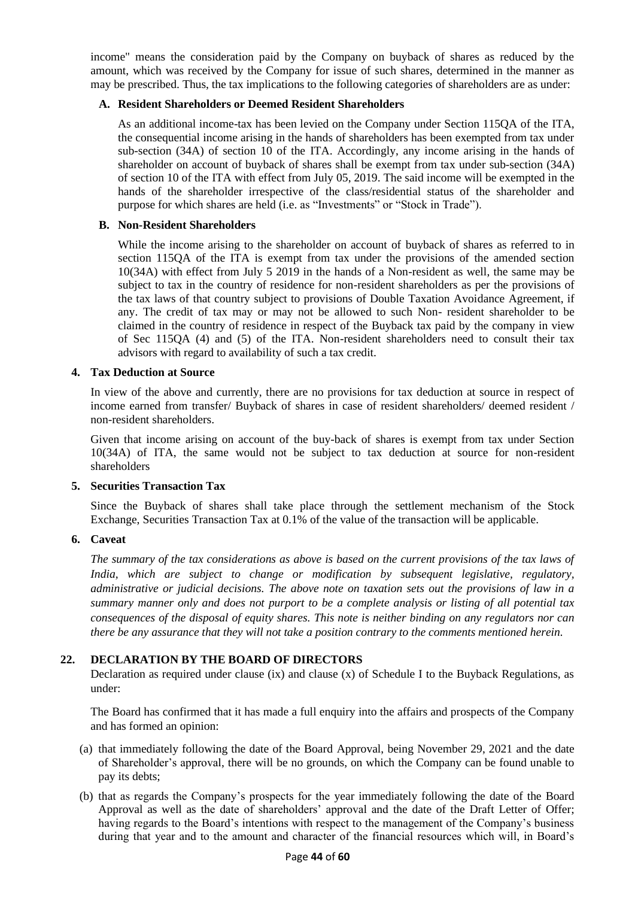income" means the consideration paid by the Company on buyback of shares as reduced by the amount, which was received by the Company for issue of such shares, determined in the manner as may be prescribed. Thus, the tax implications to the following categories of shareholders are as under:

**A. Resident Shareholders or Deemed Resident Shareholders**

As an additional income-tax has been levied on the Company under Section 115QA of the ITA, the consequential income arising in the hands of shareholders has been exempted from tax under sub-section (34A) of section 10 of the ITA. Accordingly, any income arising in the hands of shareholder on account of buyback of shares shall be exempt from tax under sub-section (34A) of section 10 of the ITA with effect from July 05, 2019. The said income will be exempted in the hands of the shareholder irrespective of the class/residential status of the shareholder and purpose for which shares are held (i.e. as "Investments" or "Stock in Trade").

**B. Non-Resident Shareholders**

While the income arising to the shareholder on account of buyback of shares as referred to in section 115QA of the ITA is exempt from tax under the provisions of the amended section 10(34A) with effect from July 5 2019 in the hands of a Non-resident as well, the same may be subject to tax in the country of residence for non-resident shareholders as per the provisions of the tax laws of that country subject to provisions of Double Taxation Avoidance Agreement, if any. The credit of tax may or may not be allowed to such Non- resident shareholder to be claimed in the country of residence in respect of the Buyback tax paid by the company in view of Sec 115QA (4) and (5) of the ITA. Non-resident shareholders need to consult their tax advisors with regard to availability of such a tax credit.

**4. Tax Deduction at Source**

In view of the above and currently, there are no provisions for tax deduction at source in respect of income earned from transfer/ Buyback of shares in case of resident shareholders/ deemed resident / non-resident shareholders.

Given that income arising on account of the buy-back of shares is exempt from tax under Section 10(34A) of ITA, the same would not be subject to tax deduction at source for non-resident shareholders

**5. Securities Transaction Tax**

Since the Buyback of shares shall take place through the settlement mechanism of the Stock Exchange, Securities Transaction Tax at 0.1% of the value of the transaction will be applicable.

**6. Caveat**

*The summary of the tax considerations as above is based on the current provisions of the tax laws of India, which are subject to change or modification by subsequent legislative, regulatory, administrative or judicial decisions. The above note on taxation sets out the provisions of law in a summary manner only and does not purport to be a complete analysis or listing of all potential tax consequences of the disposal of equity shares. This note is neither binding on any regulators nor can there be any assurance that they will not take a position contrary to the comments mentioned herein.*

## 22. DECLARATION BY THE BOARD OF DIRECTORS

Declaration as required under clause (ix) and clause (x) of Schedule I to the Buyback Regulations, as under:

The Board has confirmed that it has made a full enquiry into the affairs and prospects of the Company and has formed an opinion:

(a) that immediately following the date of the Board Approval, being November 29, 2021 and the date of Shareholder's approval, there will be no grounds, on which the Company can be found unable to pay its debts;

(b) that as regards the Company's prospects for the year immediately following the date of the Board Approval as well as the date of shareholders' approval and the date of the Draft Letter of Offer; having regards to the Board's intentions with respect to the management of the Company's business during that year and to the amount and character of the financial resources which will, in Board's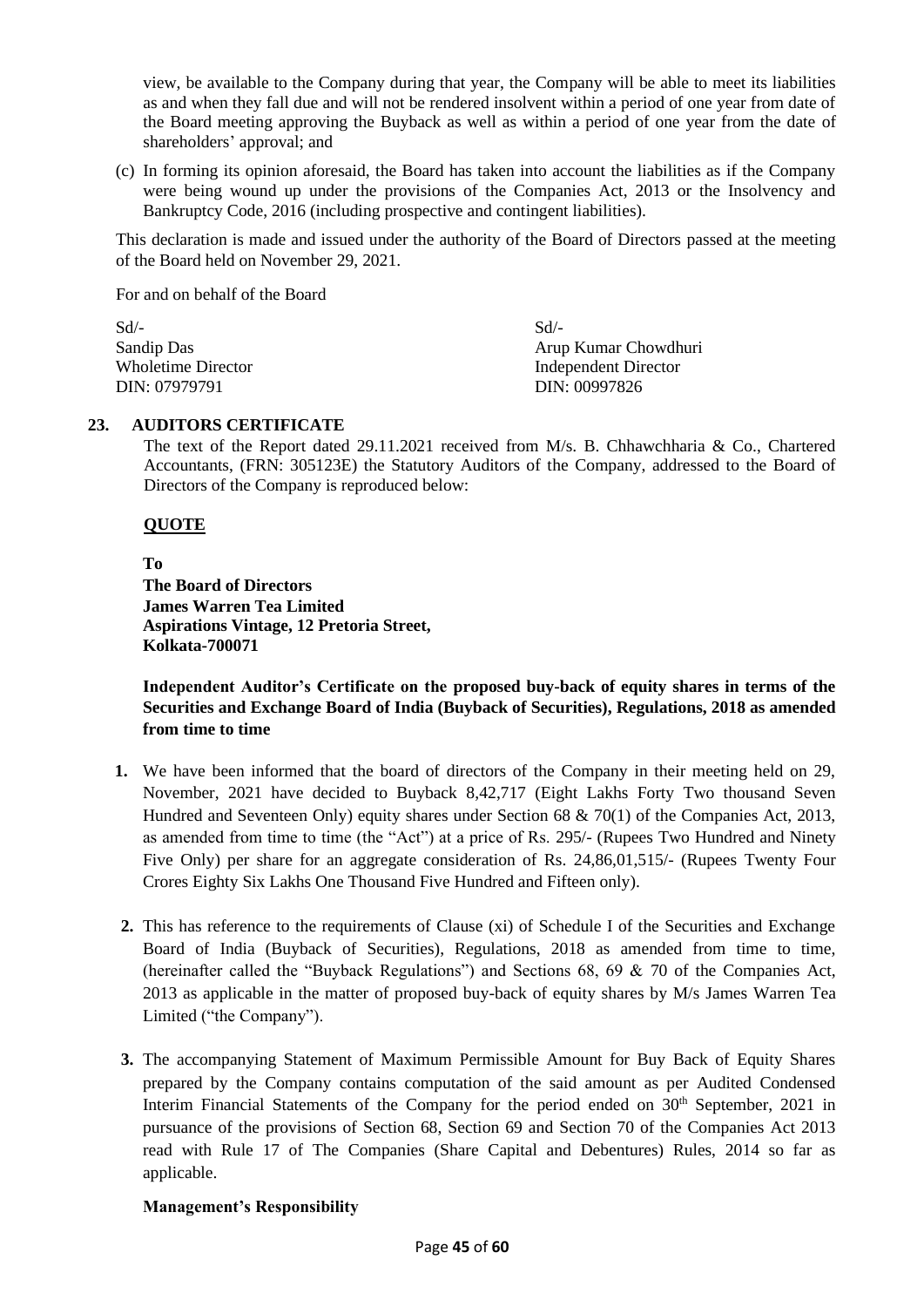view, be available to the Company during that year, the Company will be able to meet its liabilities as and when they fall due and will not be rendered insolvent within a period of one year from date of the Board meeting approving the Buyback as well as within a period of one year from the date of shareholders' approval; and

(c) In forming its opinion aforesaid, the Board has taken into account the liabilities as if the Company were being wound up under the provisions of the Companies Act, 2013 or the Insolvency and Bankruptcy Code, 2016 (including prospective and contingent liabilities).

This declaration is made and issued under the authority of the Board of Directors passed at the meeting of the Board held on November 29, 2021.

For and on behalf of the Board

| | |
|---|---|
| Sd/- | Sd/- |
| Sandip Das | Arup Kumar Chowdhuri |
| Wholetime Director | Independent Director |
| DIN: 07979791 | DIN: 00997826 |

## 23. AUDITORS CERTIFICATE

The text of the Report dated 29.11.2021 received from M/s. B. Chhawchharia & Co., Chartered Accountants, (FRN: 305123E) the Statutory Auditors of the Company, addressed to the Board of Directors of the Company is reproduced below:

**QUOTE**

**To**
**The Board of Directors**
**James Warren Tea Limited**
**Aspirations Vintage, 12 Pretoria Street,**
**Kolkata-700071**

**Independent Auditor's Certificate on the proposed buy-back of equity shares in terms of the Securities and Exchange Board of India (Buyback of Securities), Regulations, 2018 as amended from time to time**

1. We have been informed that the board of directors of the Company in their meeting held on 29, November, 2021 have decided to Buyback 8,42,717 (Eight Lakhs Forty Two thousand Seven Hundred and Seventeen Only) equity shares under Section 68 & 70(1) of the Companies Act, 2013, as amended from time to time (the "Act") at a price of Rs. 295/- (Rupees Two Hundred and Ninety Five Only) per share for an aggregate consideration of Rs. 24,86,01,515/- (Rupees Twenty Four Crores Eighty Six Lakhs One Thousand Five Hundred and Fifteen only).

2. This has reference to the requirements of Clause (xi) of Schedule I of the Securities and Exchange Board of India (Buyback of Securities), Regulations, 2018 as amended from time to time, (hereinafter called the "Buyback Regulations") and Sections 68, 69 & 70 of the Companies Act, 2013 as applicable in the matter of proposed buy-back of equity shares by M/s James Warren Tea Limited ("the Company").

3. The accompanying Statement of Maximum Permissible Amount for Buy Back of Equity Shares prepared by the Company contains computation of the said amount as per Audited Condensed Interim Financial Statements of the Company for the period ended on 30th September, 2021 in pursuance of the provisions of Section 68, Section 69 and Section 70 of the Companies Act 2013 read with Rule 17 of The Companies (Share Capital and Debentures) Rules, 2014 so far as applicable.

**Management's Responsibility**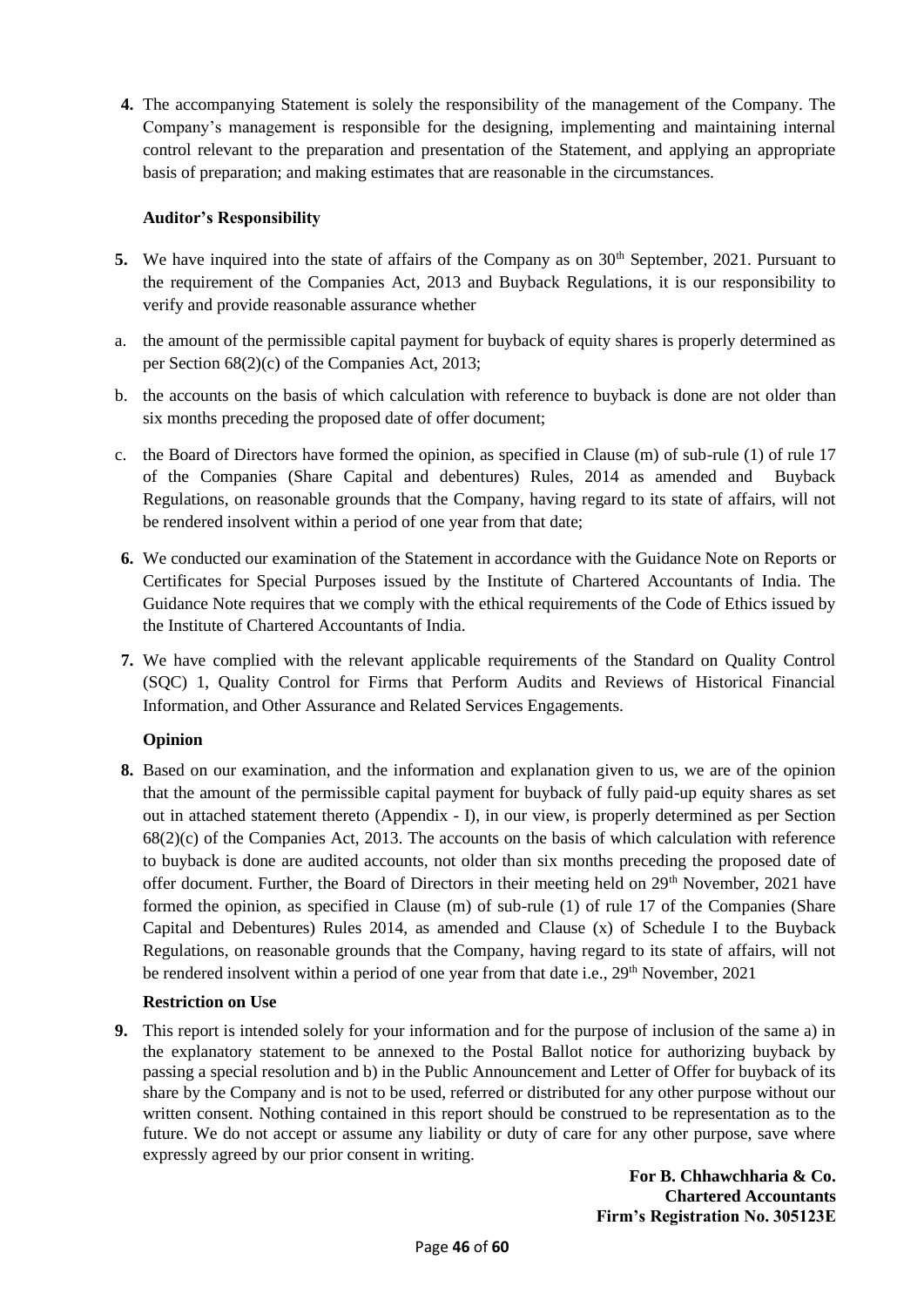**4.** The accompanying Statement is solely the responsibility of the management of the Company. The Company's management is responsible for the designing, implementing and maintaining internal control relevant to the preparation and presentation of the Statement, and applying an appropriate basis of preparation; and making estimates that are reasonable in the circumstances.

**Auditor's Responsibility**

**5.** We have inquired into the state of affairs of the Company as on 30th September, 2021. Pursuant to the requirement of the Companies Act, 2013 and Buyback Regulations, it is our responsibility to verify and provide reasonable assurance whether

a. the amount of the permissible capital payment for buyback of equity shares is properly determined as per Section 68(2)(c) of the Companies Act, 2013;

b. the accounts on the basis of which calculation with reference to buyback is done are not older than six months preceding the proposed date of offer document;

c. the Board of Directors have formed the opinion, as specified in Clause (m) of sub-rule (1) of rule 17 of the Companies (Share Capital and debentures) Rules, 2014 as amended and Buyback Regulations, on reasonable grounds that the Company, having regard to its state of affairs, will not be rendered insolvent within a period of one year from that date;

**6.** We conducted our examination of the Statement in accordance with the Guidance Note on Reports or Certificates for Special Purposes issued by the Institute of Chartered Accountants of India. The Guidance Note requires that we comply with the ethical requirements of the Code of Ethics issued by the Institute of Chartered Accountants of India.

**7.** We have complied with the relevant applicable requirements of the Standard on Quality Control (SQC) 1, Quality Control for Firms that Perform Audits and Reviews of Historical Financial Information, and Other Assurance and Related Services Engagements.

**Opinion**

**8.** Based on our examination, and the information and explanation given to us, we are of the opinion that the amount of the permissible capital payment for buyback of fully paid-up equity shares as set out in attached statement thereto (Appendix - I), in our view, is properly determined as per Section 68(2)(c) of the Companies Act, 2013. The accounts on the basis of which calculation with reference to buyback is done are audited accounts, not older than six months preceding the proposed date of offer document. Further, the Board of Directors in their meeting held on 29th November, 2021 have formed the opinion, as specified in Clause (m) of sub-rule (1) of rule 17 of the Companies (Share Capital and Debentures) Rules 2014, as amended and Clause (x) of Schedule I to the Buyback Regulations, on reasonable grounds that the Company, having regard to its state of affairs, will not be rendered insolvent within a period of one year from that date i.e., 29th November, 2021

**Restriction on Use**

**9.** This report is intended solely for your information and for the purpose of inclusion of the same a) in the explanatory statement to be annexed to the Postal Ballot notice for authorizing buyback by passing a special resolution and b) in the Public Announcement and Letter of Offer for buyback of its share by the Company and is not to be used, referred or distributed for any other purpose without our written consent. Nothing contained in this report should be construed to be representation as to the future. We do not accept or assume any liability or duty of care for any other purpose, save where expressly agreed by our prior consent in writing.

**For B. Chhawchharia & Co.**
**Chartered Accountants**
**Firm's Registration No. 305123E**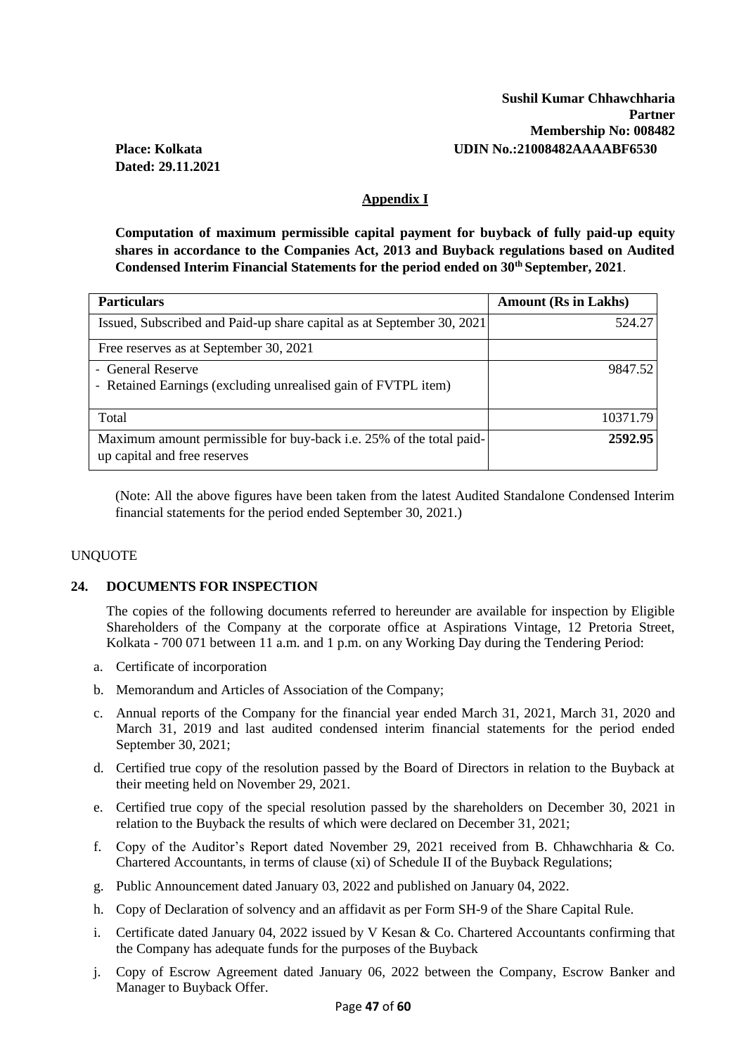**Sushil Kumar Chhawchharia**
**Partner**
**Membership No: 008482**
**UDIN No.:21008482AAAABF6530**

**Place: Kolkata**
**Dated: 29.11.2021**

**Appendix I**

**Computation of maximum permissible capital payment for buyback of fully paid-up equity shares in accordance to the Companies Act, 2013 and Buyback regulations based on Audited Condensed Interim Financial Statements for the period ended on 30th September, 2021**.

| **Particulars** | **Amount (Rs in Lakhs)** |
|---|---|
| Issued, Subscribed and Paid-up share capital as at September 30, 2021 | 524.27 |
| Free reserves as at September 30, 2021 | |
| - General Reserve<br>- Retained Earnings (excluding unrealised gain of FVTPL item) | 9847.52 |
| Total | 10371.79 |
| Maximum amount permissible for buy-back i.e. 25% of the total paid-up capital and free reserves | **2592.95** |

(Note: All the above figures have been taken from the latest Audited Standalone Condensed Interim financial statements for the period ended September 30, 2021.)

UNQUOTE

## 24. DOCUMENTS FOR INSPECTION

The copies of the following documents referred to hereunder are available for inspection by Eligible Shareholders of the Company at the corporate office at Aspirations Vintage, 12 Pretoria Street, Kolkata - 700 071 between 11 a.m. and 1 p.m. on any Working Day during the Tendering Period:

a. Certificate of incorporation

b. Memorandum and Articles of Association of the Company;

c. Annual reports of the Company for the financial year ended March 31, 2021, March 31, 2020 and March 31, 2019 and last audited condensed interim financial statements for the period ended September 30, 2021;

d. Certified true copy of the resolution passed by the Board of Directors in relation to the Buyback at their meeting held on November 29, 2021.

e. Certified true copy of the special resolution passed by the shareholders on December 30, 2021 in relation to the Buyback the results of which were declared on December 31, 2021;

f. Copy of the Auditor's Report dated November 29, 2021 received from B. Chhawchharia & Co. Chartered Accountants, in terms of clause (xi) of Schedule II of the Buyback Regulations;

g. Public Announcement dated January 03, 2022 and published on January 04, 2022.

h. Copy of Declaration of solvency and an affidavit as per Form SH-9 of the Share Capital Rule.

i. Certificate dated January 04, 2022 issued by V Kesan & Co. Chartered Accountants confirming that the Company has adequate funds for the purposes of the Buyback

j. Copy of Escrow Agreement dated January 06, 2022 between the Company, Escrow Banker and Manager to Buyback Offer.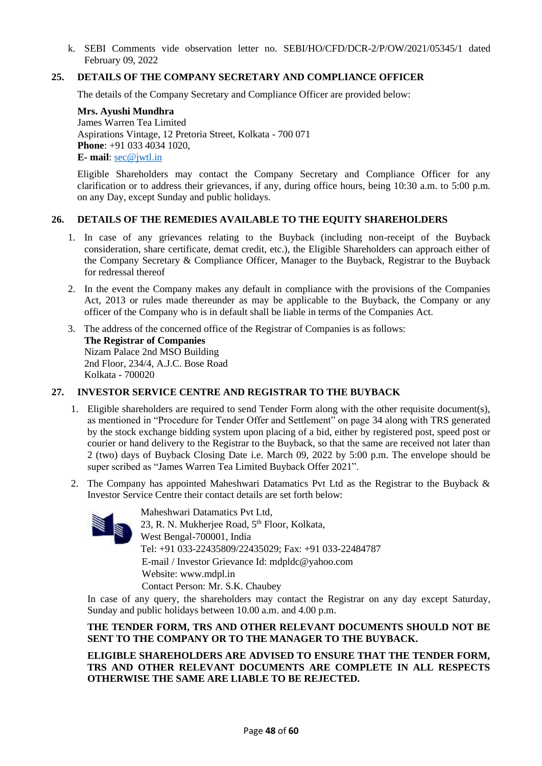k. SEBI Comments vide observation letter no. SEBI/HO/CFD/DCR-2/P/OW/2021/05345/1 dated February 09, 2022

## 25. DETAILS OF THE COMPANY SECRETARY AND COMPLIANCE OFFICER

The details of the Company Secretary and Compliance Officer are provided below:

**Mrs. Ayushi Mundhra**
James Warren Tea Limited
Aspirations Vintage, 12 Pretoria Street, Kolkata - 700 071
**Phone**: +91 033 4034 1020,
**E- mail**: sec@jwtl.in

Eligible Shareholders may contact the Company Secretary and Compliance Officer for any clarification or to address their grievances, if any, during office hours, being 10:30 a.m. to 5:00 p.m. on any Day, except Sunday and public holidays.

## 26. DETAILS OF THE REMEDIES AVAILABLE TO THE EQUITY SHAREHOLDERS

1. In case of any grievances relating to the Buyback (including non-receipt of the Buyback consideration, share certificate, demat credit, etc.), the Eligible Shareholders can approach either of the Company Secretary & Compliance Officer, Manager to the Buyback, Registrar to the Buyback for redressal thereof
2. In the event the Company makes any default in compliance with the provisions of the Companies Act, 2013 or rules made thereunder as may be applicable to the Buyback, the Company or any officer of the Company who is in default shall be liable in terms of the Companies Act.
3. The address of the concerned office of the Registrar of Companies is as follows:
   **The Registrar of Companies**
   Nizam Palace 2nd MSO Building
   2nd Floor, 234/4, A.J.C. Bose Road
   Kolkata - 700020

## 27. INVESTOR SERVICE CENTRE AND REGISTRAR TO THE BUYBACK

1. Eligible shareholders are required to send Tender Form along with the other requisite document(s), as mentioned in "Procedure for Tender Offer and Settlement" on page 34 along with TRS generated by the stock exchange bidding system upon placing of a bid, either by registered post, speed post or courier or hand delivery to the Registrar to the Buyback, so that the same are received not later than 2 (two) days of Buyback Closing Date i.e. March 09, 2022 by 5:00 p.m. The envelope should be super scribed as "James Warren Tea Limited Buyback Offer 2021".
2. The Company has appointed Maheshwari Datamatics Pvt Ltd as the Registrar to the Buyback & Investor Service Centre their contact details are set forth below:

   Maheshwari Datamatics Pvt Ltd,
   23, R. N. Mukherjee Road, 5th Floor, Kolkata,
   West Bengal-700001, India
   Tel: +91 033-22435809/22435029; Fax: +91 033-22484787
   E-mail / Investor Grievance Id: mdpldc@yahoo.com
   Website: www.mdpl.in
   Contact Person: Mr. S.K. Chaubey

   In case of any query, the shareholders may contact the Registrar on any day except Saturday, Sunday and public holidays between 10.00 a.m. and 4.00 p.m.

   **THE TENDER FORM, TRS AND OTHER RELEVANT DOCUMENTS SHOULD NOT BE SENT TO THE COMPANY OR TO THE MANAGER TO THE BUYBACK.**

   **ELIGIBLE SHAREHOLDERS ARE ADVISED TO ENSURE THAT THE TENDER FORM, TRS AND OTHER RELEVANT DOCUMENTS ARE COMPLETE IN ALL RESPECTS OTHERWISE THE SAME ARE LIABLE TO BE REJECTED.**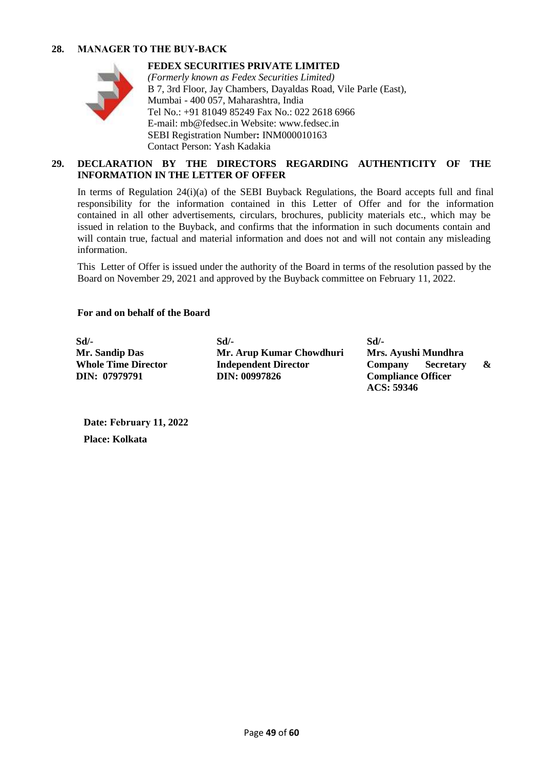## 28. MANAGER TO THE BUY-BACK

**FEDEX SECURITIES PRIVATE LIMITED**
*(Formerly known as Fedex Securities Limited)*
B 7, 3rd Floor, Jay Chambers, Dayaldas Road, Vile Parle (East),
Mumbai - 400 057, Maharashtra, India
Tel No.: +91 81049 85249 Fax No.: 022 2618 6966
E-mail: mb@fedsec.in Website: www.fedsec.in
SEBI Registration Number**:** INM000010163
Contact Person: Yash Kadakia

## 29. DECLARATION BY THE DIRECTORS REGARDING AUTHENTICITY OF THE INFORMATION IN THE LETTER OF OFFER

In terms of Regulation 24(i)(a) of the SEBI Buyback Regulations, the Board accepts full and final responsibility for the information contained in this Letter of Offer and for the information contained in all other advertisements, circulars, brochures, publicity materials etc., which may be issued in relation to the Buyback, and confirms that the information in such documents contain and will contain true, factual and material information and does not and will not contain any misleading information.

This Letter of Offer is issued under the authority of the Board in terms of the resolution passed by the Board on November 29, 2021 and approved by the Buyback committee on February 11, 2022.

**For and on behalf of the Board**

| | | |
|---|---|---|
| **Sd/-** | **Sd/-** | **Sd/-** |
| **Mr. Sandip Das** | **Mr. Arup Kumar Chowdhuri** | **Mrs. Ayushi Mundhra** |
| **Whole Time Director** | **Independent Director** | **Company Secretary & Compliance Officer** |
| **DIN: 07979791** | **DIN: 00997826** | **ACS: 59346** |

**Date: February 11, 2022**

**Place: Kolkata**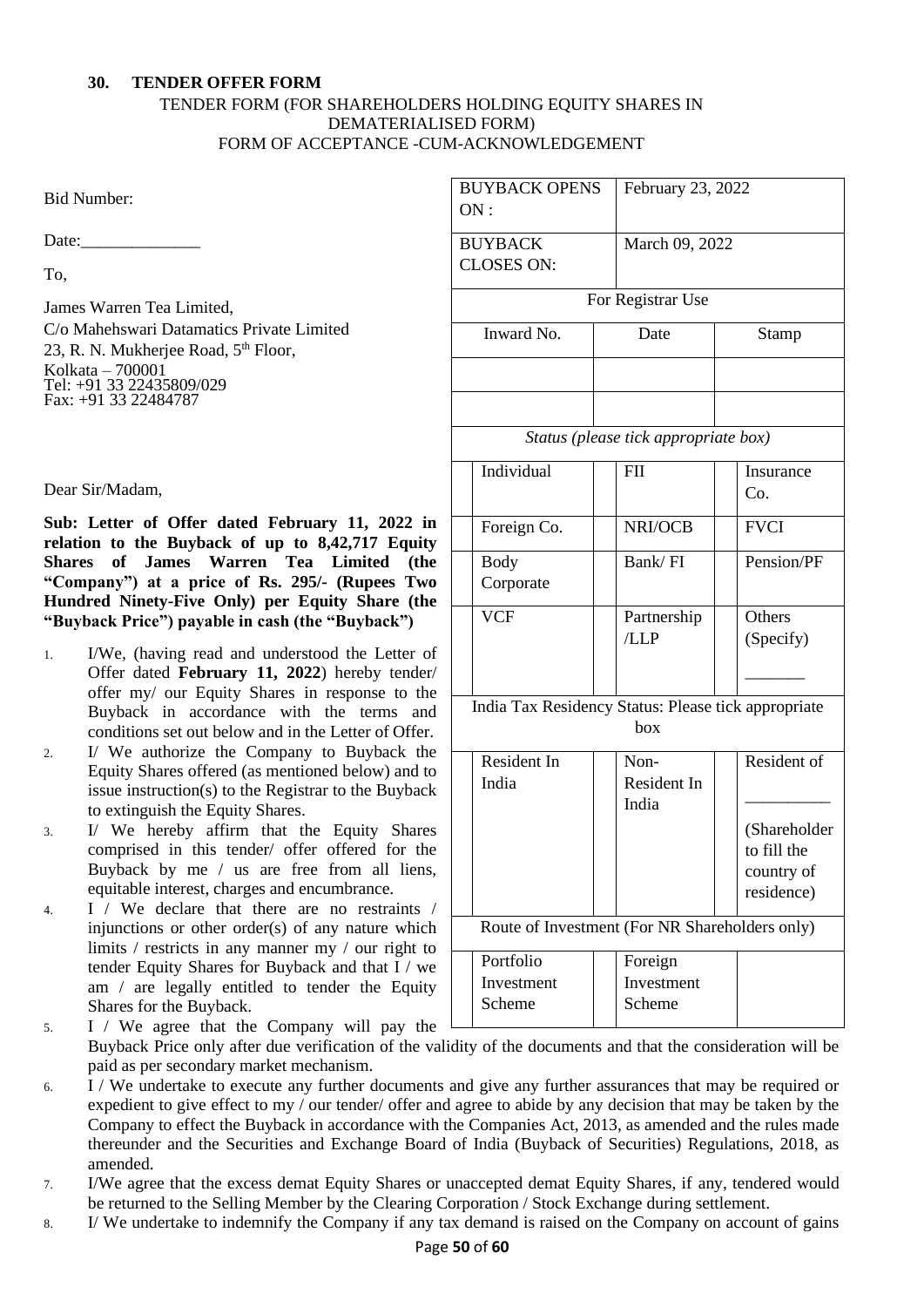## 30. TENDER OFFER FORM

TENDER FORM (FOR SHAREHOLDERS HOLDING EQUITY SHARES IN DEMATERIALISED FORM)
FORM OF ACCEPTANCE -CUM-ACKNOWLEDGEMENT

| | |
|---|---|
| BUYBACK OPENS ON : | February 23, 2022 |
| BUYBACK CLOSES ON: | March 09, 2022 |

| For Registrar Use | | |
|---|---|---|
| Inward No. | Date | Stamp |
| | | |
| | | |

*Status (please tick appropriate box)*

| | | | | | |
|---|---|---|---|---|---|
| | Individual | | FII | | Insurance Co. |
| | Foreign Co. | | NRI/OCB | | FVCI |
| | Body Corporate | | Bank/ FI | | Pension/PF |
| | VCF | | Partnership /LLP | | Others (Specify) _______ |

India Tax Residency Status: Please tick appropriate box

| | | | | | |
|---|---|---|---|---|---|
| | Resident In India | | Non-Resident In India | | Resident of __________ (Shareholder to fill the country of residence) |

Route of Investment (For NR Shareholders only)

| | | | | |
|---|---|---|---|---|
| | Portfolio Investment Scheme | | Foreign Investment Scheme | |

Bid Number:

Date:______________

To,

James Warren Tea Limited,
C/o Mahehswari Datamatics Private Limited
23, R. N. Mukherjee Road, 5th Floor,
Kolkata – 700001
Tel: +91 33 22435809/029
Fax: +91 33 22484787

Dear Sir/Madam,

**Sub: Letter of Offer dated February 11, 2022 in relation to the Buyback of up to 8,42,717 Equity Shares of James Warren Tea Limited (the "Company") at a price of Rs. 295/- (Rupees Two Hundred Ninety-Five Only) per Equity Share (the "Buyback Price") payable in cash (the "Buyback")**

1. I/We, (having read and understood the Letter of Offer dated **February 11, 2022**) hereby tender/ offer my/ our Equity Shares in response to the Buyback in accordance with the terms and conditions set out below and in the Letter of Offer.
2. I/ We authorize the Company to Buyback the Equity Shares offered (as mentioned below) and to issue instruction(s) to the Registrar to the Buyback to extinguish the Equity Shares.
3. I/ We hereby affirm that the Equity Shares comprised in this tender/ offer offered for the Buyback by me / us are free from all liens, equitable interest, charges and encumbrance.
4. I / We declare that there are no restraints / injunctions or other order(s) of any nature which limits / restricts in any manner my / our right to tender Equity Shares for Buyback and that I / we am / are legally entitled to tender the Equity Shares for the Buyback.
5. I / We agree that the Company will pay the Buyback Price only after due verification of the validity of the documents and that the consideration will be paid as per secondary market mechanism.
6. I / We undertake to execute any further documents and give any further assurances that may be required or expedient to give effect to my / our tender/ offer and agree to abide by any decision that may be taken by the Company to effect the Buyback in accordance with the Companies Act, 2013, as amended and the rules made thereunder and the Securities and Exchange Board of India (Buyback of Securities) Regulations, 2018, as amended.
7. I/We agree that the excess demat Equity Shares or unaccepted demat Equity Shares, if any, tendered would be returned to the Selling Member by the Clearing Corporation / Stock Exchange during settlement.
8. I/ We undertake to indemnify the Company if any tax demand is raised on the Company on account of gains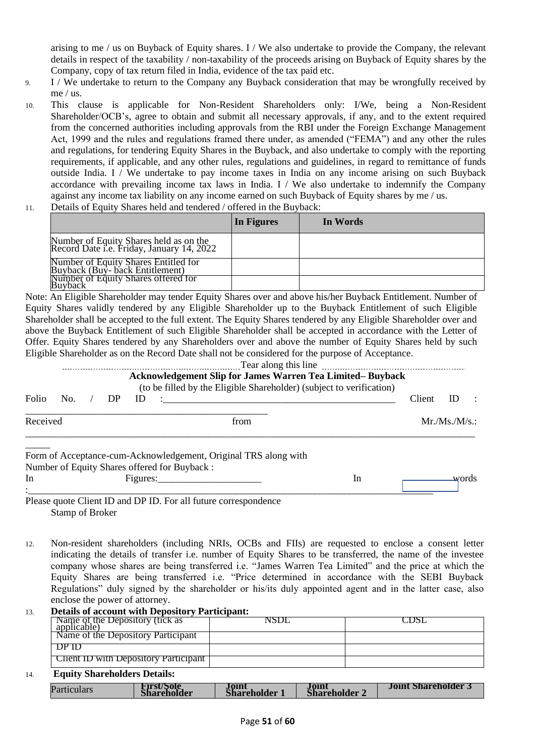arising to me / us on Buyback of Equity shares. I / We also undertake to provide the Company, the relevant details in respect of the taxability / non-taxability of the proceeds arising on Buyback of Equity shares by the Company, copy of tax return filed in India, evidence of the tax paid etc.

9. I / We undertake to return to the Company any Buyback consideration that may be wrongfully received by me / us.
10. This clause is applicable for Non-Resident Shareholders only: I/We, being a Non-Resident Shareholder/OCB's, agree to obtain and submit all necessary approvals, if any, and to the extent required from the concerned authorities including approvals from the RBI under the Foreign Exchange Management Act, 1999 and the rules and regulations framed there under, as amended ("FEMA") and any other the rules and regulations, for tendering Equity Shares in the Buyback, and also undertake to comply with the reporting requirements, if applicable, and any other rules, regulations and guidelines, in regard to remittance of funds outside India. I / We undertake to pay income taxes in India on any income arising on such Buyback accordance with prevailing income tax laws in India. I / We also undertake to indemnify the Company against any income tax liability on any income earned on such Buyback of Equity shares by me / us.
11. Details of Equity Shares held and tendered / offered in the Buyback:

| | In Figures | In Words |
|---|---|---|
| Number of Equity Shares held as on the Record Date i.e. Friday, January 14, 2022 | | |
| Number of Equity Shares Entitled for Buyback (Buy- back Entitlement) | | |
| Number of Equity Shares offered for Buyback | | |

Note: An Eligible Shareholder may tender Equity Shares over and above his/her Buyback Entitlement. Number of Equity Shares validly tendered by any Eligible Shareholder up to the Buyback Entitlement of such Eligible Shareholder shall be accepted to the full extent. The Equity Shares tendered by any Eligible Shareholder over and above the Buyback Entitlement of such Eligible Shareholder shall be accepted in accordance with the Letter of Offer. Equity Shares tendered by any Shareholders over and above the number of Equity Shares held by such Eligible Shareholder as on the Record Date shall not be considered for the purpose of Acceptance.

Tear along this line

**Acknowledgement Slip for James Warren Tea Limited– Buyback**

(to be filled by the Eligible Shareholder) (subject to verification)

Folio No. / DP ID :\_\_\_\_\_\_\_\_\_\_\_\_\_\_\_\_\_\_\_\_\_\_\_\_\_\_\_\_\_\_\_\_\_\_\_\_\_\_\_\_\_\_\_\_\_\_ Client ID : \_\_\_\_\_\_\_\_\_\_\_\_\_\_\_\_\_\_\_\_\_\_\_\_\_\_\_\_\_\_\_\_\_\_\_\_\_\_\_\_\_\_\_\_\_\_\_\_\_\_

Received from Mr./Ms./M/s.: \_\_\_\_\_\_\_\_\_\_\_\_\_\_\_\_\_\_\_\_\_\_\_\_\_\_\_\_\_\_\_\_\_\_\_\_\_\_\_\_\_\_\_\_\_\_\_\_\_\_\_\_\_\_\_\_\_\_\_\_\_\_\_\_\_\_\_\_\_\_\_\_\_\_\_\_\_\_\_\_\_\_\_\_\_\_\_\_\_\_\_\_\_\_\_\_\_\_\_\_

Form of Acceptance-cum-Acknowledgement, Original TRS along with

Number of Equity Shares offered for Buyback :

In Figures:\_\_\_\_\_\_\_\_\_\_\_\_\_\_\_\_\_\_\_\_\_\_ In words :\_\_\_\_\_\_\_\_\_\_\_\_\_\_\_\_\_\_\_\_\_\_\_\_\_\_\_\_\_\_\_\_\_\_\_\_\_\_\_\_\_\_\_\_\_\_\_\_\_\_\_\_\_\_\_\_\_\_\_\_\_\_\_\_\_\_\_\_\_\_\_\_\_\_\_\_\_\_\_\_\_\_

Please quote Client ID and DP ID. For all future correspondence

Stamp of Broker

12. Non-resident shareholders (including NRIs, OCBs and FIIs) are requested to enclose a consent letter indicating the details of transfer i.e. number of Equity Shares to be transferred, the name of the investee company whose shares are being transferred i.e. "James Warren Tea Limited" and the price at which the Equity Shares are being transferred i.e. "Price determined in accordance with the SEBI Buyback Regulations" duly signed by the shareholder or his/its duly appointed agent and in the latter case, also enclose the power of attorney.
13. **Details of account with Depository Participant:**

| | | |
|---|---|---|
| Name of the Depository (tick as applicable) | NSDL | CDSL |
| Name of the Depository Participant | | |
| DP ID | | |
| Client ID with Depository Participant | | |

14. **Equity Shareholders Details:**

| Particulars | First/Sole Shareholder | Joint Shareholder 1 | Joint Shareholder 2 | Joint Shareholder 3 |
|---|---|---|---|---|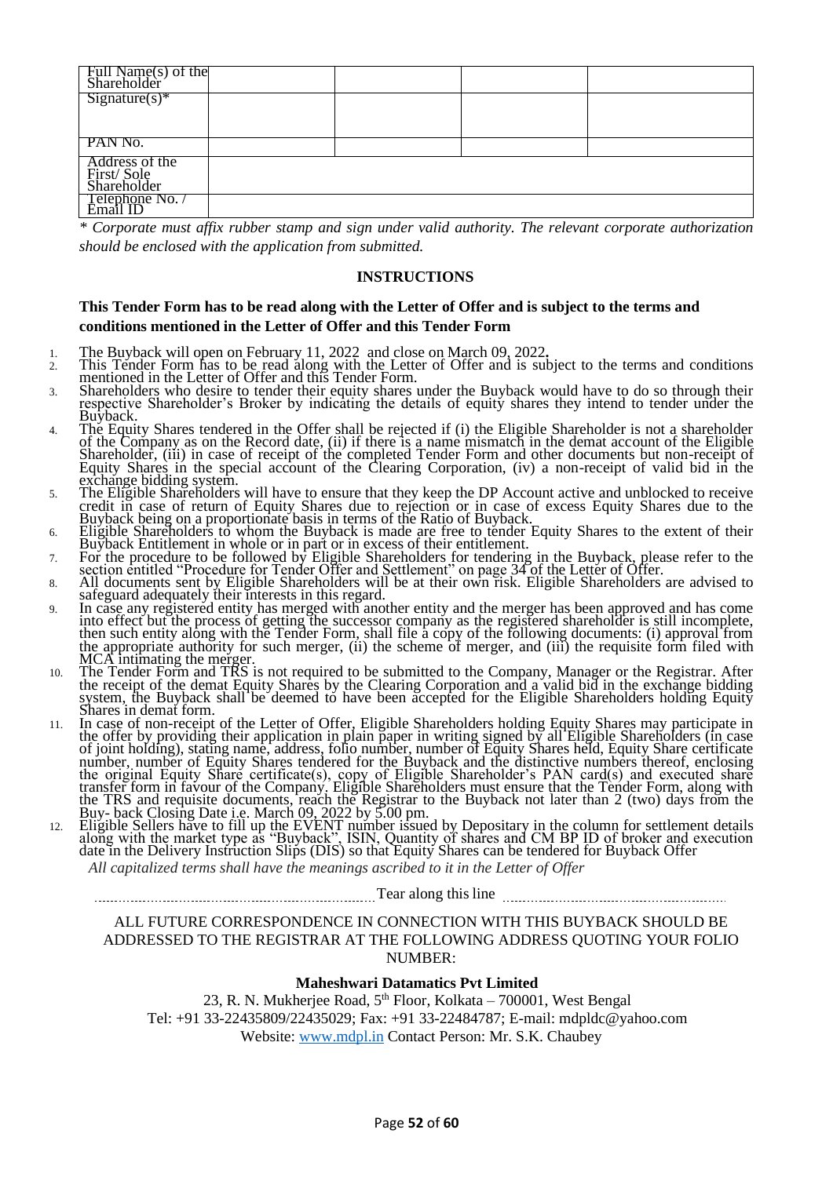| | | | |
|---|---|---|---|
| Full Name(s) of the Shareholder | | | |
| Signature(s)* | | | |
| PAN No. | | | |
| Address of the First/ Sole Shareholder | | | |
| Telephone No. / Email ID | | | |

*\* Corporate must affix rubber stamp and sign under valid authority. The relevant corporate authorization should be enclosed with the application from submitted.*

**INSTRUCTIONS**

**This Tender Form has to be read along with the Letter of Offer and is subject to the terms and conditions mentioned in the Letter of Offer and this Tender Form**

1. The Buyback will open on February 11, 2022 and close on March 09, 2022**.**
2. This Tender Form has to be read along with the Letter of Offer and is subject to the terms and conditions mentioned in the Letter of Offer and this Tender Form.
3. Shareholders who desire to tender their equity shares under the Buyback would have to do so through their respective Shareholder's Broker by indicating the details of equity shares they intend to tender under the Buyback.
4. The Equity Shares tendered in the Offer shall be rejected if (i) the Eligible Shareholder is not a shareholder of the Company as on the Record date, (ii) if there is a name mismatch in the demat account of the Eligible Shareholder, (iii) in case of receipt of the completed Tender Form and other documents but non-receipt of Equity Shares in the special account of the Clearing Corporation, (iv) a non-receipt of valid bid in the exchange bidding system.
5. The Eligible Shareholders will have to ensure that they keep the DP Account active and unblocked to receive credit in case of return of Equity Shares due to rejection or in case of excess Equity Shares due to the Buyback being on a proportionate basis in terms of the Ratio of Buyback.
6. Eligible Shareholders to whom the Buyback is made are free to tender Equity Shares to the extent of their Buyback Entitlement in whole or in part or in excess of their entitlement.
7. For the procedure to be followed by Eligible Shareholders for tendering in the Buyback, please refer to the section entitled "Procedure for Tender Offer and Settlement" on page 34 of the Letter of Offer.
8. All documents sent by Eligible Shareholders will be at their own risk. Eligible Shareholders are advised to safeguard adequately their interests in this regard.
9. In case any registered entity has merged with another entity and the merger has been approved and has come into effect but the process of getting the successor company as the registered shareholder is still incomplete, then such entity along with the Tender Form, shall file a copy of the following documents: (i) approval from the appropriate authority for such merger, (ii) the scheme of merger, and (iii) the requisite form filed with MCA intimating the merger.
10. The Tender Form and TRS is not required to be submitted to the Company, Manager or the Registrar. After the receipt of the demat Equity Shares by the Clearing Corporation and a valid bid in the exchange bidding system, the Buyback shall be deemed to have been accepted for the Eligible Shareholders holding Equity Shares in demat form.
11. In case of non-receipt of the Letter of Offer, Eligible Shareholders holding Equity Shares may participate in the offer by providing their application in plain paper in writing signed by all Eligible Shareholders (in case of joint holding), stating name, address, folio number, number of Equity Shares held, Equity Share certificate number, number of Equity Shares tendered for the Buyback and the distinctive numbers thereof, enclosing the original Equity Share certificate(s), copy of Eligible Shareholder's PAN card(s) and executed share transfer form in favour of the Company. Eligible Shareholders must ensure that the Tender Form, along with the TRS and requisite documents, reach the Registrar to the Buyback not later than 2 (two) days from the Buy- back Closing Date i.e. March 09, 2022 by 5.00 pm.
12. Eligible Sellers have to fill up the EVENT number issued by Depositary in the column for settlement details along with the market type as "Buyback", ISIN, Quantity of shares and CM BP ID of broker and execution date in the Delivery Instruction Slips (DIS) so that Equity Shares can be tendered for Buyback Offer

*All capitalized terms shall have the meanings ascribed to it in the Letter of Offer*

Tear along this line

ALL FUTURE CORRESPONDENCE IN CONNECTION WITH THIS BUYBACK SHOULD BE ADDRESSED TO THE REGISTRAR AT THE FOLLOWING ADDRESS QUOTING YOUR FOLIO NUMBER:

**Maheshwari Datamatics Pvt Limited**

23, R. N. Mukherjee Road, 5th Floor, Kolkata – 700001, West Bengal
Tel: +91 33-22435809/22435029; Fax: +91 33-22484787; E-mail: mdpldc@yahoo.com
Website: www.mdpl.in Contact Person: Mr. S.K. Chaubey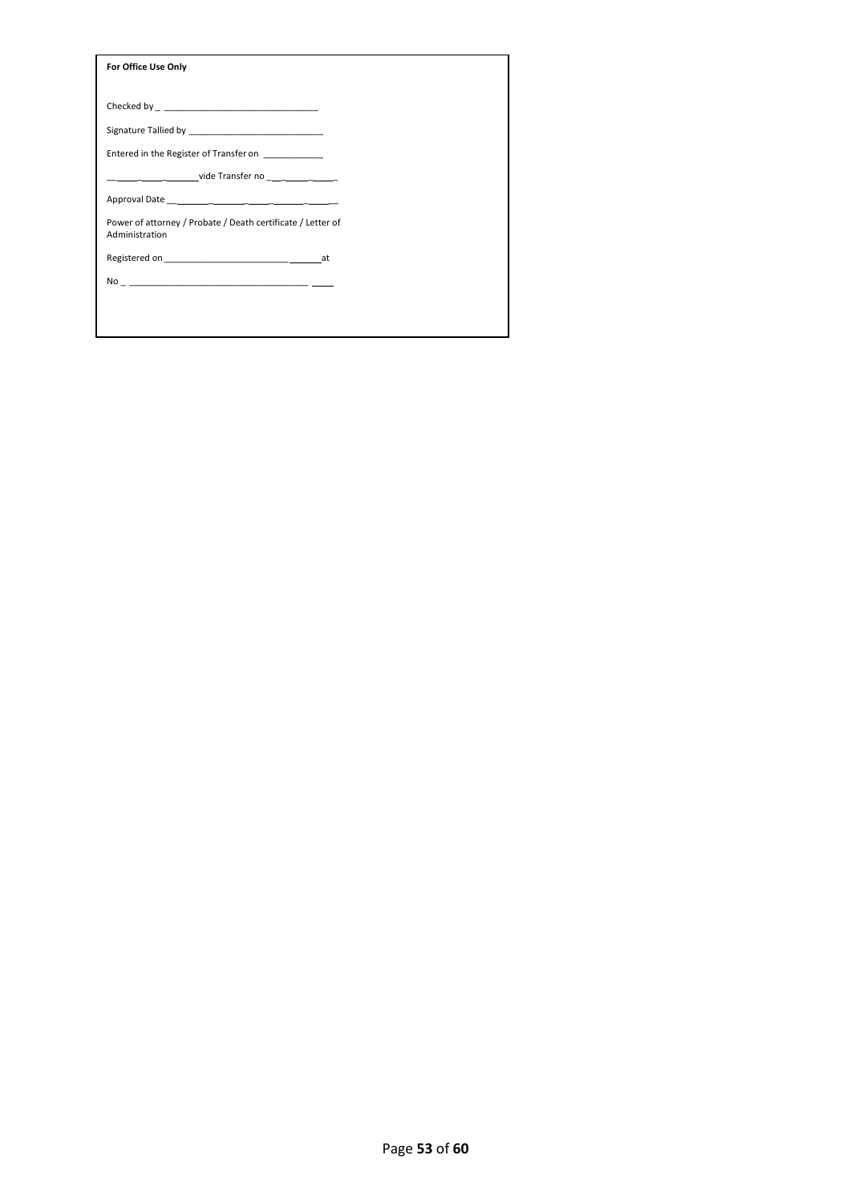**For Office Use Only**

Checked by _ ________________________________

Signature Tallied by ____________________________

Entered in the Register of Transfer on ____________

________________vide Transfer no _______________

Approval Date ___________________________________

Power of attorney / Probate / Death certificate / Letter of Administration

Registered on __________________________ _______at

No _ _____________________________________ ____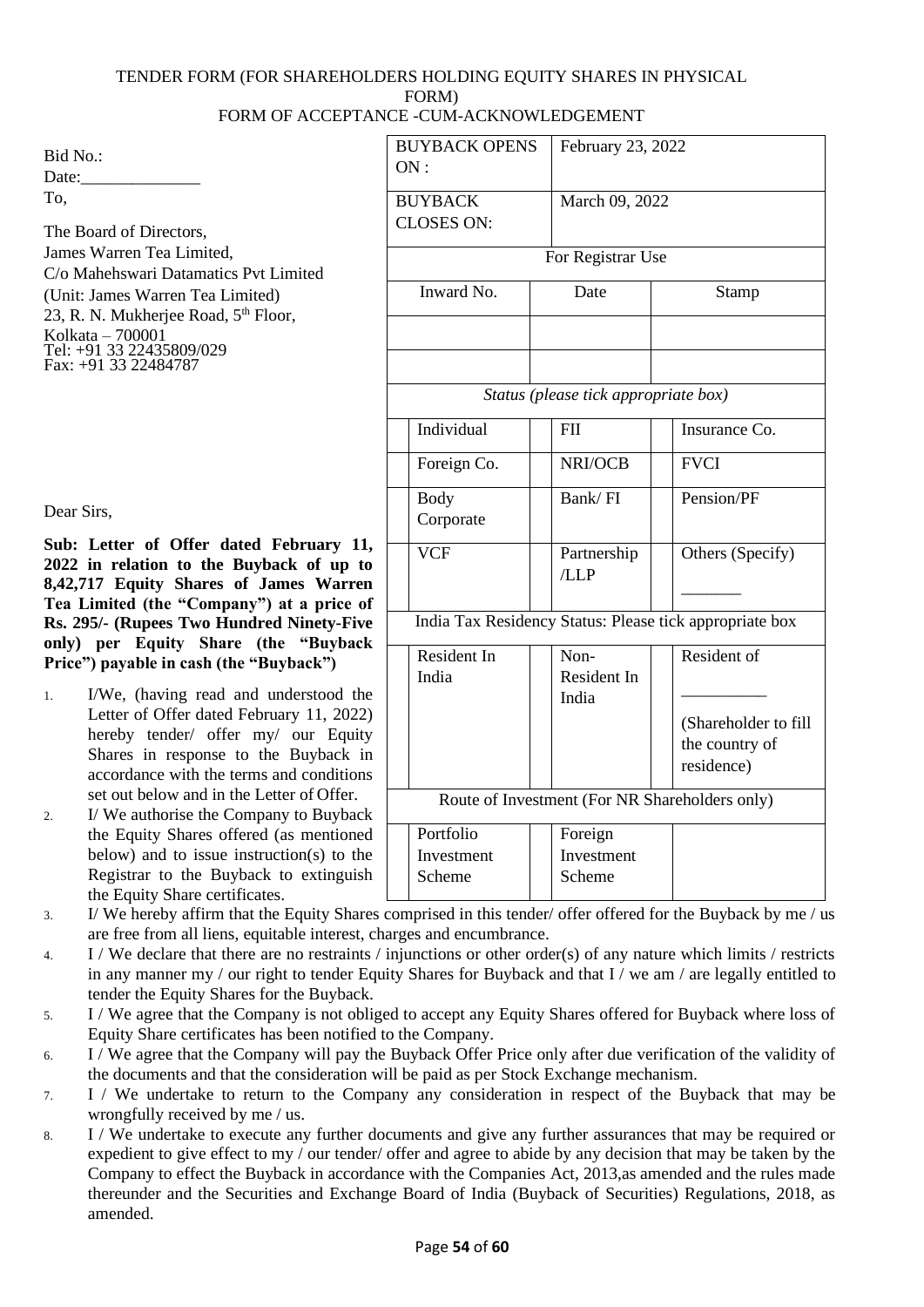TENDER FORM (FOR SHAREHOLDERS HOLDING EQUITY SHARES IN PHYSICAL FORM)

FORM OF ACCEPTANCE -CUM-ACKNOWLEDGEMENT

Bid No.:

Date:______________

To,

The Board of Directors,
James Warren Tea Limited,
C/o Mahehswari Datamatics Pvt Limited
(Unit: James Warren Tea Limited)
23, R. N. Mukherjee Road, 5th Floor,
Kolkata – 700001
Tel: +91 33 22435809/029
Fax: +91 33 22484787

| | | | | | |
|---|---|---|---|---|---|
| BUYBACK OPENS ON : | | February 23, 2022 | | | |
| BUYBACK CLOSES ON: | | March 09, 2022 | | | |
| For Registrar Use | | | | | |
| Inward No. | | Date | | Stamp | |
| | | | | | |
| | | | | | |
| *Status (please tick appropriate box)* | | | | | |
| | Individual | | FII | | Insurance Co. |
| | Foreign Co. | | NRI/OCB | | FVCI |
| | Body Corporate | | Bank/ FI | | Pension/PF |
| | VCF | | Partnership /LLP | | Others (Specify) _______ |
| India Tax Residency Status: Please tick appropriate box | | | | | |
| | Resident In India | | Non-Resident In India | | Resident of __________ (Shareholder to fill the country of residence) |
| Route of Investment (For NR Shareholders only) | | | | | |
| | Portfolio Investment Scheme | | Foreign Investment Scheme | | |

Dear Sirs,

**Sub: Letter of Offer dated February 11, 2022 in relation to the Buyback of up to 8,42,717 Equity Shares of James Warren Tea Limited (the "Company") at a price of Rs. 295/- (Rupees Two Hundred Ninety-Five only) per Equity Share (the "Buyback Price") payable in cash (the "Buyback")**

1. I/We, (having read and understood the Letter of Offer dated February 11, 2022) hereby tender/ offer my/ our Equity Shares in response to the Buyback in accordance with the terms and conditions set out below and in the Letter of Offer.
2. I/ We authorise the Company to Buyback the Equity Shares offered (as mentioned below) and to issue instruction(s) to the Registrar to the Buyback to extinguish the Equity Share certificates.
3. I/ We hereby affirm that the Equity Shares comprised in this tender/ offer offered for the Buyback by me / us are free from all liens, equitable interest, charges and encumbrance.
4. I / We declare that there are no restraints / injunctions or other order(s) of any nature which limits / restricts in any manner my / our right to tender Equity Shares for Buyback and that I / we am / are legally entitled to tender the Equity Shares for the Buyback.
5. I / We agree that the Company is not obliged to accept any Equity Shares offered for Buyback where loss of Equity Share certificates has been notified to the Company.
6. I / We agree that the Company will pay the Buyback Offer Price only after due verification of the validity of the documents and that the consideration will be paid as per Stock Exchange mechanism.
7. I / We undertake to return to the Company any consideration in respect of the Buyback that may be wrongfully received by me / us.
8. I / We undertake to execute any further documents and give any further assurances that may be required or expedient to give effect to my / our tender/ offer and agree to abide by any decision that may be taken by the Company to effect the Buyback in accordance with the Companies Act, 2013,as amended and the rules made thereunder and the Securities and Exchange Board of India (Buyback of Securities) Regulations, 2018, as amended.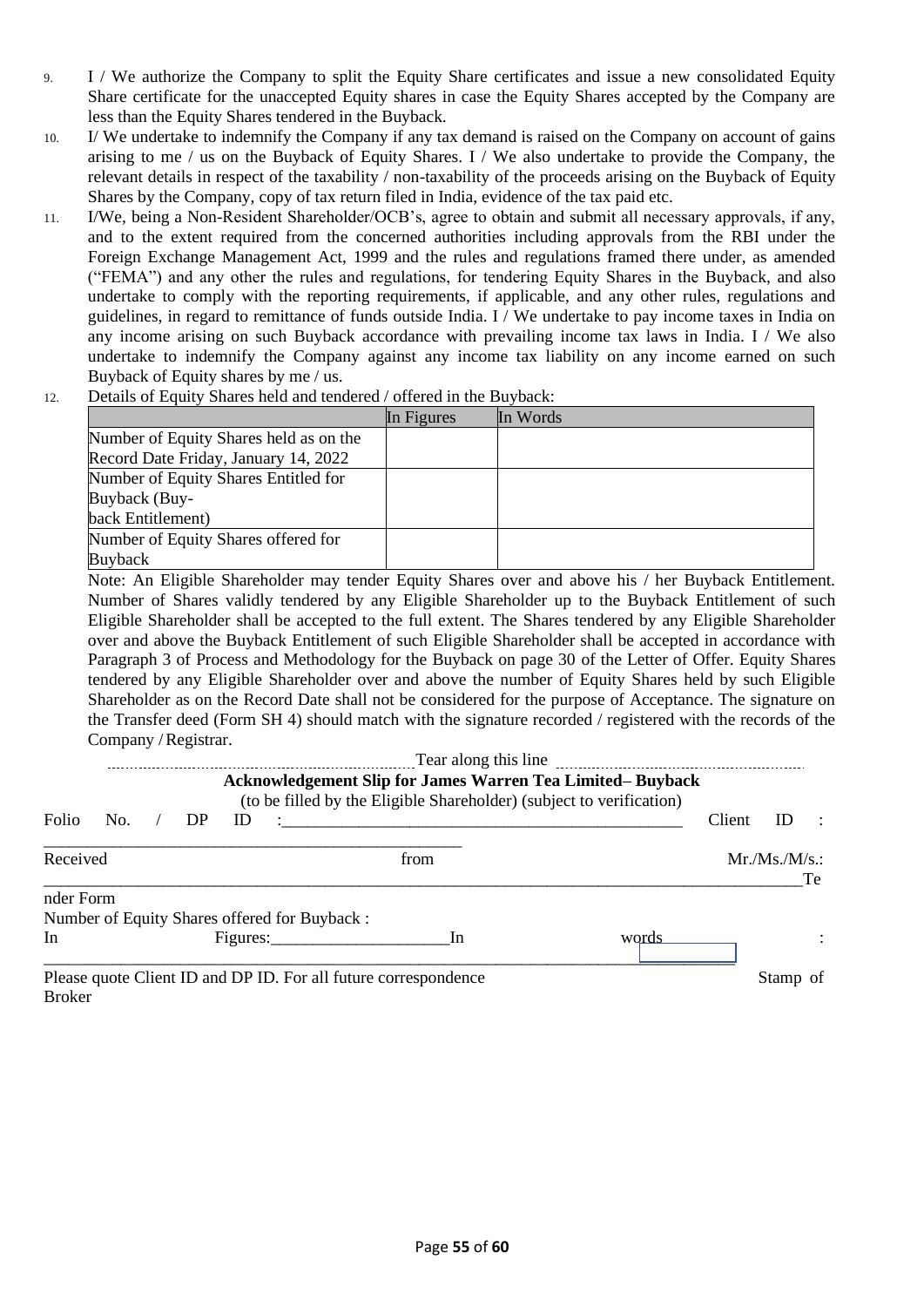9. I / We authorize the Company to split the Equity Share certificates and issue a new consolidated Equity Share certificate for the unaccepted Equity shares in case the Equity Shares accepted by the Company are less than the Equity Shares tendered in the Buyback.
10. I/ We undertake to indemnify the Company if any tax demand is raised on the Company on account of gains arising to me / us on the Buyback of Equity Shares. I / We also undertake to provide the Company, the relevant details in respect of the taxability / non-taxability of the proceeds arising on the Buyback of Equity Shares by the Company, copy of tax return filed in India, evidence of the tax paid etc.
11. I/We, being a Non-Resident Shareholder/OCB's, agree to obtain and submit all necessary approvals, if any, and to the extent required from the concerned authorities including approvals from the RBI under the Foreign Exchange Management Act, 1999 and the rules and regulations framed there under, as amended ("FEMA") and any other the rules and regulations, for tendering Equity Shares in the Buyback, and also undertake to comply with the reporting requirements, if applicable, and any other rules, regulations and guidelines, in regard to remittance of funds outside India. I / We undertake to pay income taxes in India on any income arising on such Buyback accordance with prevailing income tax laws in India. I / We also undertake to indemnify the Company against any income tax liability on any income earned on such Buyback of Equity shares by me / us.
12. Details of Equity Shares held and tendered / offered in the Buyback:

| | In Figures | In Words |
|---|---|---|
| Number of Equity Shares held as on the Record Date Friday, January 14, 2022 | | |
| Number of Equity Shares Entitled for Buyback (Buy-back Entitlement) | | |
| Number of Equity Shares offered for Buyback | | |

Note: An Eligible Shareholder may tender Equity Shares over and above his / her Buyback Entitlement. Number of Shares validly tendered by any Eligible Shareholder up to the Buyback Entitlement of such Eligible Shareholder shall be accepted to the full extent. The Shares tendered by any Eligible Shareholder over and above the Buyback Entitlement of such Eligible Shareholder shall be accepted in accordance with Paragraph 3 of Process and Methodology for the Buyback on page 30 of the Letter of Offer. Equity Shares tendered by any Eligible Shareholder over and above the number of Equity Shares held by such Eligible Shareholder as on the Record Date shall not be considered for the purpose of Acceptance. The signature on the Transfer deed (Form SH 4) should match with the signature recorded / registered with the records of the Company / Registrar.

Tear along this line

**Acknowledgement Slip for James Warren Tea Limited– Buyback**

(to be filled by the Eligible Shareholder) (subject to verification)

Folio No. / DP ID :_________________________________________________ Client ID :
_________________________________________________

Received from Mr./Ms./M/s.:
_________________________________________________________________________________________Tender Form

Number of Equity Shares offered for Buyback :

In Figures:_____________________In words :
_________________________________________________________________________________

Please quote Client ID and DP ID. For all future correspondence Stamp of Broker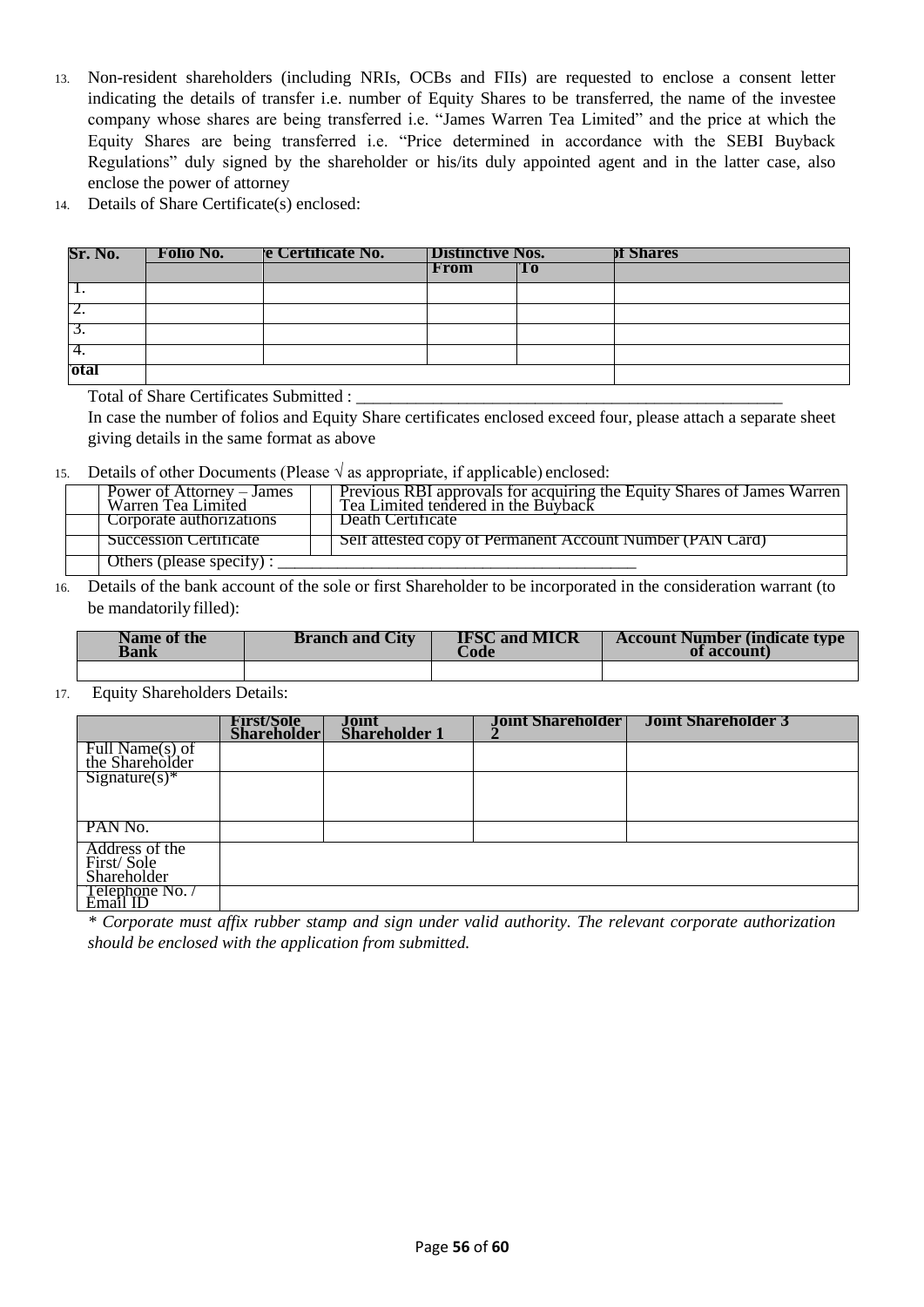13. Non-resident shareholders (including NRIs, OCBs and FIIs) are requested to enclose a consent letter indicating the details of transfer i.e. number of Equity Shares to be transferred, the name of the investee company whose shares are being transferred i.e. "James Warren Tea Limited" and the price at which the Equity Shares are being transferred i.e. "Price determined in accordance with the SEBI Buyback Regulations" duly signed by the shareholder or his/its duly appointed agent and in the latter case, also enclose the power of attorney
14. Details of Share Certificate(s) enclosed:

| Sr. No. | Folio No. | e Certificate No. | Distinctive Nos. | | of Shares |
|---|---|---|---|---|---|
| | | | From | To | |
| 1. | | | | | |
| 2. | | | | | |
| 3. | | | | | |
| 4. | | | | | |
| otal | | | | | |

Total of Share Certificates Submitted : ______________________________

In case the number of folios and Equity Share certificates enclosed exceed four, please attach a separate sheet giving details in the same format as above

15. Details of other Documents (Please √ as appropriate, if applicable) enclosed:

| | | | |
|---|---|---|---|
| | Power of Attorney – James Warren Tea Limited | | Previous RBI approvals for acquiring the Equity Shares of James Warren Tea Limited tendered in the Buyback |
| | Corporate authorizations | | Death Certificate |
| | Succession Certificate | | Self attested copy of Permanent Account Number (PAN Card) |
| | Others (please specify) : ______________________________ | | |

16. Details of the bank account of the sole or first Shareholder to be incorporated in the consideration warrant (to be mandatorily filled):

| Name of the Bank | Branch and City | IFSC and MICR Code | Account Number (indicate type of account) |
|---|---|---|---|
| | | | |

17. Equity Shareholders Details:

| | First/Sole Shareholder | Joint Shareholder 1 | Joint Shareholder 2 | Joint Shareholder 3 |
|---|---|---|---|---|
| Full Name(s) of the Shareholder | | | | |
| Signature(s)* | | | | |
| PAN No. | | | | |
| Address of the First/ Sole Shareholder | | | | |
| Telephone No. / Email ID | | | | |

*\* Corporate must affix rubber stamp and sign under valid authority. The relevant corporate authorization should be enclosed with the application from submitted.*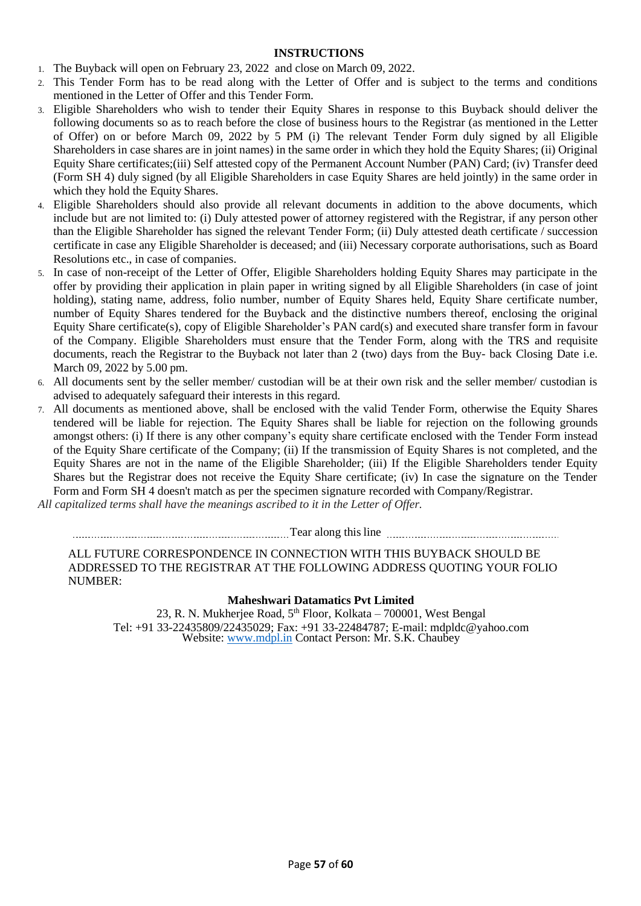## INSTRUCTIONS

1. The Buyback will open on February 23, 2022 and close on March 09, 2022.
2. This Tender Form has to be read along with the Letter of Offer and is subject to the terms and conditions mentioned in the Letter of Offer and this Tender Form.
3. Eligible Shareholders who wish to tender their Equity Shares in response to this Buyback should deliver the following documents so as to reach before the close of business hours to the Registrar (as mentioned in the Letter of Offer) on or before March 09, 2022 by 5 PM (i) The relevant Tender Form duly signed by all Eligible Shareholders in case shares are in joint names) in the same order in which they hold the Equity Shares; (ii) Original Equity Share certificates;(iii) Self attested copy of the Permanent Account Number (PAN) Card; (iv) Transfer deed (Form SH 4) duly signed (by all Eligible Shareholders in case Equity Shares are held jointly) in the same order in which they hold the Equity Shares.
4. Eligible Shareholders should also provide all relevant documents in addition to the above documents, which include but are not limited to: (i) Duly attested power of attorney registered with the Registrar, if any person other than the Eligible Shareholder has signed the relevant Tender Form; (ii) Duly attested death certificate / succession certificate in case any Eligible Shareholder is deceased; and (iii) Necessary corporate authorisations, such as Board Resolutions etc., in case of companies.
5. In case of non-receipt of the Letter of Offer, Eligible Shareholders holding Equity Shares may participate in the offer by providing their application in plain paper in writing signed by all Eligible Shareholders (in case of joint holding), stating name, address, folio number, number of Equity Shares held, Equity Share certificate number, number of Equity Shares tendered for the Buyback and the distinctive numbers thereof, enclosing the original Equity Share certificate(s), copy of Eligible Shareholder's PAN card(s) and executed share transfer form in favour of the Company. Eligible Shareholders must ensure that the Tender Form, along with the TRS and requisite documents, reach the Registrar to the Buyback not later than 2 (two) days from the Buy- back Closing Date i.e. March 09, 2022 by 5.00 pm.
6. All documents sent by the seller member/ custodian will be at their own risk and the seller member/ custodian is advised to adequately safeguard their interests in this regard.
7. All documents as mentioned above, shall be enclosed with the valid Tender Form, otherwise the Equity Shares tendered will be liable for rejection. The Equity Shares shall be liable for rejection on the following grounds amongst others: (i) If there is any other company's equity share certificate enclosed with the Tender Form instead of the Equity Share certificate of the Company; (ii) If the transmission of Equity Shares is not completed, and the Equity Shares are not in the name of the Eligible Shareholder; (iii) If the Eligible Shareholders tender Equity Shares but the Registrar does not receive the Equity Share certificate; (iv) In case the signature on the Tender Form and Form SH 4 doesn't match as per the specimen signature recorded with Company/Registrar.

*All capitalized terms shall have the meanings ascribed to it in the Letter of Offer.*

Tear along this line

ALL FUTURE CORRESPONDENCE IN CONNECTION WITH THIS BUYBACK SHOULD BE ADDRESSED TO THE REGISTRAR AT THE FOLLOWING ADDRESS QUOTING YOUR FOLIO NUMBER:

**Maheshwari Datamatics Pvt Limited**

23, R. N. Mukherjee Road, 5th Floor, Kolkata – 700001, West Bengal
Tel: +91 33-22435809/22435029; Fax: +91 33-22484787; E-mail: mdpldc@yahoo.com
Website: www.mdpl.in Contact Person: Mr. S.K. Chaubey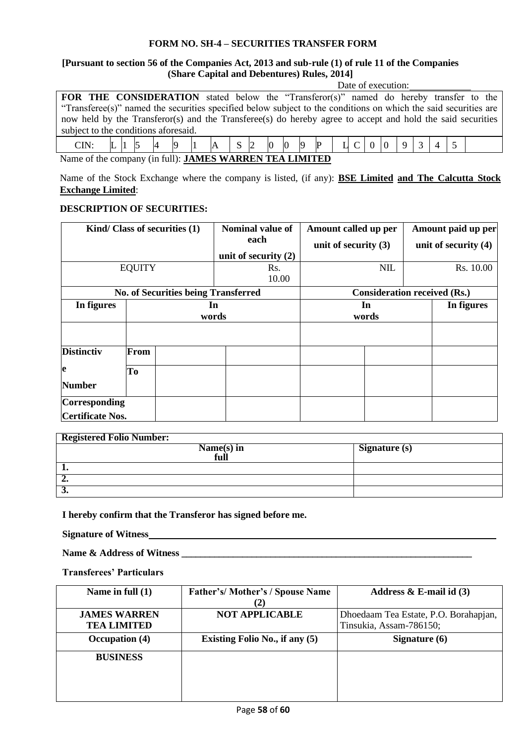**FORM NO. SH-4 – SECURITIES TRANSFER FORM**

**[Pursuant to section 56 of the Companies Act, 2013 and sub-rule (1) of rule 11 of the Companies (Share Capital and Debentures) Rules, 2014]**

Date of execution:_____________

**FOR THE CONSIDERATION** stated below the "Transferor(s)" named do hereby transfer to the "Transferee(s)" named the securities specified below subject to the conditions on which the said securities are now held by the Transferor(s) and the Transferee(s) do hereby agree to accept and hold the said securities subject to the conditions aforesaid.

| CIN: | L | 1 | 5 | 4 | 9 | 1 | A | S | 2 | 0 | 0 | 9 | P | L | C | 0 | 0 | 9 | 3 | 4 | 5 | |
|---|---|---|---|---|---|---|---|---|---|---|---|---|---|---|---|---|---|---|---|---|---|---|

Name of the company (in full): **JAMES WARREN TEA LIMITED**

Name of the Stock Exchange where the company is listed, (if any): **BSE Limited and The Calcutta Stock Exchange Limited**:

**DESCRIPTION OF SECURITIES:**

| Kind/ Class of securities (1) | Nominal value of each unit of security (2) | Amount called up per unit of security (3) | Amount paid up per unit of security (4) |
|---|---|---|---|
| EQUITY | Rs. 10.00 | NIL | Rs. 10.00 |

| **No. of Securities being Transferred** | | | | **Consideration received (Rs.)** | | |
|---|---|---|---|---|---|---|
| **In figures** | **In words** | | | **In words** | | **In figures** |
| | | | | | | |
| **Distinctive Number** | **From** | | | | | |
| | **To** | | | | | |
| **Corresponding Certificate Nos.** | | | | | | |

| **Registered Folio Number:** | |
|---|---|
| **Name(s) in full** | **Signature (s)** |
| **1.** | |
| **2.** | |
| **3.** | |

**I hereby confirm that the Transferor has signed before me.**

**Signature of Witness**_______________________________________________

**Name & Address of Witness** _______________________________________________

**Transferees' Particulars**

| Name in full (1) | Father's/ Mother's / Spouse Name (2) | Address & E-mail id (3) |
|---|---|---|
| **JAMES WARREN TEA LIMITED** | **NOT APPLICABLE** | Dhoedaam Tea Estate, P.O. Borahapjan, Tinsukia, Assam-786150; |
| **Occupation (4)** | **Existing Folio No., if any (5)** | **Signature (6)** |
| **BUSINESS** | | |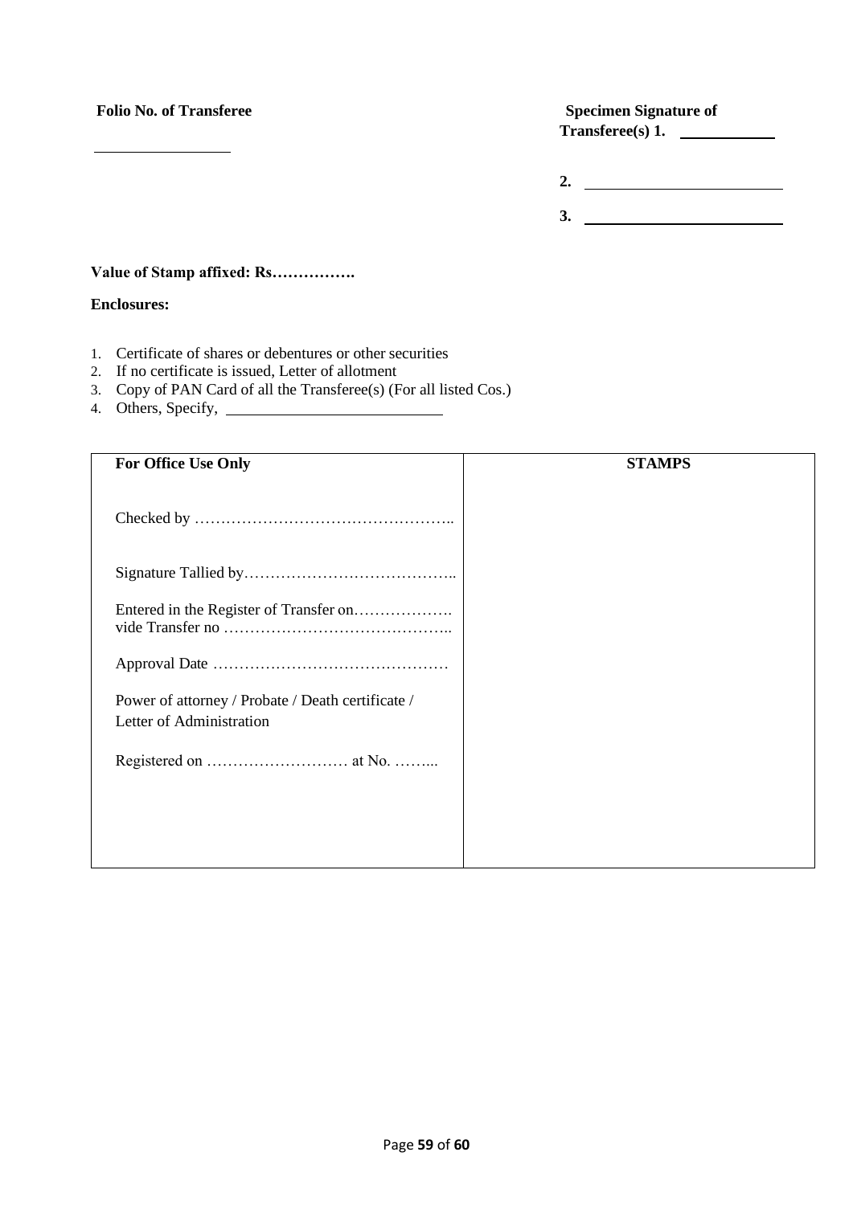**Folio No. of Transferee**

\_\_\_\_\_\_\_\_\_\_\_\_\_\_\_\_

**Specimen Signature of Transferee(s) 1.** \_\_\_\_\_\_\_\_\_\_\_\_

**2.** \_\_\_\_\_\_\_\_\_\_\_\_\_\_\_\_\_\_\_\_\_\_\_\_

**3.** \_\_\_\_\_\_\_\_\_\_\_\_\_\_\_\_\_\_\_\_\_\_\_\_

**Value of Stamp affixed: Rs…………….**

**Enclosures:**

1. Certificate of shares or debentures or other securities
2. If no certificate is issued, Letter of allotment
3. Copy of PAN Card of all the Transferee(s) (For all listed Cos.)
4. Others, Specify, \_\_\_\_\_\_\_\_\_\_\_\_\_\_\_\_\_\_\_\_\_\_\_\_\_\_\_\_

| For Office Use Only | STAMPS |
|---|---|
| Checked by ……………………………………….……….. | |
| Signature Tallied by………………………………….. | |
| Entered in the Register of Transfer on………………. vide Transfer no …………………………………….. | |
| Approval Date ……………………………………… | |
| Power of attorney / Probate / Death certificate / Letter of Administration | |
| Registered on ……………………… at No. ……... | |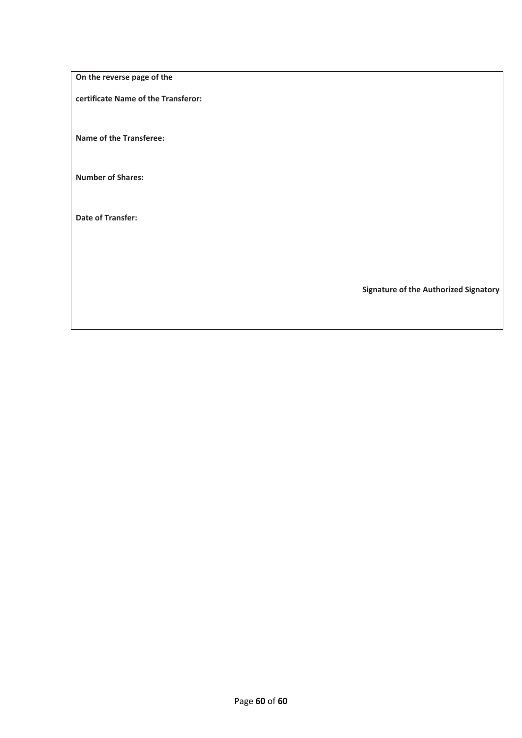**On the reverse page of the**

**certificate Name of the Transferor:**

**Name of the Transferee:**

**Number of Shares:**

**Date of Transfer:**

**Signature of the Authorized Signatory**